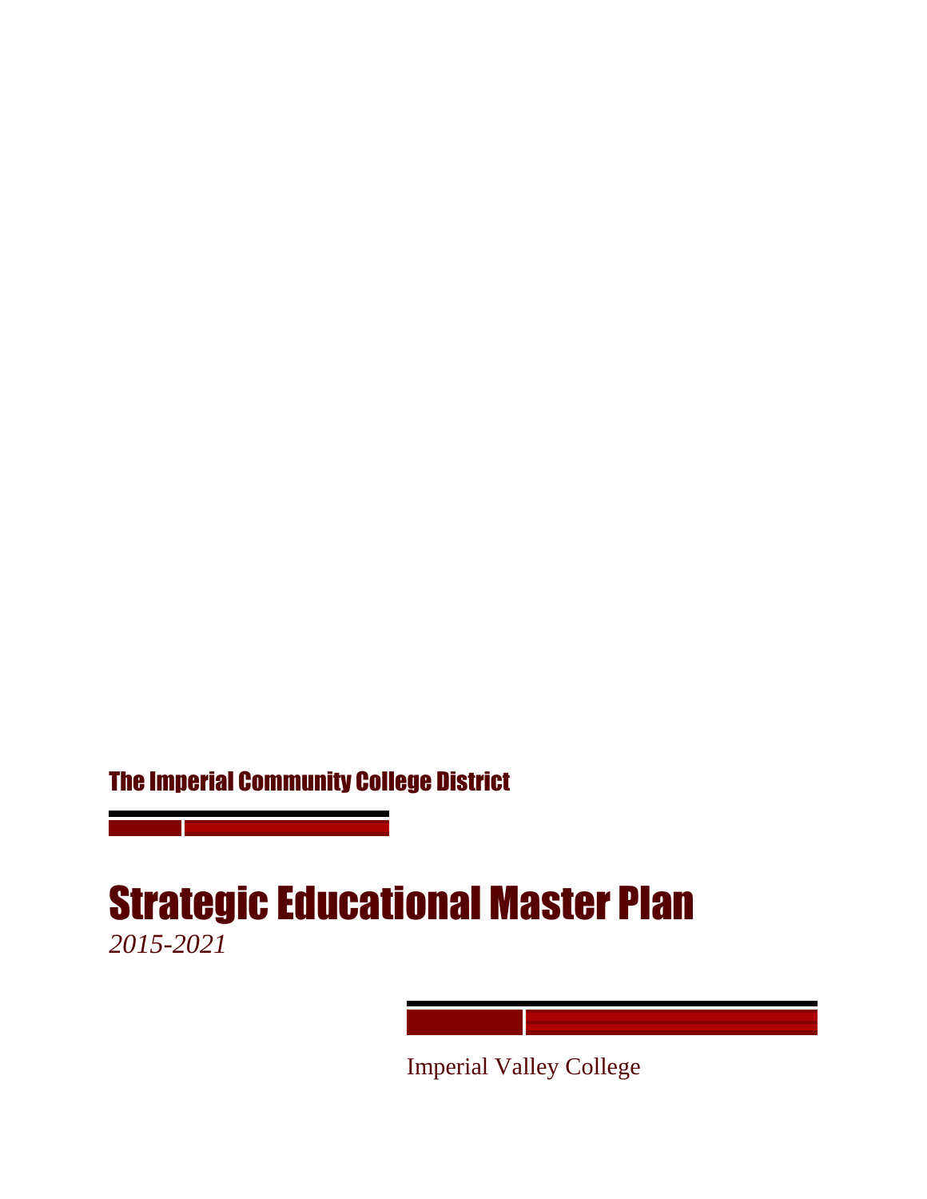## The Imperial Community College District

# Strategic Educational Master Plan

*2015-2021*

Imperial Valley College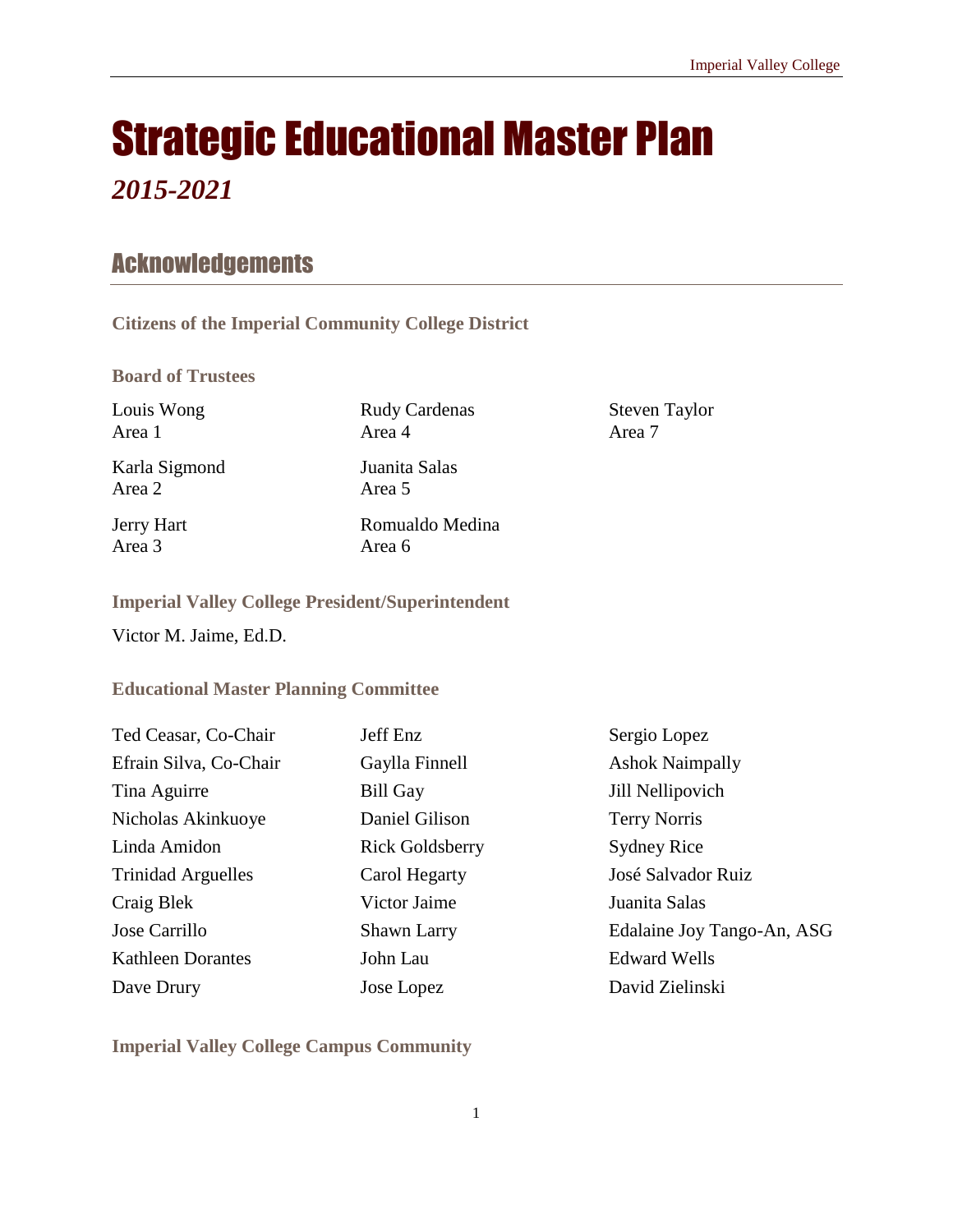# Strategic Educational Master Plan

*2015-2021*

## Acknowledgements

### Citizens of the Imperial Community College District

### Board of Trustees

Louis Wong
Area 1

Karla Sigmond
Area 2

Jerry Hart
Area 3

Rudy Cardenas
Area 4

Juanita Salas
Area 5

Romualdo Medina
Area 6

Steven Taylor
Area 7

### Imperial Valley College President/Superintendent

Victor M. Jaime, Ed.D.

### Educational Master Planning Committee

Ted Ceasar, Co-Chair
Efrain Silva, Co-Chair
Tina Aguirre
Nicholas Akinkuoye
Linda Amidon
Trinidad Arguelles
Craig Blek
Jose Carrillo
Kathleen Dorantes
Dave Drury
Jeff Enz
Gaylla Finnell
Bill Gay
Daniel Gilison
Rick Goldsberry
Carol Hegarty
Victor Jaime
Shawn Larry
John Lau
Jose Lopez
Sergio Lopez
Ashok Naimpally
Jill Nellipovich
Terry Norris
Sydney Rice
José Salvador Ruiz
Juanita Salas
Edalaine Joy Tango-An, ASG
Edward Wells
David Zielinski

### Imperial Valley College Campus Community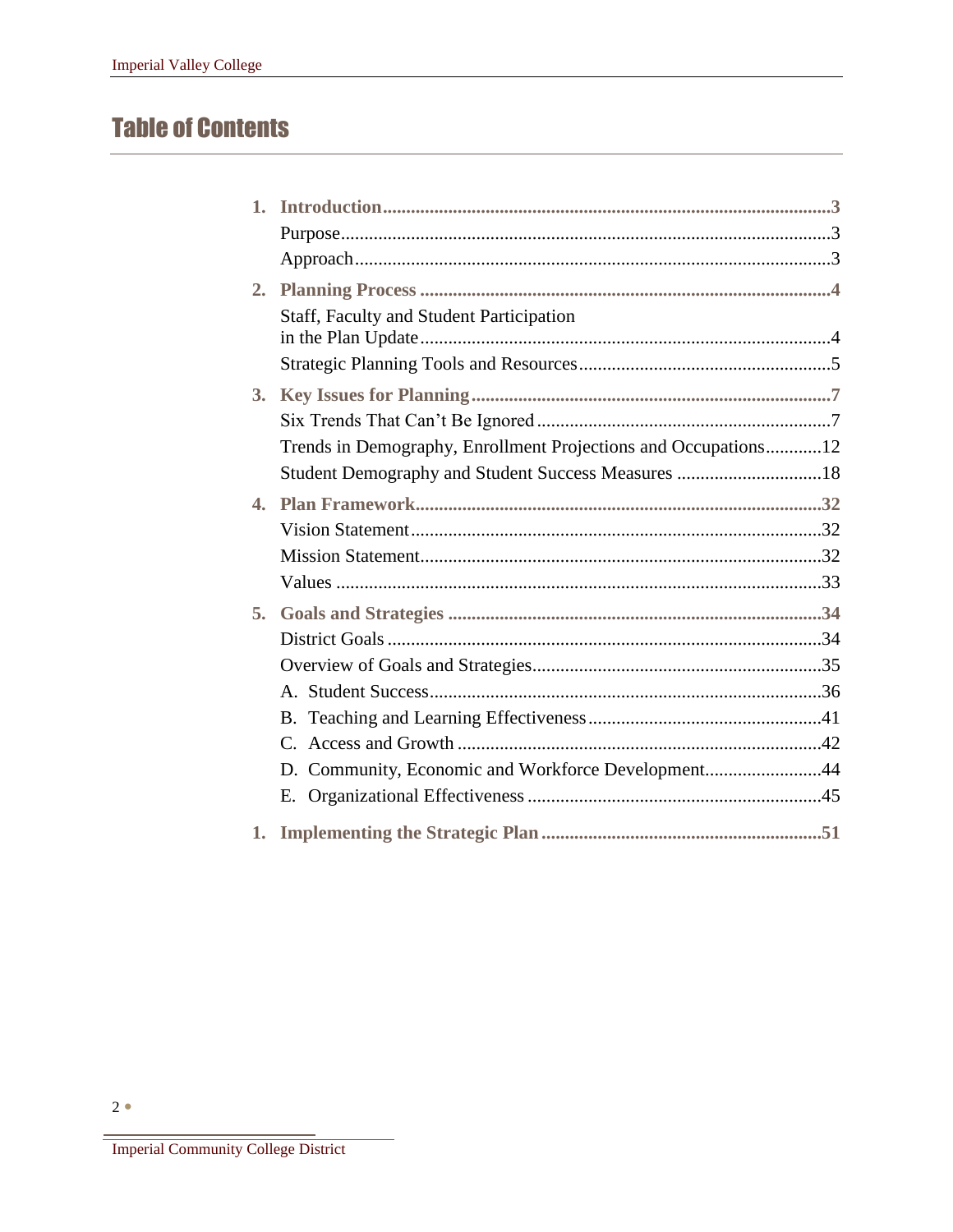# Table of Contents

1. **Introduction** ........................................ 3
   - Purpose ........................................ 3
   - Approach ........................................ 3
2. **Planning Process** ........................................ 4
   - Staff, Faculty and Student Participation in the Plan Update ........................................ 4
   - Strategic Planning Tools and Resources ........................................ 5
3. **Key Issues for Planning** ........................................ 7
   - Six Trends That Can't Be Ignored ........................................ 7
   - Trends in Demography, Enrollment Projections and Occupations ........................................ 12
   - Student Demography and Student Success Measures ........................................ 18
4. **Plan Framework** ........................................ 32
   - Vision Statement ........................................ 32
   - Mission Statement ........................................ 32
   - Values ........................................ 33
5. **Goals and Strategies** ........................................ 34
   - District Goals ........................................ 34
   - Overview of Goals and Strategies ........................................ 35
   - A. Student Success ........................................ 36
   - B. Teaching and Learning Effectiveness ........................................ 41
   - C. Access and Growth ........................................ 42
   - D. Community, Economic and Workforce Development ........................................ 44
   - E. Organizational Effectiveness ........................................ 45

1. **Implementing the Strategic Plan** ........................................ 51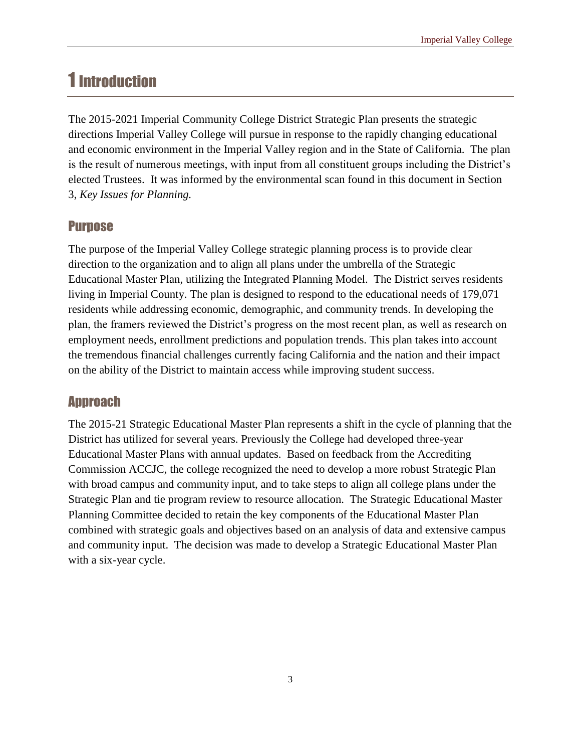# 1 Introduction

The 2015-2021 Imperial Community College District Strategic Plan presents the strategic directions Imperial Valley College will pursue in response to the rapidly changing educational and economic environment in the Imperial Valley region and in the State of California. The plan is the result of numerous meetings, with input from all constituent groups including the District's elected Trustees. It was informed by the environmental scan found in this document in Section 3, *Key Issues for Planning.*

## Purpose

The purpose of the Imperial Valley College strategic planning process is to provide clear direction to the organization and to align all plans under the umbrella of the Strategic Educational Master Plan, utilizing the Integrated Planning Model. The District serves residents living in Imperial County. The plan is designed to respond to the educational needs of 179,071 residents while addressing economic, demographic, and community trends. In developing the plan, the framers reviewed the District's progress on the most recent plan, as well as research on employment needs, enrollment predictions and population trends. This plan takes into account the tremendous financial challenges currently facing California and the nation and their impact on the ability of the District to maintain access while improving student success.

## Approach

The 2015-21 Strategic Educational Master Plan represents a shift in the cycle of planning that the District has utilized for several years. Previously the College had developed three-year Educational Master Plans with annual updates. Based on feedback from the Accrediting Commission ACCJC, the college recognized the need to develop a more robust Strategic Plan with broad campus and community input, and to take steps to align all college plans under the Strategic Plan and tie program review to resource allocation. The Strategic Educational Master Planning Committee decided to retain the key components of the Educational Master Plan combined with strategic goals and objectives based on an analysis of data and extensive campus and community input. The decision was made to develop a Strategic Educational Master Plan with a six-year cycle.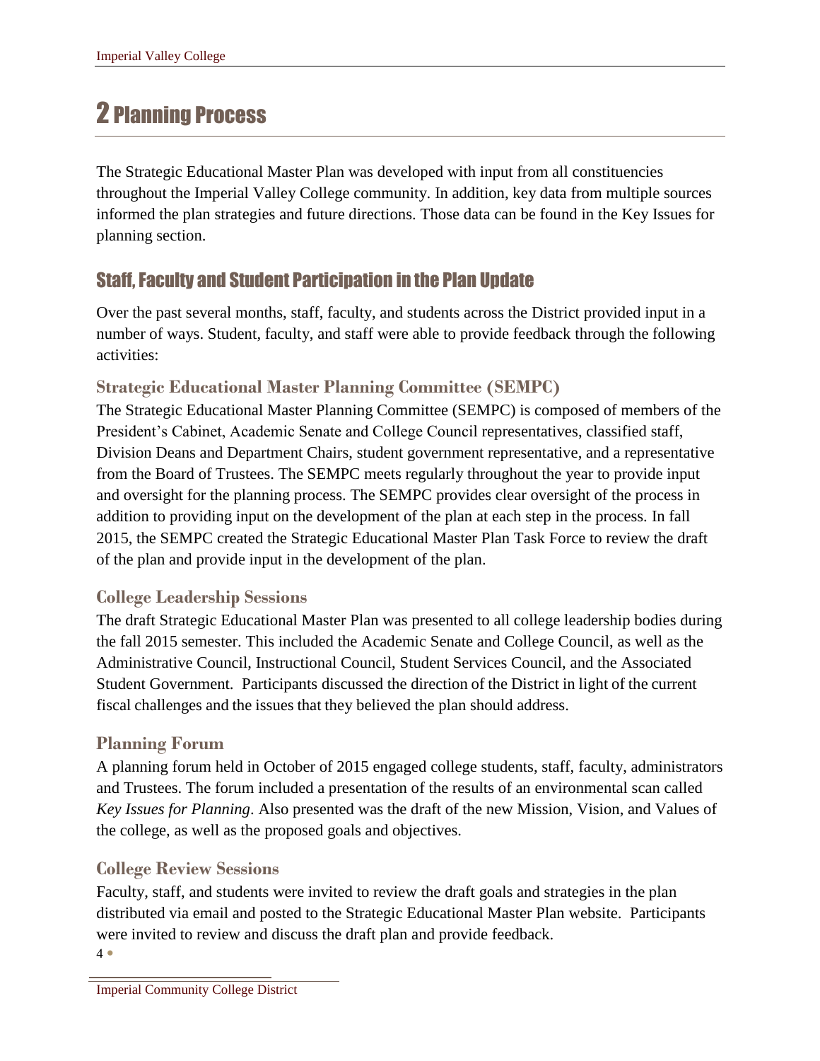# 2 Planning Process

The Strategic Educational Master Plan was developed with input from all constituencies throughout the Imperial Valley College community. In addition, key data from multiple sources informed the plan strategies and future directions. Those data can be found in the Key Issues for planning section.

## Staff, Faculty and Student Participation in the Plan Update

Over the past several months, staff, faculty, and students across the District provided input in a number of ways. Student, faculty, and staff were able to provide feedback through the following activities:

### Strategic Educational Master Planning Committee (SEMPC)

The Strategic Educational Master Planning Committee (SEMPC) is composed of members of the President's Cabinet, Academic Senate and College Council representatives, classified staff, Division Deans and Department Chairs, student government representative, and a representative from the Board of Trustees. The SEMPC meets regularly throughout the year to provide input and oversight for the planning process. The SEMPC provides clear oversight of the process in addition to providing input on the development of the plan at each step in the process. In fall 2015, the SEMPC created the Strategic Educational Master Plan Task Force to review the draft of the plan and provide input in the development of the plan.

### College Leadership Sessions

The draft Strategic Educational Master Plan was presented to all college leadership bodies during the fall 2015 semester. This included the Academic Senate and College Council, as well as the Administrative Council, Instructional Council, Student Services Council, and the Associated Student Government. Participants discussed the direction of the District in light of the current fiscal challenges and the issues that they believed the plan should address.

### Planning Forum

A planning forum held in October of 2015 engaged college students, staff, faculty, administrators and Trustees. The forum included a presentation of the results of an environmental scan called *Key Issues for Planning*. Also presented was the draft of the new Mission, Vision, and Values of the college, as well as the proposed goals and objectives.

### College Review Sessions

Faculty, staff, and students were invited to review the draft goals and strategies in the plan distributed via email and posted to the Strategic Educational Master Plan website. Participants were invited to review and discuss the draft plan and provide feedback.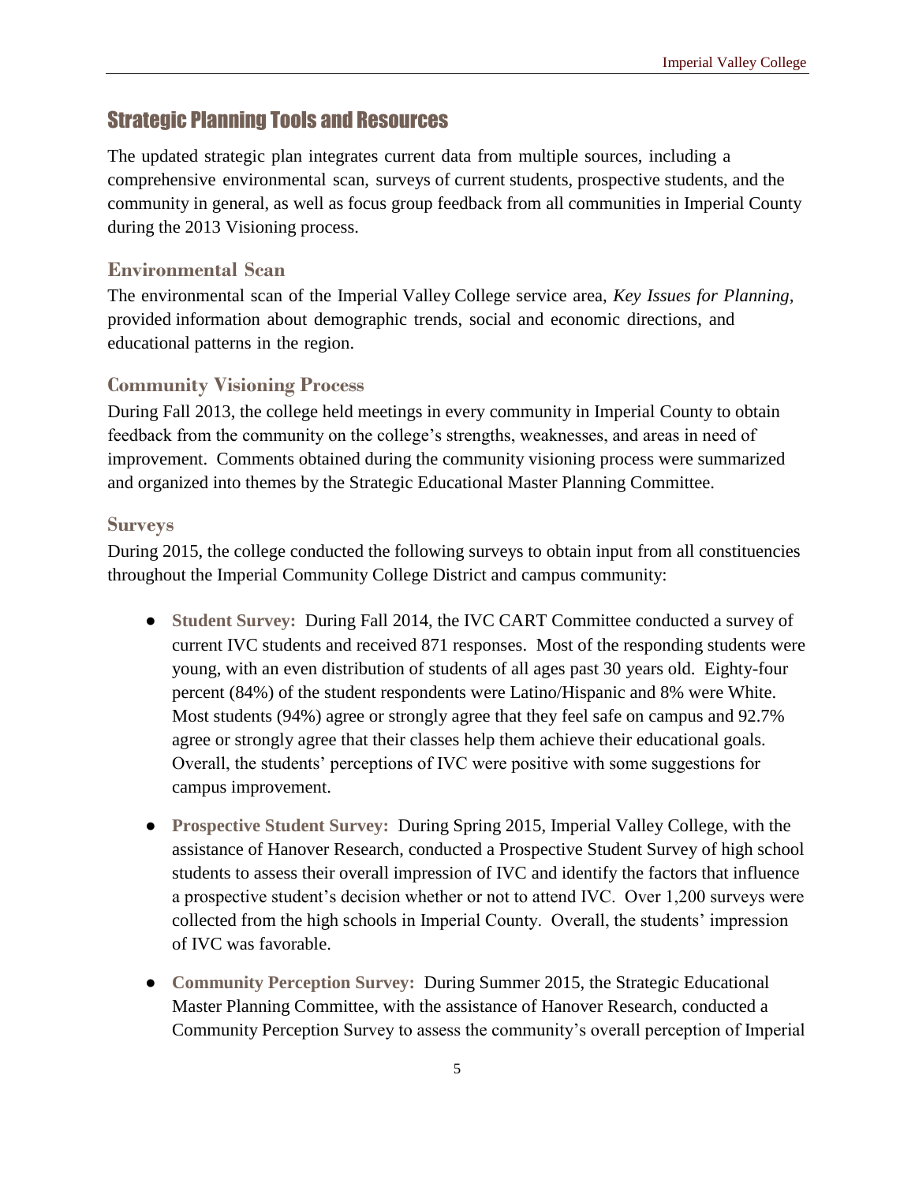## Strategic Planning Tools and Resources

The updated strategic plan integrates current data from multiple sources, including a comprehensive environmental scan, surveys of current students, prospective students, and the community in general, as well as focus group feedback from all communities in Imperial County during the 2013 Visioning process.

### Environmental Scan

The environmental scan of the Imperial Valley College service area, *Key Issues for Planning,* provided information about demographic trends, social and economic directions, and educational patterns in the region.

### Community Visioning Process

During Fall 2013, the college held meetings in every community in Imperial County to obtain feedback from the community on the college's strengths, weaknesses, and areas in need of improvement. Comments obtained during the community visioning process were summarized and organized into themes by the Strategic Educational Master Planning Committee.

### Surveys

During 2015, the college conducted the following surveys to obtain input from all constituencies throughout the Imperial Community College District and campus community:

- **Student Survey:** During Fall 2014, the IVC CART Committee conducted a survey of current IVC students and received 871 responses. Most of the responding students were young, with an even distribution of students of all ages past 30 years old. Eighty-four percent (84%) of the student respondents were Latino/Hispanic and 8% were White. Most students (94%) agree or strongly agree that they feel safe on campus and 92.7% agree or strongly agree that their classes help them achieve their educational goals. Overall, the students' perceptions of IVC were positive with some suggestions for campus improvement.

- **Prospective Student Survey:** During Spring 2015, Imperial Valley College, with the assistance of Hanover Research, conducted a Prospective Student Survey of high school students to assess their overall impression of IVC and identify the factors that influence a prospective student's decision whether or not to attend IVC. Over 1,200 surveys were collected from the high schools in Imperial County. Overall, the students' impression of IVC was favorable.

- **Community Perception Survey:** During Summer 2015, the Strategic Educational Master Planning Committee, with the assistance of Hanover Research, conducted a Community Perception Survey to assess the community's overall perception of Imperial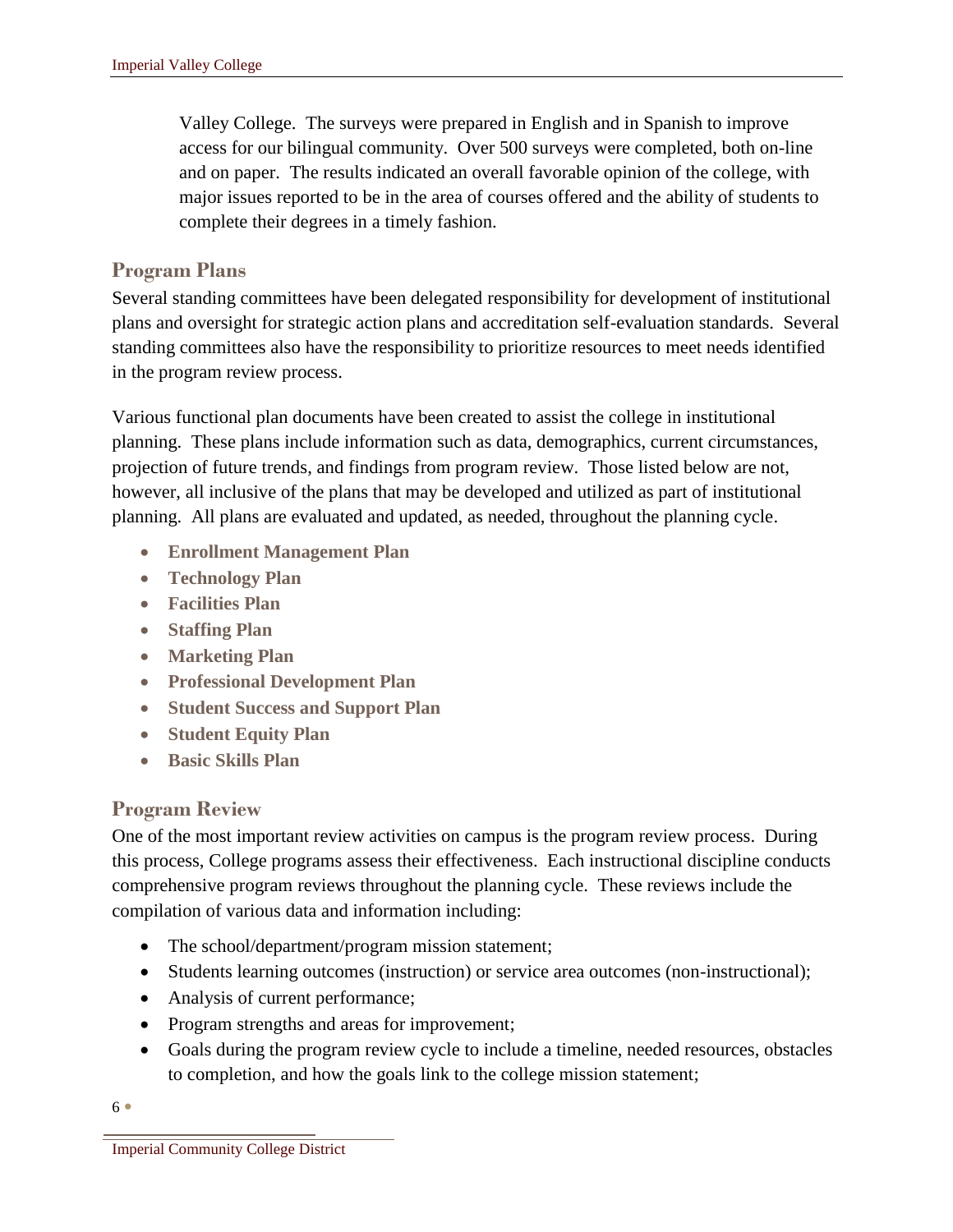Valley College. The surveys were prepared in English and in Spanish to improve access for our bilingual community. Over 500 surveys were completed, both on-line and on paper. The results indicated an overall favorable opinion of the college, with major issues reported to be in the area of courses offered and the ability of students to complete their degrees in a timely fashion.

## Program Plans

Several standing committees have been delegated responsibility for development of institutional plans and oversight for strategic action plans and accreditation self-evaluation standards. Several standing committees also have the responsibility to prioritize resources to meet needs identified in the program review process.

Various functional plan documents have been created to assist the college in institutional planning. These plans include information such as data, demographics, current circumstances, projection of future trends, and findings from program review. Those listed below are not, however, all inclusive of the plans that may be developed and utilized as part of institutional planning. All plans are evaluated and updated, as needed, throughout the planning cycle.

- **Enrollment Management Plan**
- **Technology Plan**
- **Facilities Plan**
- **Staffing Plan**
- **Marketing Plan**
- **Professional Development Plan**
- **Student Success and Support Plan**
- **Student Equity Plan**
- **Basic Skills Plan**

## Program Review

One of the most important review activities on campus is the program review process. During this process, College programs assess their effectiveness. Each instructional discipline conducts comprehensive program reviews throughout the planning cycle. These reviews include the compilation of various data and information including:

- The school/department/program mission statement;
- Students learning outcomes (instruction) or service area outcomes (non-instructional);
- Analysis of current performance;
- Program strengths and areas for improvement;
- Goals during the program review cycle to include a timeline, needed resources, obstacles to completion, and how the goals link to the college mission statement;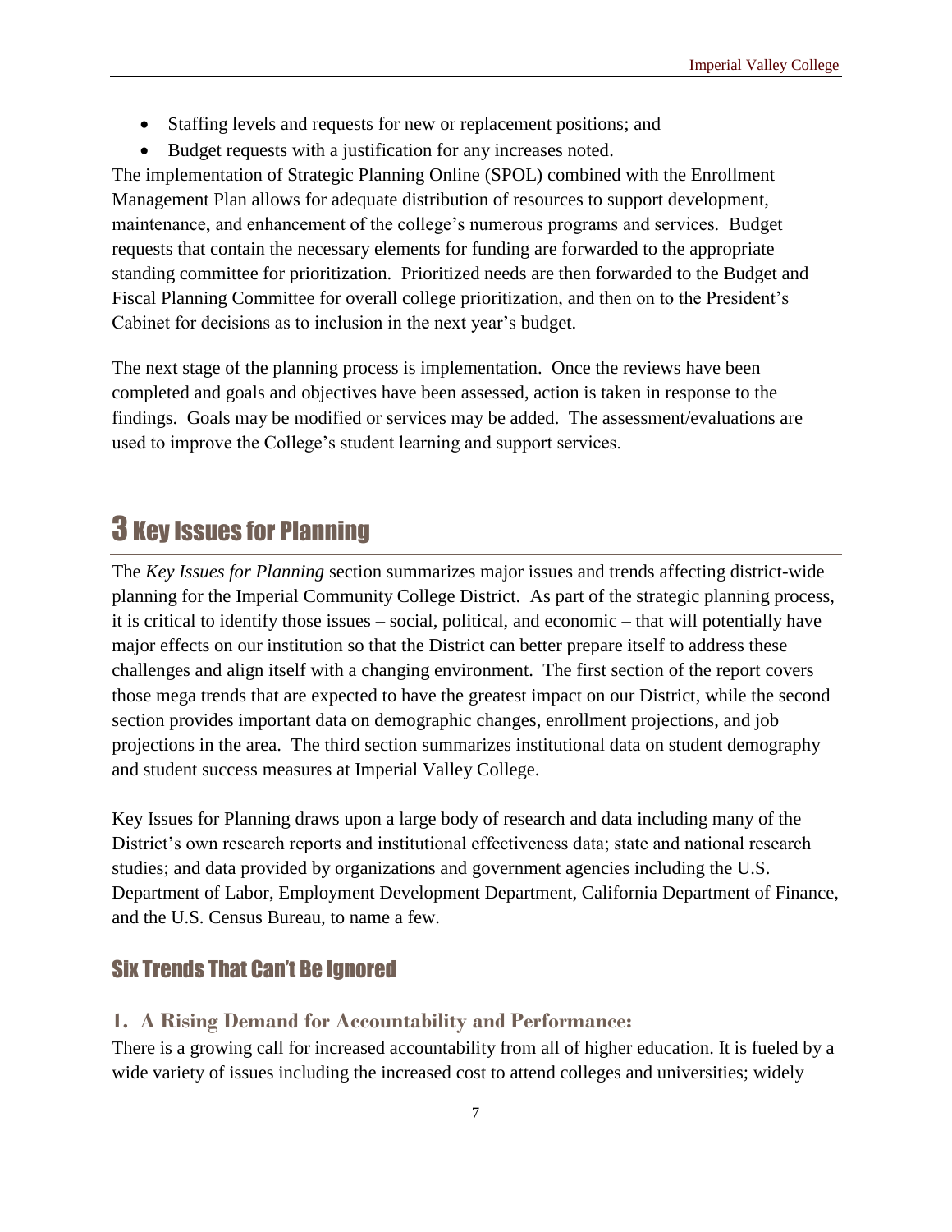- Staffing levels and requests for new or replacement positions; and
- Budget requests with a justification for any increases noted.

The implementation of Strategic Planning Online (SPOL) combined with the Enrollment Management Plan allows for adequate distribution of resources to support development, maintenance, and enhancement of the college's numerous programs and services. Budget requests that contain the necessary elements for funding are forwarded to the appropriate standing committee for prioritization. Prioritized needs are then forwarded to the Budget and Fiscal Planning Committee for overall college prioritization, and then on to the President's Cabinet for decisions as to inclusion in the next year's budget.

The next stage of the planning process is implementation. Once the reviews have been completed and goals and objectives have been assessed, action is taken in response to the findings. Goals may be modified or services may be added. The assessment/evaluations are used to improve the College's student learning and support services.

# 3 Key Issues for Planning

The *Key Issues for Planning* section summarizes major issues and trends affecting district-wide planning for the Imperial Community College District. As part of the strategic planning process, it is critical to identify those issues – social, political, and economic – that will potentially have major effects on our institution so that the District can better prepare itself to address these challenges and align itself with a changing environment. The first section of the report covers those mega trends that are expected to have the greatest impact on our District, while the second section provides important data on demographic changes, enrollment projections, and job projections in the area. The third section summarizes institutional data on student demography and student success measures at Imperial Valley College.

Key Issues for Planning draws upon a large body of research and data including many of the District's own research reports and institutional effectiveness data; state and national research studies; and data provided by organizations and government agencies including the U.S. Department of Labor, Employment Development Department, California Department of Finance, and the U.S. Census Bureau, to name a few.

## Six Trends That Can't Be Ignored

### 1. A Rising Demand for Accountability and Performance:

There is a growing call for increased accountability from all of higher education. It is fueled by a wide variety of issues including the increased cost to attend colleges and universities; widely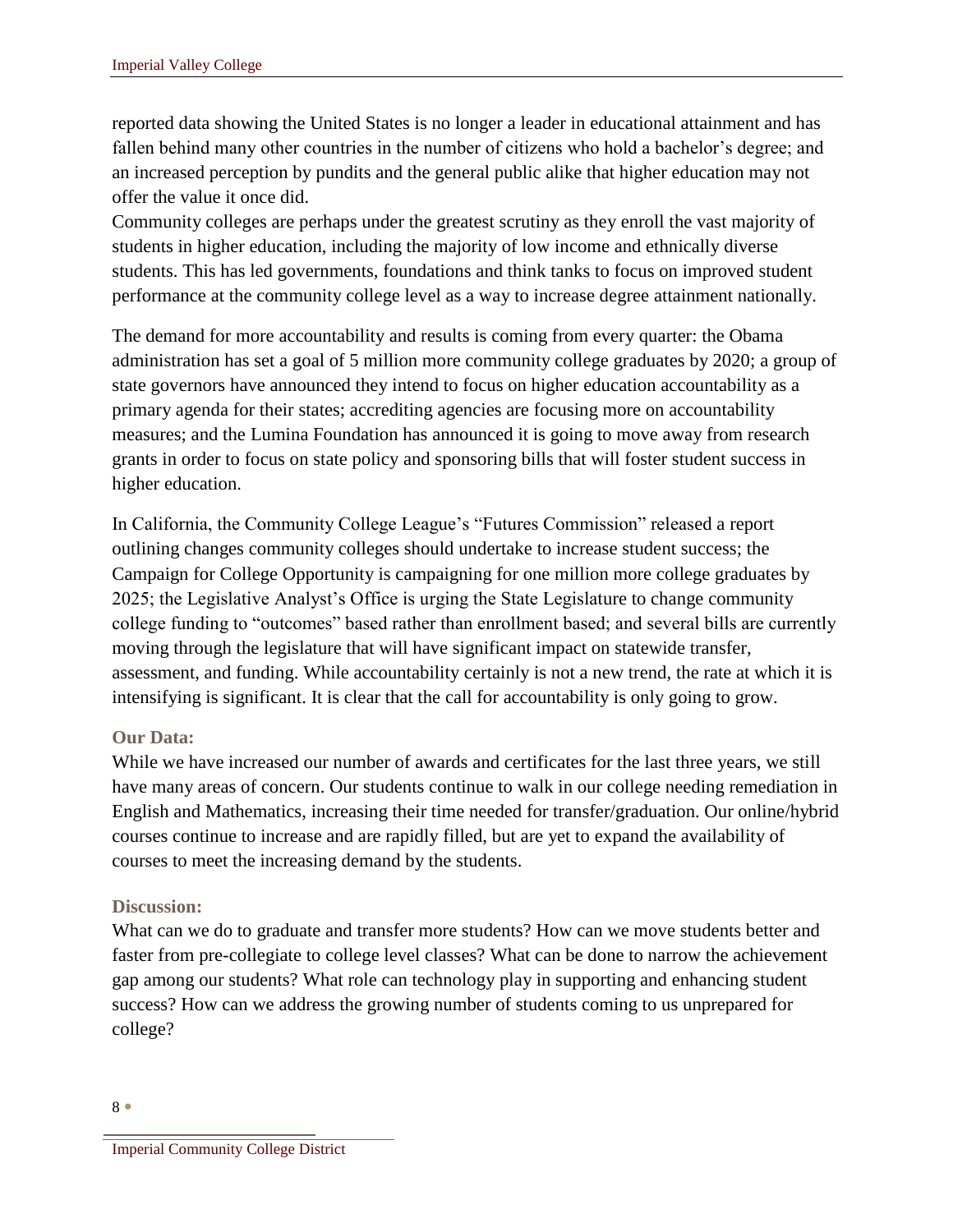reported data showing the United States is no longer a leader in educational attainment and has fallen behind many other countries in the number of citizens who hold a bachelor's degree; and an increased perception by pundits and the general public alike that higher education may not offer the value it once did.
Community colleges are perhaps under the greatest scrutiny as they enroll the vast majority of students in higher education, including the majority of low income and ethnically diverse students. This has led governments, foundations and think tanks to focus on improved student performance at the community college level as a way to increase degree attainment nationally.

The demand for more accountability and results is coming from every quarter: the Obama administration has set a goal of 5 million more community college graduates by 2020; a group of state governors have announced they intend to focus on higher education accountability as a primary agenda for their states; accrediting agencies are focusing more on accountability measures; and the Lumina Foundation has announced it is going to move away from research grants in order to focus on state policy and sponsoring bills that will foster student success in higher education.

In California, the Community College League's "Futures Commission" released a report outlining changes community colleges should undertake to increase student success; the Campaign for College Opportunity is campaigning for one million more college graduates by 2025; the Legislative Analyst's Office is urging the State Legislature to change community college funding to "outcomes" based rather than enrollment based; and several bills are currently moving through the legislature that will have significant impact on statewide transfer, assessment, and funding. While accountability certainly is not a new trend, the rate at which it is intensifying is significant. It is clear that the call for accountability is only going to grow.

### Our Data:

While we have increased our number of awards and certificates for the last three years, we still have many areas of concern. Our students continue to walk in our college needing remediation in English and Mathematics, increasing their time needed for transfer/graduation. Our online/hybrid courses continue to increase and are rapidly filled, but are yet to expand the availability of courses to meet the increasing demand by the students.

### Discussion:

What can we do to graduate and transfer more students? How can we move students better and faster from pre-collegiate to college level classes? What can be done to narrow the achievement gap among our students? What role can technology play in supporting and enhancing student success? How can we address the growing number of students coming to us unprepared for college?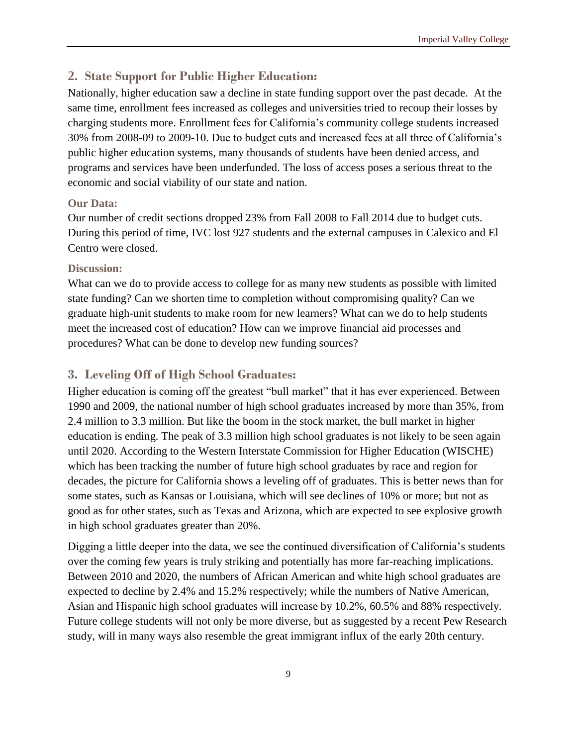## 2. State Support for Public Higher Education:

Nationally, higher education saw a decline in state funding support over the past decade. At the same time, enrollment fees increased as colleges and universities tried to recoup their losses by charging students more. Enrollment fees for California's community college students increased 30% from 2008-09 to 2009-10. Due to budget cuts and increased fees at all three of California's public higher education systems, many thousands of students have been denied access, and programs and services have been underfunded. The loss of access poses a serious threat to the economic and social viability of our state and nation.

### Our Data:

Our number of credit sections dropped 23% from Fall 2008 to Fall 2014 due to budget cuts. During this period of time, IVC lost 927 students and the external campuses in Calexico and El Centro were closed.

### Discussion:

What can we do to provide access to college for as many new students as possible with limited state funding? Can we shorten time to completion without compromising quality? Can we graduate high-unit students to make room for new learners? What can we do to help students meet the increased cost of education? How can we improve financial aid processes and procedures? What can be done to develop new funding sources?

## 3. Leveling Off of High School Graduates:

Higher education is coming off the greatest "bull market" that it has ever experienced. Between 1990 and 2009, the national number of high school graduates increased by more than 35%, from 2.4 million to 3.3 million. But like the boom in the stock market, the bull market in higher education is ending. The peak of 3.3 million high school graduates is not likely to be seen again until 2020. According to the Western Interstate Commission for Higher Education (WISCHE) which has been tracking the number of future high school graduates by race and region for decades, the picture for California shows a leveling off of graduates. This is better news than for some states, such as Kansas or Louisiana, which will see declines of 10% or more; but not as good as for other states, such as Texas and Arizona, which are expected to see explosive growth in high school graduates greater than 20%.

Digging a little deeper into the data, we see the continued diversification of California's students over the coming few years is truly striking and potentially has more far-reaching implications. Between 2010 and 2020, the numbers of African American and white high school graduates are expected to decline by 2.4% and 15.2% respectively; while the numbers of Native American, Asian and Hispanic high school graduates will increase by 10.2%, 60.5% and 88% respectively. Future college students will not only be more diverse, but as suggested by a recent Pew Research study, will in many ways also resemble the great immigrant influx of the early 20th century.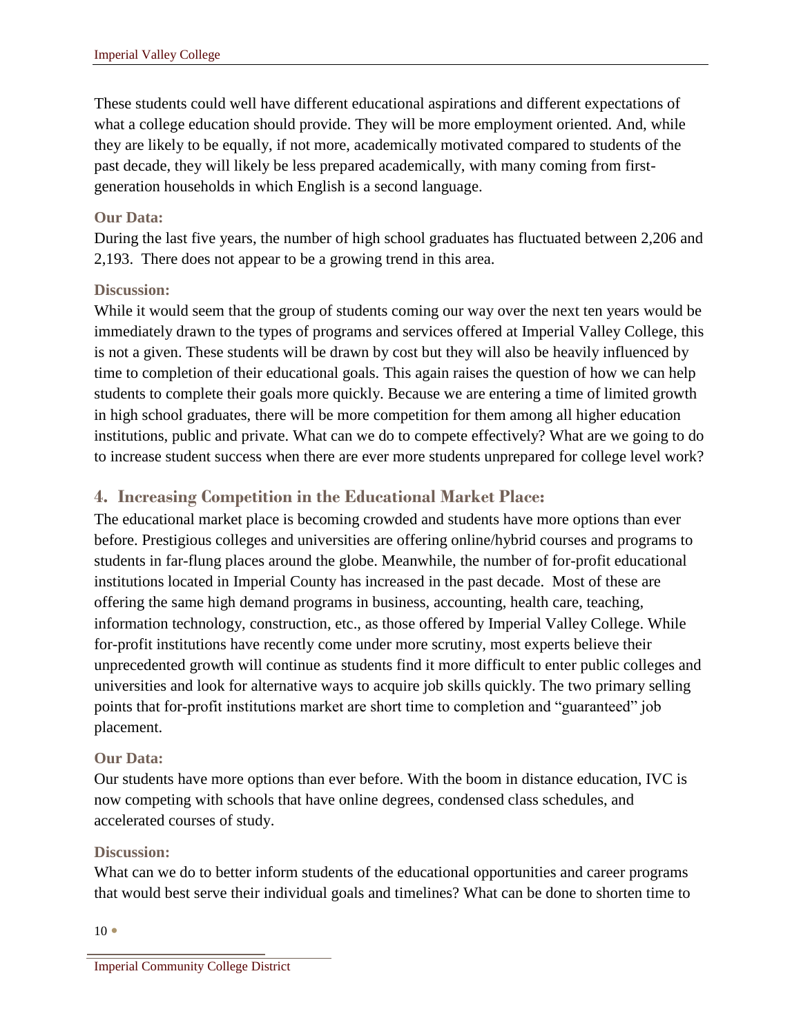These students could well have different educational aspirations and different expectations of what a college education should provide. They will be more employment oriented. And, while they are likely to be equally, if not more, academically motivated compared to students of the past decade, they will likely be less prepared academically, with many coming from first-generation households in which English is a second language.

### Our Data:

During the last five years, the number of high school graduates has fluctuated between 2,206 and 2,193. There does not appear to be a growing trend in this area.

### Discussion:

While it would seem that the group of students coming our way over the next ten years would be immediately drawn to the types of programs and services offered at Imperial Valley College, this is not a given. These students will be drawn by cost but they will also be heavily influenced by time to completion of their educational goals. This again raises the question of how we can help students to complete their goals more quickly. Because we are entering a time of limited growth in high school graduates, there will be more competition for them among all higher education institutions, public and private. What can we do to compete effectively? What are we going to do to increase student success when there are ever more students unprepared for college level work?

## 4. Increasing Competition in the Educational Market Place:

The educational market place is becoming crowded and students have more options than ever before. Prestigious colleges and universities are offering online/hybrid courses and programs to students in far-flung places around the globe. Meanwhile, the number of for-profit educational institutions located in Imperial County has increased in the past decade. Most of these are offering the same high demand programs in business, accounting, health care, teaching, information technology, construction, etc., as those offered by Imperial Valley College. While for-profit institutions have recently come under more scrutiny, most experts believe their unprecedented growth will continue as students find it more difficult to enter public colleges and universities and look for alternative ways to acquire job skills quickly. The two primary selling points that for-profit institutions market are short time to completion and "guaranteed" job placement.

### Our Data:

Our students have more options than ever before. With the boom in distance education, IVC is now competing with schools that have online degrees, condensed class schedules, and accelerated courses of study.

### Discussion:

What can we do to better inform students of the educational opportunities and career programs that would best serve their individual goals and timelines? What can be done to shorten time to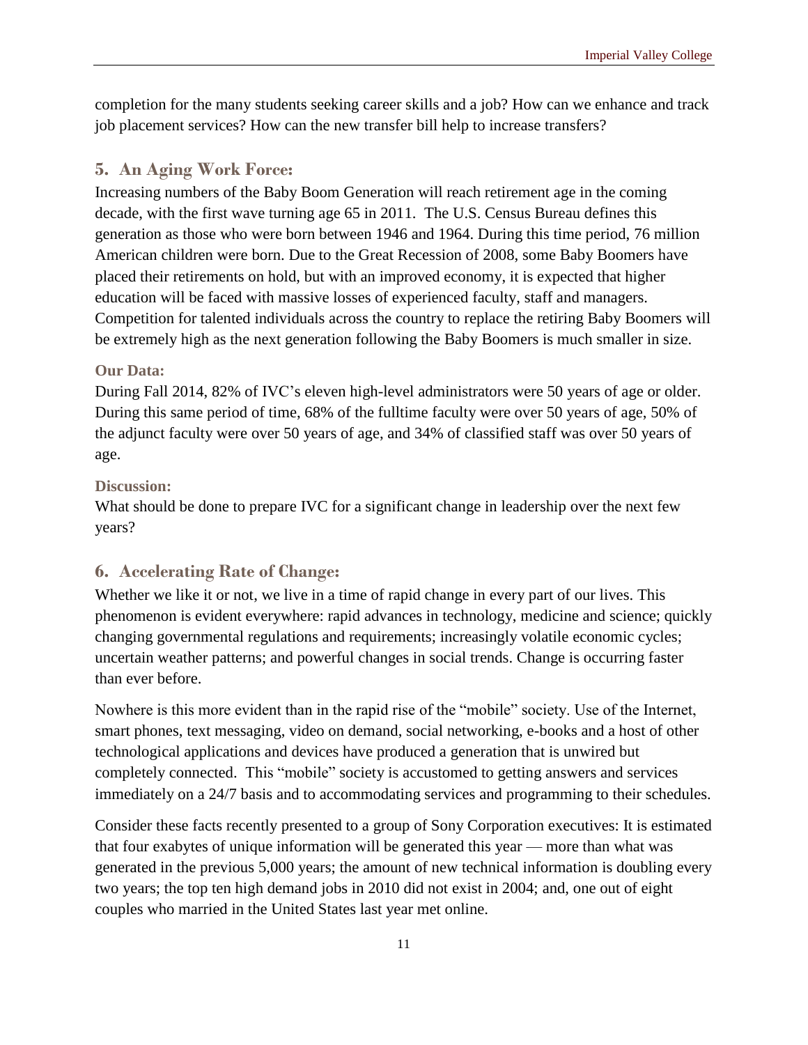completion for the many students seeking career skills and a job? How can we enhance and track job placement services? How can the new transfer bill help to increase transfers?

## 5. An Aging Work Force:

Increasing numbers of the Baby Boom Generation will reach retirement age in the coming decade, with the first wave turning age 65 in 2011. The U.S. Census Bureau defines this generation as those who were born between 1946 and 1964. During this time period, 76 million American children were born. Due to the Great Recession of 2008, some Baby Boomers have placed their retirements on hold, but with an improved economy, it is expected that higher education will be faced with massive losses of experienced faculty, staff and managers. Competition for talented individuals across the country to replace the retiring Baby Boomers will be extremely high as the next generation following the Baby Boomers is much smaller in size.

### Our Data:

During Fall 2014, 82% of IVC's eleven high-level administrators were 50 years of age or older. During this same period of time, 68% of the fulltime faculty were over 50 years of age, 50% of the adjunct faculty were over 50 years of age, and 34% of classified staff was over 50 years of age.

### Discussion:

What should be done to prepare IVC for a significant change in leadership over the next few years?

## 6. Accelerating Rate of Change:

Whether we like it or not, we live in a time of rapid change in every part of our lives. This phenomenon is evident everywhere: rapid advances in technology, medicine and science; quickly changing governmental regulations and requirements; increasingly volatile economic cycles; uncertain weather patterns; and powerful changes in social trends. Change is occurring faster than ever before.

Nowhere is this more evident than in the rapid rise of the "mobile" society. Use of the Internet, smart phones, text messaging, video on demand, social networking, e-books and a host of other technological applications and devices have produced a generation that is unwired but completely connected. This "mobile" society is accustomed to getting answers and services immediately on a 24/7 basis and to accommodating services and programming to their schedules.

Consider these facts recently presented to a group of Sony Corporation executives: It is estimated that four exabytes of unique information will be generated this year — more than what was generated in the previous 5,000 years; the amount of new technical information is doubling every two years; the top ten high demand jobs in 2010 did not exist in 2004; and, one out of eight couples who married in the United States last year met online.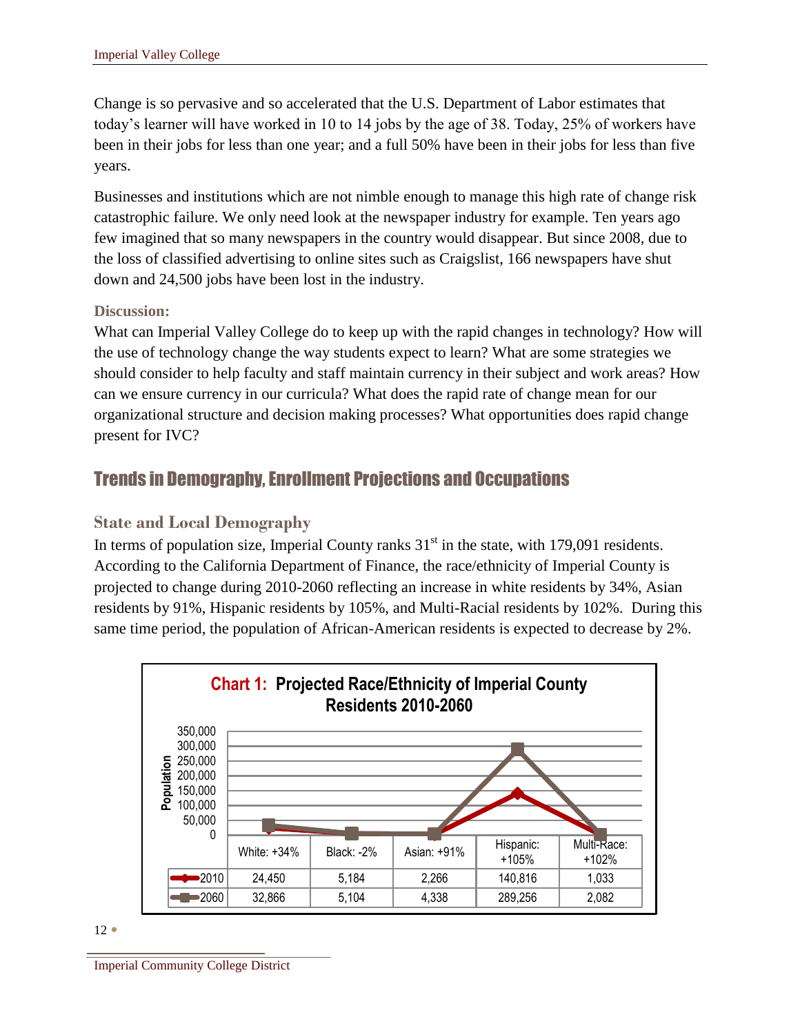Change is so pervasive and so accelerated that the U.S. Department of Labor estimates that today's learner will have worked in 10 to 14 jobs by the age of 38. Today, 25% of workers have been in their jobs for less than one year; and a full 50% have been in their jobs for less than five years.

Businesses and institutions which are not nimble enough to manage this high rate of change risk catastrophic failure. We only need look at the newspaper industry for example. Ten years ago few imagined that so many newspapers in the country would disappear. But since 2008, due to the loss of classified advertising to online sites such as Craigslist, 166 newspapers have shut down and 24,500 jobs have been lost in the industry.

**Discussion:**

What can Imperial Valley College do to keep up with the rapid changes in technology? How will the use of technology change the way students expect to learn? What are some strategies we should consider to help faculty and staff maintain currency in their subject and work areas? How can we ensure currency in our curricula? What does the rapid rate of change mean for our organizational structure and decision making processes? What opportunities does rapid change present for IVC?

## Trends in Demography, Enrollment Projections and Occupations

### State and Local Demography

In terms of population size, Imperial County ranks 31st in the state, with 179,091 residents. According to the California Department of Finance, the race/ethnicity of Imperial County is projected to change during 2010-2060 reflecting an increase in white residents by 34%, Asian residents by 91%, Hispanic residents by 105%, and Multi-Racial residents by 102%. During this same time period, the population of African-American residents is expected to decrease by 2%.

**Chart 1: Projected Race/Ethnicity of Imperial County Residents 2010-2060**

| | White: +34% | Black: -2% | Asian: +91% | Hispanic: +105% | Multi-Race: +102% |
|---|---|---|---|---|---|
| 2010 | 24,450 | 5,184 | 2,266 | 140,816 | 1,033 |
| 2060 | 32,866 | 5,104 | 4,338 | 289,256 | 2,082 |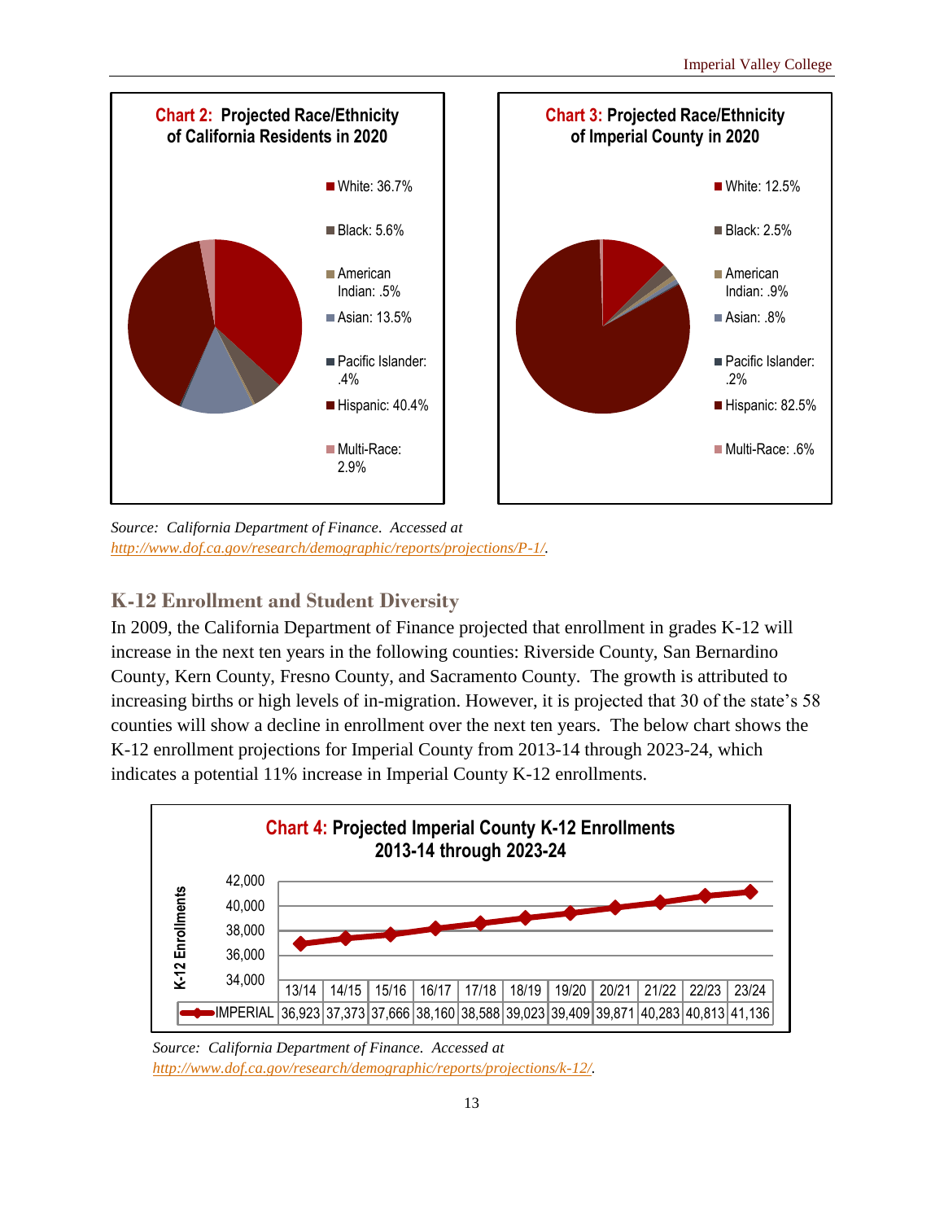**Chart 2: Projected Race/Ethnicity of California Residents in 2020**

- White: 36.7%
- Black: 5.6%
- American Indian: .5%
- Asian: 13.5%
- Pacific Islander: .4%
- Hispanic: 40.4%
- Multi-Race: 2.9%

**Chart 3: Projected Race/Ethnicity of Imperial County in 2020**

- White: 12.5%
- Black: 2.5%
- American Indian: .9%
- Asian: .8%
- Pacific Islander: .2%
- Hispanic: 82.5%
- Multi-Race: .6%

*Source: California Department of Finance. Accessed at http://www.dof.ca.gov/research/demographic/reports/projections/P-1/.*

## K-12 Enrollment and Student Diversity

In 2009, the California Department of Finance projected that enrollment in grades K-12 will increase in the next ten years in the following counties: Riverside County, San Bernardino County, Kern County, Fresno County, and Sacramento County. The growth is attributed to increasing births or high levels of in-migration. However, it is projected that 30 of the state's 58 counties will show a decline in enrollment over the next ten years. The below chart shows the K-12 enrollment projections for Imperial County from 2013-14 through 2023-24, which indicates a potential 11% increase in Imperial County K-12 enrollments.

**Chart 4: Projected Imperial County K-12 Enrollments 2013-14 through 2023-24**

| | 13/14 | 14/15 | 15/16 | 16/17 | 17/18 | 18/19 | 19/20 | 20/21 | 21/22 | 22/23 | 23/24 |
|---|---|---|---|---|---|---|---|---|---|---|---|
| IMPERIAL | 36,923 | 37,373 | 37,666 | 38,160 | 38,588 | 39,023 | 39,409 | 39,871 | 40,283 | 40,813 | 41,136 |

*Source: California Department of Finance. Accessed at http://www.dof.ca.gov/research/demographic/reports/projections/k-12/.*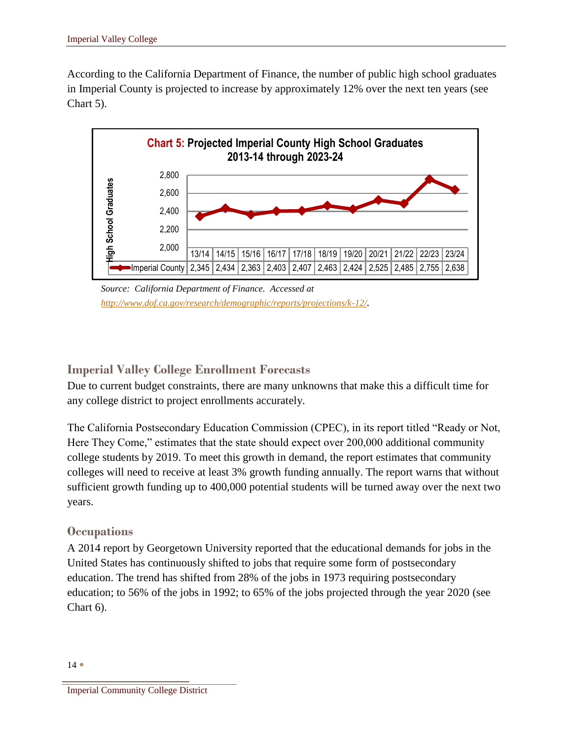According to the California Department of Finance, the number of public high school graduates in Imperial County is projected to increase by approximately 12% over the next ten years (see Chart 5).

**Chart 5: Projected Imperial County High School Graduates 2013-14 through 2023-24**

| | 13/14 | 14/15 | 15/16 | 16/17 | 17/18 | 18/19 | 19/20 | 20/21 | 21/22 | 22/23 | 23/24 |
|---|---|---|---|---|---|---|---|---|---|---|---|
| Imperial County | 2,345 | 2,434 | 2,363 | 2,403 | 2,407 | 2,463 | 2,424 | 2,525 | 2,485 | 2,755 | 2,638 |

*Source: California Department of Finance. Accessed at [http://www.dof.ca.gov/research/demographic/reports/projections/k-12/](http://www.dof.ca.gov/research/demographic/reports/projections/k-12/).*

## Imperial Valley College Enrollment Forecasts

Due to current budget constraints, there are many unknowns that make this a difficult time for any college district to project enrollments accurately.

The California Postsecondary Education Commission (CPEC), in its report titled "Ready or Not, Here They Come," estimates that the state should expect over 200,000 additional community college students by 2019. To meet this growth in demand, the report estimates that community colleges will need to receive at least 3% growth funding annually. The report warns that without sufficient growth funding up to 400,000 potential students will be turned away over the next two years.

## Occupations

A 2014 report by Georgetown University reported that the educational demands for jobs in the United States has continuously shifted to jobs that require some form of postsecondary education. The trend has shifted from 28% of the jobs in 1973 requiring postsecondary education; to 56% of the jobs in 1992; to 65% of the jobs projected through the year 2020 (see Chart 6).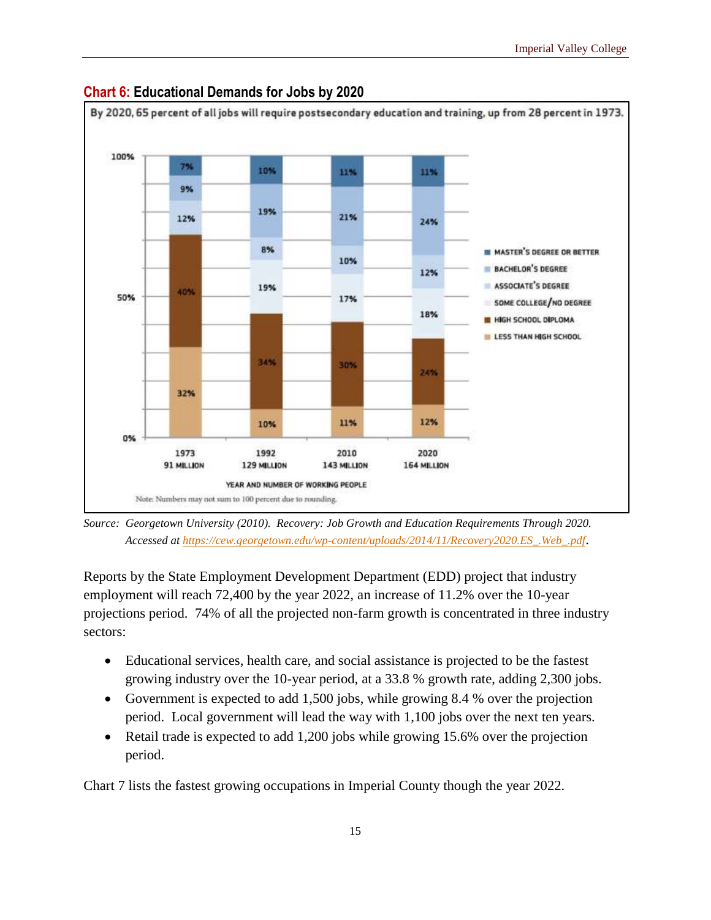### **Chart 6: Educational Demands for Jobs by 2020**

By 2020, 65 percent of all jobs will require postsecondary education and training, up from 28 percent in 1973.

| Year and Number of Working People | Master's Degree or Better | Bachelor's Degree | Associate's Degree | Some College/No Degree | High School Diploma | Less Than High School |
|---|---|---|---|---|---|---|
| 1973 (91 Million) | 7% | 9% | | 12% | 40% | 32% |
| 1992 (129 Million) | 10% | 19% | 8% | 19% | 34% | 10% |
| 2010 (143 Million) | 11% | 21% | 10% | 17% | 30% | 11% |
| 2020 (164 Million) | 11% | 24% | 12% | 18% | 24% | 12% |

Note: Numbers may not sum to 100 percent due to rounding.

*Source: Georgetown University (2010). Recovery: Job Growth and Education Requirements Through 2020. Accessed at https://cew.georgetown.edu/wp-content/uploads/2014/11/Recovery2020.ES_.Web_.pdf.*

Reports by the State Employment Development Department (EDD) project that industry employment will reach 72,400 by the year 2022, an increase of 11.2% over the 10-year projections period. 74% of all the projected non-farm growth is concentrated in three industry sectors:

- Educational services, health care, and social assistance is projected to be the fastest growing industry over the 10-year period, at a 33.8 % growth rate, adding 2,300 jobs.
- Government is expected to add 1,500 jobs, while growing 8.4 % over the projection period. Local government will lead the way with 1,100 jobs over the next ten years.
- Retail trade is expected to add 1,200 jobs while growing 15.6% over the projection period.

Chart 7 lists the fastest growing occupations in Imperial County though the year 2022.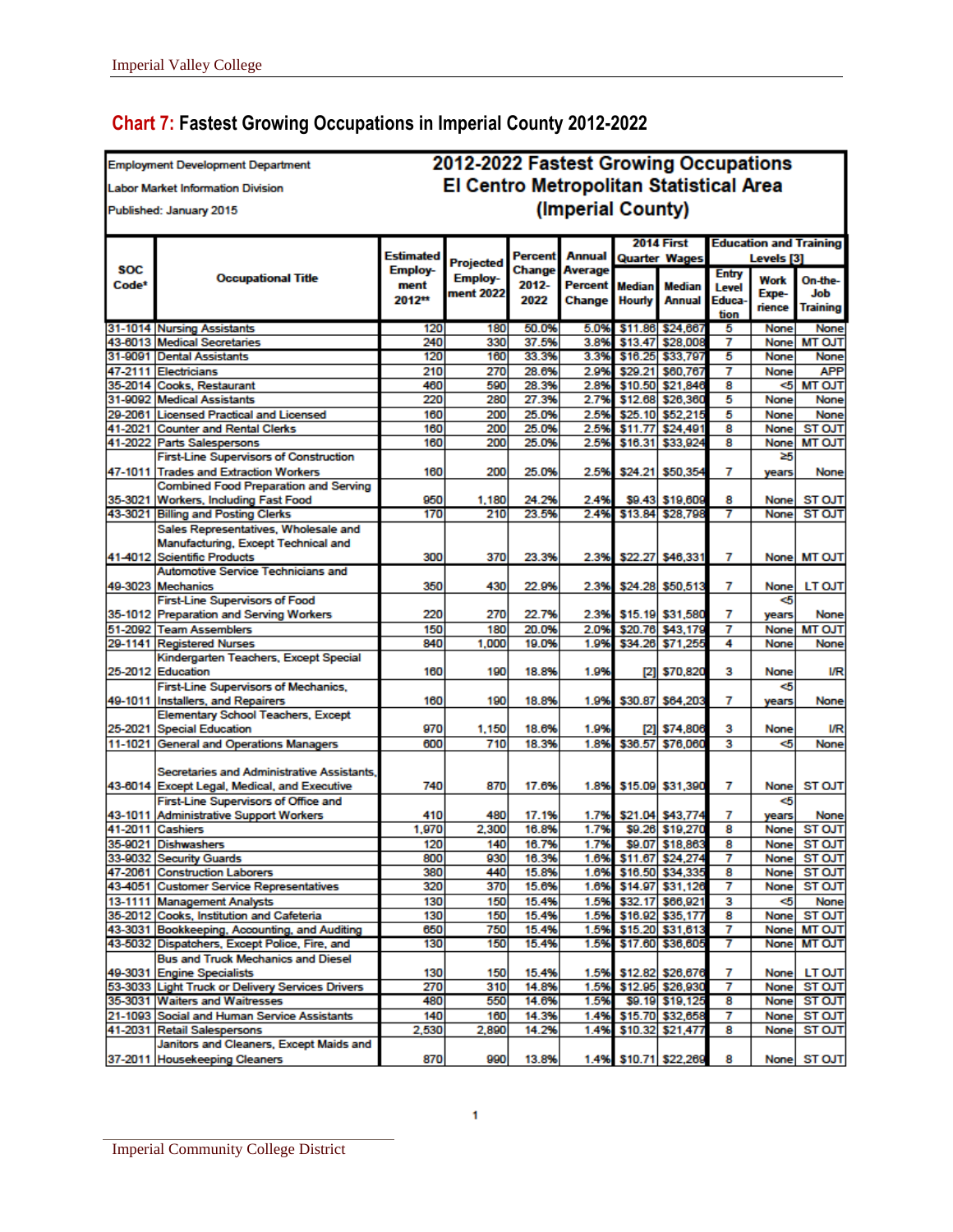## Chart 7: Fastest Growing Occupations in Imperial County 2012-2022

Employment Development Department
Labor Market Information Division
Published: January 2015

**2012-2022 Fastest Growing Occupations**
**El Centro Metropolitan Statistical Area**
**(Imperial County)**

| SOC Code* | Occupational Title | Estimated Employment 2012** | Projected Employment 2022 | Percent Change 2012-2022 | Annual Average Percent Change | 2014 First Quarter Wages | | Education and Training Levels [3] | | |
|---|---|---|---|---|---|---|---|---|---|---|
| | | | | | | Median Hourly | Median Annual | Entry Level Education | Work Experience | On-the-Job Training |
| 31-1014 | Nursing Assistants | 120 | 180 | 50.0% | 5.0% | $11.86 | $24,667 | 5 | None | None |
| 43-6013 | Medical Secretaries | 240 | 330 | 37.5% | 3.8% | $13.47 | $28,008 | 7 | None | MT OJT |
| 31-9091 | Dental Assistants | 120 | 160 | 33.3% | 3.3% | $16.25 | $33,797 | 5 | None | None |
| 47-2111 | Electricians | 210 | 270 | 28.6% | 2.9% | $29.21 | $60,767 | 7 | None | APP |
| 35-2014 | Cooks, Restaurant | 460 | 590 | 28.3% | 2.8% | $10.50 | $21,846 | 8 | <5 | MT OJT |
| 31-9092 | Medical Assistants | 220 | 280 | 27.3% | 2.7% | $12.68 | $26,360 | 5 | None | None |
| 29-2061 | Licensed Practical and Licensed | 160 | 200 | 25.0% | 2.5% | $25.10 | $52,215 | 5 | None | None |
| 41-2021 | Counter and Rental Clerks | 160 | 200 | 25.0% | 2.5% | $11.77 | $24,491 | 8 | None | ST OJT |
| 41-2022 | Parts Salespersons | 160 | 200 | 25.0% | 2.5% | $16.31 | $33,924 | 8 | None | MT OJT |
| 47-1011 | First-Line Supervisors of Construction Trades and Extraction Workers | 160 | 200 | 25.0% | 2.5% | $24.21 | $50,354 | 7 | ≥5 years | None |
| 35-3021 | Combined Food Preparation and Serving Workers, Including Fast Food | 950 | 1,180 | 24.2% | 2.4% | $9.43 | $19,609 | 8 | None | ST OJT |
| 43-3021 | Billing and Posting Clerks | 170 | 210 | 23.5% | 2.4% | $13.84 | $28,798 | 7 | None | ST OJT |
| 41-4012 | Sales Representatives, Wholesale and Manufacturing, Except Technical and Scientific Products | 300 | 370 | 23.3% | 2.3% | $22.27 | $46,331 | 7 | None | MT OJT |
| 49-3023 | Automotive Service Technicians and Mechanics | 350 | 430 | 22.9% | 2.3% | $24.28 | $50,513 | 7 | None | LT OJT |
| 35-1012 | First-Line Supervisors of Food Preparation and Serving Workers | 220 | 270 | 22.7% | 2.3% | $15.19 | $31,580 | 7 | <5 years | None |
| 51-2092 | Team Assemblers | 150 | 180 | 20.0% | 2.0% | $20.76 | $43,179 | 7 | None | MT OJT |
| 29-1141 | Registered Nurses | 840 | 1,000 | 19.0% | 1.9% | $34.26 | $71,255 | 4 | None | None |
| 25-2012 | Kindergarten Teachers, Except Special Education | 160 | 190 | 18.8% | 1.9% | [2] | $70,820 | 3 | None | I/R |
| 49-1011 | First-Line Supervisors of Mechanics, Installers, and Repairers | 160 | 190 | 18.8% | 1.9% | $30.87 | $64,203 | 7 | <5 years | None |
| 25-2021 | Elementary School Teachers, Except Special Education | 970 | 1,150 | 18.6% | 1.9% | [2] | $74,806 | 3 | None | I/R |
| 11-1021 | General and Operations Managers | 600 | 710 | 18.3% | 1.8% | $36.57 | $76,060 | 3 | <5 | None |
| 43-6014 | Secretaries and Administrative Assistants, Except Legal, Medical, and Executive | 740 | 870 | 17.6% | 1.8% | $15.09 | $31,390 | 7 | None | ST OJT |
| 43-1011 | First-Line Supervisors of Office and Administrative Support Workers | 410 | 480 | 17.1% | 1.7% | $21.04 | $43,774 | 7 | <5 years | None |
| 41-2011 | Cashiers | 1,970 | 2,300 | 16.8% | 1.7% | $9.26 | $19,270 | 8 | None | ST OJT |
| 35-9021 | Dishwashers | 120 | 140 | 16.7% | 1.7% | $9.07 | $18,863 | 8 | None | ST OJT |
| 33-9032 | Security Guards | 800 | 930 | 16.3% | 1.6% | $11.67 | $24,274 | 7 | None | ST OJT |
| 47-2061 | Construction Laborers | 380 | 440 | 15.8% | 1.6% | $16.50 | $34,335 | 8 | None | ST OJT |
| 43-4051 | Customer Service Representatives | 320 | 370 | 15.6% | 1.6% | $14.97 | $31,126 | 7 | None | ST OJT |
| 13-1111 | Management Analysts | 130 | 150 | 15.4% | 1.5% | $32.17 | $66,921 | 3 | <5 | None |
| 35-2012 | Cooks, Institution and Cafeteria | 130 | 150 | 15.4% | 1.5% | $16.92 | $35,177 | 8 | None | ST OJT |
| 43-3031 | Bookkeeping, Accounting, and Auditing | 650 | 750 | 15.4% | 1.5% | $15.20 | $31,613 | 7 | None | MT OJT |
| 43-5032 | Dispatchers, Except Police, Fire, and | 130 | 150 | 15.4% | 1.5% | $17.60 | $36,605 | 7 | None | MT OJT |
| 49-3031 | Bus and Truck Mechanics and Diesel Engine Specialists | 130 | 150 | 15.4% | 1.5% | $12.82 | $26,676 | 7 | None | LT OJT |
| 53-3033 | Light Truck or Delivery Services Drivers | 270 | 310 | 14.8% | 1.5% | $12.95 | $26,930 | 7 | None | ST OJT |
| 35-3031 | Waiters and Waitresses | 480 | 550 | 14.6% | 1.5% | $9.19 | $19,125 | 8 | None | ST OJT |
| 21-1093 | Social and Human Service Assistants | 140 | 160 | 14.3% | 1.4% | $15.70 | $32,658 | 7 | None | ST OJT |
| 41-2031 | Retail Salespersons | 2,530 | 2,890 | 14.2% | 1.4% | $10.32 | $21,477 | 8 | None | ST OJT |
| 37-2011 | Janitors and Cleaners, Except Maids and Housekeeping Cleaners | 870 | 990 | 13.8% | 1.4% | $10.71 | $22,269 | 8 | None | ST OJT |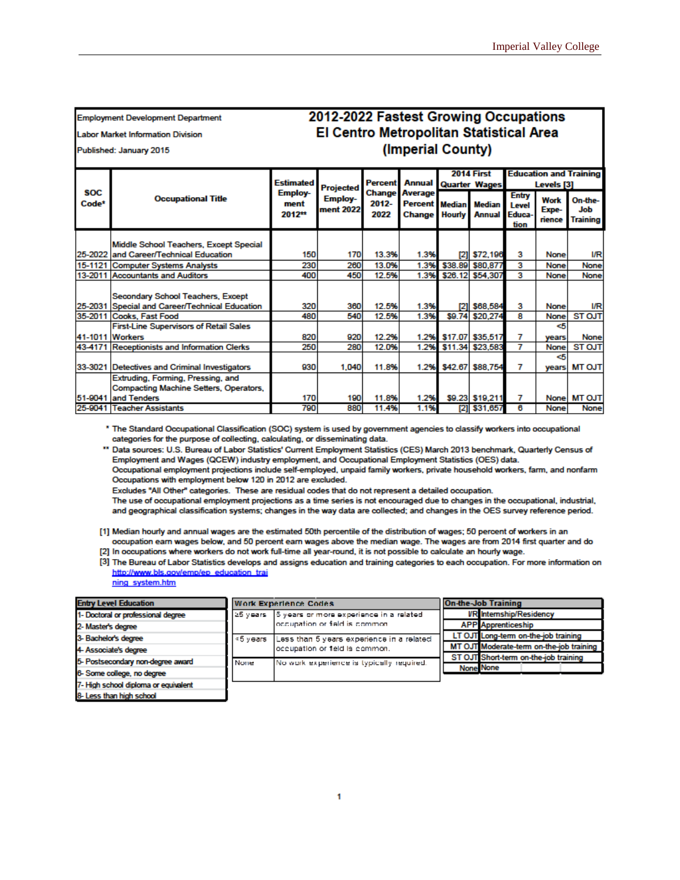Employment Development Department

Labor Market Information Division

Published: January 2015

# 2012-2022 Fastest Growing Occupations
## El Centro Metropolitan Statistical Area
## (Imperial County)

| SOC Code* | Occupational Title | Estimated Employment 2012** | Projected Employment 2022 | Percent Change 2012-2022 | Annual Average Percent Change | 2014 First Quarter Wages | | Education and Training Levels [3] | | |
|---|---|---|---|---|---|---|---|---|---|---|
| | | | | | | Median Hourly | Median Annual | Entry Level Education | Work Experience | On-the-Job Training |
| 25-2022 | Middle School Teachers, Except Special and Career/Technical Education | 150 | 170 | 13.3% | 1.3% | [2] | $72,196 | 3 | None | I/R |
| 15-1121 | Computer Systems Analysts | 230 | 260 | 13.0% | 1.3% | $38.89 | $80,877 | 3 | None | None |
| 13-2011 | Accountants and Auditors | 400 | 450 | 12.5% | 1.3% | $26.12 | $54,307 | 3 | None | None |
| 25-2031 | Secondary School Teachers, Except Special and Career/Technical Education | 320 | 360 | 12.5% | 1.3% | [2] | $68,584 | 3 | None | I/R |
| 35-2011 | Cooks, Fast Food | 480 | 540 | 12.5% | 1.3% | $9.74 | $20,274 | 8 | None | ST OJT |
| 41-1011 | First-Line Supervisors of Retail Sales Workers | 820 | 920 | 12.2% | 1.2% | $17.07 | $35,517 | 7 | <5 years | None |
| 43-4171 | Receptionists and Information Clerks | 250 | 280 | 12.0% | 1.2% | $11.34 | $23,583 | 7 | None | ST OJT |
| 33-3021 | Detectives and Criminal Investigators | 930 | 1,040 | 11.8% | 1.2% | $42.67 | $88,754 | 7 | <5 years | MT OJT |
| 51-9041 | Extruding, Forming, Pressing, and Compacting Machine Setters, Operators, and Tenders | 170 | 190 | 11.8% | 1.2% | $9.23 | $19,211 | 7 | None | MT OJT |
| 25-9041 | Teacher Assistants | 790 | 880 | 11.4% | 1.1% | [2] | $31,657 | 6 | None | None |

\* The Standard Occupational Classification (SOC) system is used by government agencies to classify workers into occupational categories for the purpose of collecting, calculating, or disseminating data.

\** Data sources: U.S. Bureau of Labor Statistics' Current Employment Statistics (CES) March 2013 benchmark, Quarterly Census of Employment and Wages (QCEW) industry employment, and Occupational Employment Statistics (OES) data.
Occupational employment projections include self-employed, unpaid family workers, private household workers, farm, and nonfarm Occupations with employment below 120 in 2012 are excluded.
Excludes "All Other" categories. These are residual codes that do not represent a detailed occupation.
The use of occupational employment projections as a time series is not encouraged due to changes in the occupational, industrial, and geographical classification systems; changes in the way data are collected; and changes in the OES survey reference period.

[1] Median hourly and annual wages are the estimated 50th percentile of the distribution of wages; 50 percent of workers in an occupation earn wages below, and 50 percent earn wages above the median wage. The wages are from 2014 first quarter and do
[2] In occupations where workers do not work full-time all year-round, it is not possible to calculate an hourly wage.
[3] The Bureau of Labor Statistics develops and assigns education and training categories to each occupation. For more information on http://www.bls.gov/emp/ep_education_training_system.htm

| Entry Level Education |
|---|
| 1- Doctoral or professional degree |
| 2- Master's degree |
| 3- Bachelor's degree |
| 4- Associate's degree |
| 5- Postsecondary non-degree award |
| 6- Some college, no degree |
| 7- High school diploma or equivalent |
| 8- Less than high school |

| Work Experience Codes | |
|---|---|
| ≥5 years | 5 years or more experience in a related occupation or field is common. |
| <5 years | Less than 5 years experience in a related occupation or field is common. |
| None | No work experience is typically required. |

| On-the-Job Training | |
|---|---|
| I/R | Internship/Residency |
| APP | Apprenticeship |
| LT OJT | Long-term on-the-job training |
| MT OJT | Moderate-term on-the-job training |
| ST OJT | Short-term on-the-job training |
| None | None |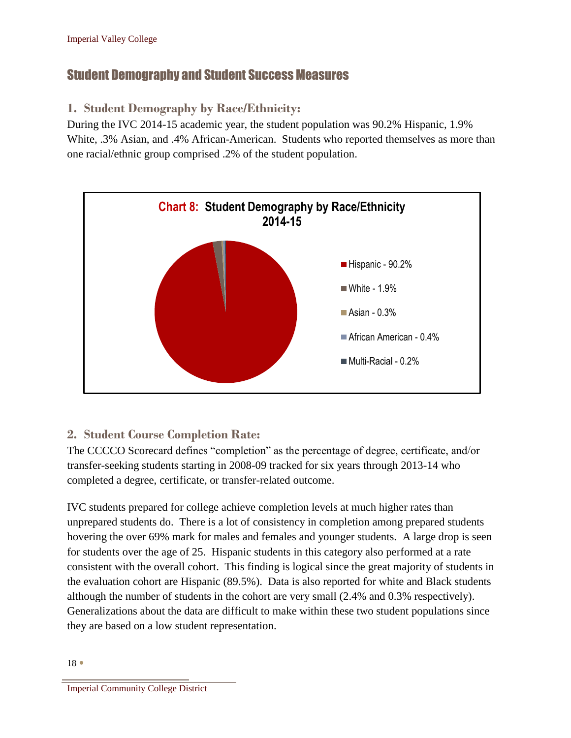## Student Demography and Student Success Measures

### 1. Student Demography by Race/Ethnicity:

During the IVC 2014-15 academic year, the student population was 90.2% Hispanic, 1.9% White, .3% Asian, and .4% African-American. Students who reported themselves as more than one racial/ethnic group comprised .2% of the student population.

**Chart 8: Student Demography by Race/Ethnicity 2014-15**

- Hispanic - 90.2%
- White - 1.9%
- Asian - 0.3%
- African American - 0.4%
- Multi-Racial - 0.2%

### 2. Student Course Completion Rate:

The CCCCO Scorecard defines "completion" as the percentage of degree, certificate, and/or transfer-seeking students starting in 2008-09 tracked for six years through 2013-14 who completed a degree, certificate, or transfer-related outcome.

IVC students prepared for college achieve completion levels at much higher rates than unprepared students do. There is a lot of consistency in completion among prepared students hovering the over 69% mark for males and females and younger students. A large drop is seen for students over the age of 25. Hispanic students in this category also performed at a rate consistent with the overall cohort. This finding is logical since the great majority of students in the evaluation cohort are Hispanic (89.5%). Data is also reported for white and Black students although the number of students in the cohort are very small (2.4% and 0.3% respectively). Generalizations about the data are difficult to make within these two student populations since they are based on a low student representation.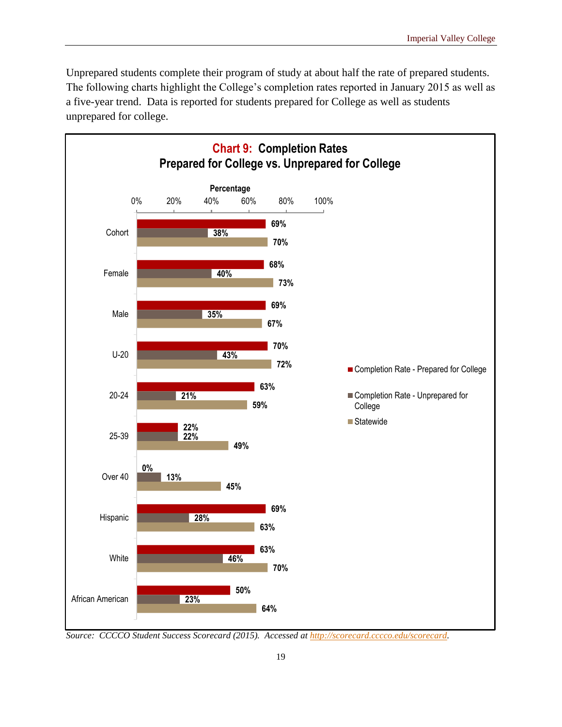Unprepared students complete their program of study at about half the rate of prepared students. The following charts highlight the College's completion rates reported in January 2015 as well as a five-year trend. Data is reported for students prepared for College as well as students unprepared for college.

**Chart 9: Completion Rates**
**Prepared for College vs. Unprepared for College**

| | Completion Rate - Prepared for College | Completion Rate - Unprepared for College | Statewide |
|---|---|---|---|
| Cohort | 69% | 38% | 70% |
| Female | 68% | 40% | 73% |
| Male | 69% | 35% | 67% |
| U-20 | 70% | 43% | 72% |
| 20-24 | 63% | 21% | 59% |
| 25-39 | 22% | 22% | 49% |
| Over 40 | 0% | 13% | 45% |
| Hispanic | 69% | 28% | 63% |
| White | 63% | 46% | 70% |
| African American | 50% | 23% | 64% |

*Source: CCCCO Student Success Scorecard (2015). Accessed at http://scorecard.cccco.edu/scorecard.*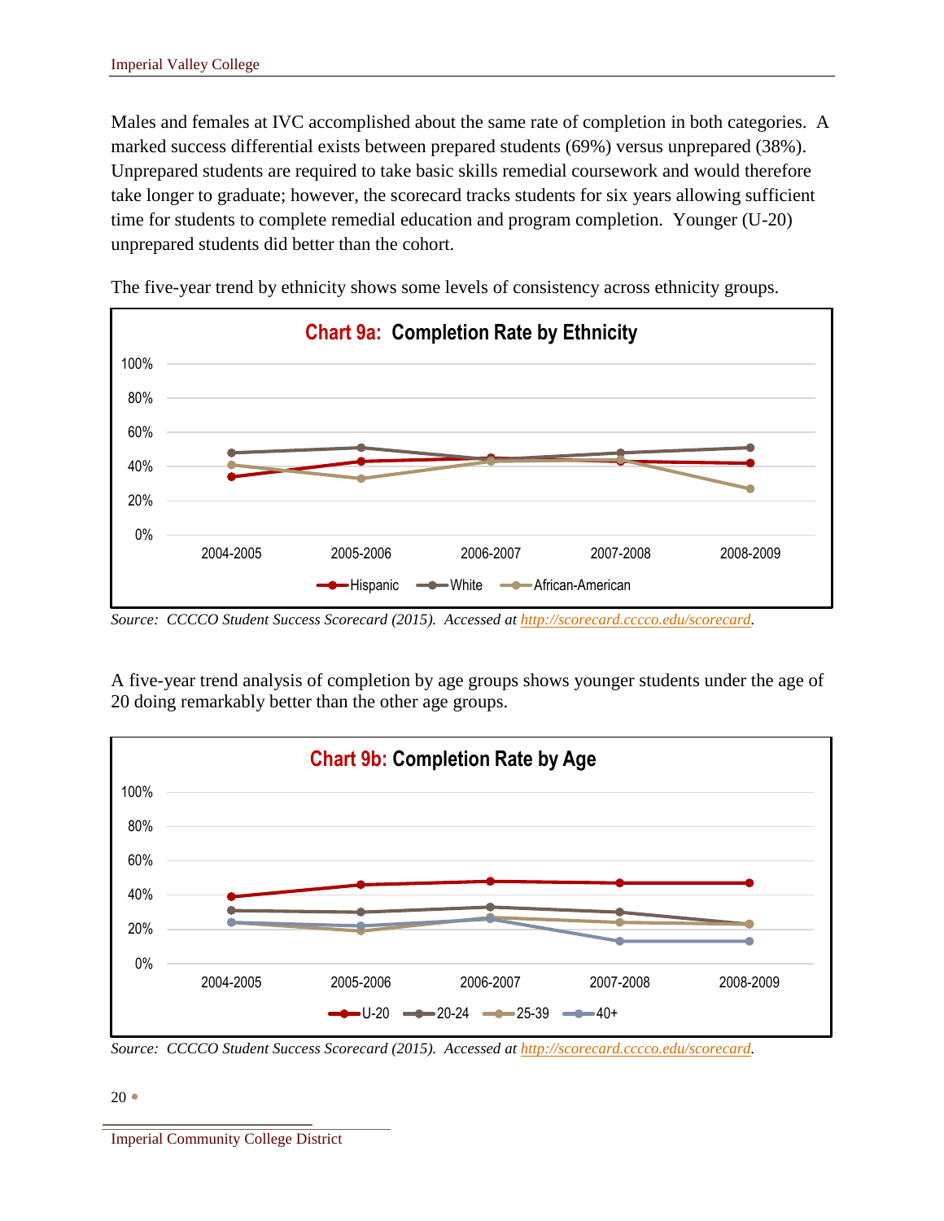Males and females at IVC accomplished about the same rate of completion in both categories. A marked success differential exists between prepared students (69%) versus unprepared (38%). Unprepared students are required to take basic skills remedial coursework and would therefore take longer to graduate; however, the scorecard tracks students for six years allowing sufficient time for students to complete remedial education and program completion. Younger (U-20) unprepared students did better than the cohort.

The five-year trend by ethnicity shows some levels of consistency across ethnicity groups.

**Chart 9a: Completion Rate by Ethnicity**

*Source: CCCCO Student Success Scorecard (2015). Accessed at http://scorecard.cccco.edu/scorecard.*

A five-year trend analysis of completion by age groups shows younger students under the age of 20 doing remarkably better than the other age groups.

**Chart 9b: Completion Rate by Age**

*Source: CCCCO Student Success Scorecard (2015). Accessed at http://scorecard.cccco.edu/scorecard.*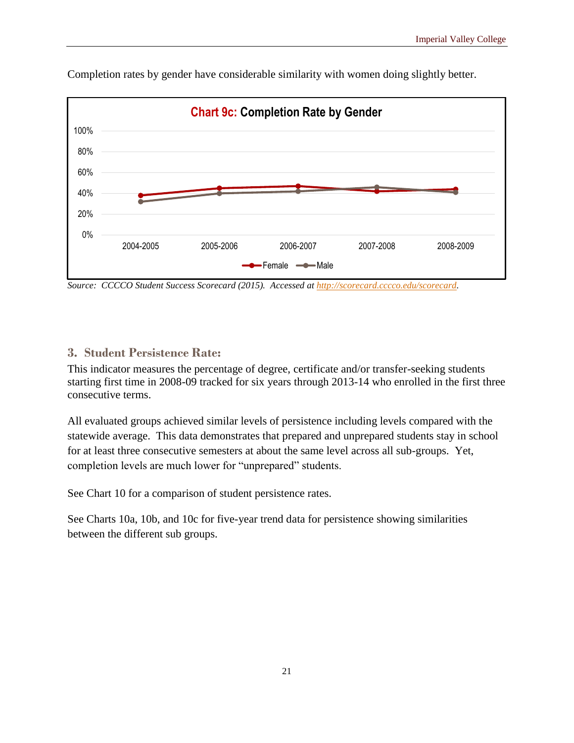Completion rates by gender have considerable similarity with women doing slightly better.

**Chart 9c: Completion Rate by Gender**

*Source: CCCCO Student Success Scorecard (2015). Accessed at [http://scorecard.cccco.edu/scorecard](http://scorecard.cccco.edu/scorecard).*

### 3. Student Persistence Rate:

This indicator measures the percentage of degree, certificate and/or transfer-seeking students starting first time in 2008-09 tracked for six years through 2013-14 who enrolled in the first three consecutive terms.

All evaluated groups achieved similar levels of persistence including levels compared with the statewide average. This data demonstrates that prepared and unprepared students stay in school for at least three consecutive semesters at about the same level across all sub-groups. Yet, completion levels are much lower for "unprepared" students.

See Chart 10 for a comparison of student persistence rates.

See Charts 10a, 10b, and 10c for five-year trend data for persistence showing similarities between the different sub groups.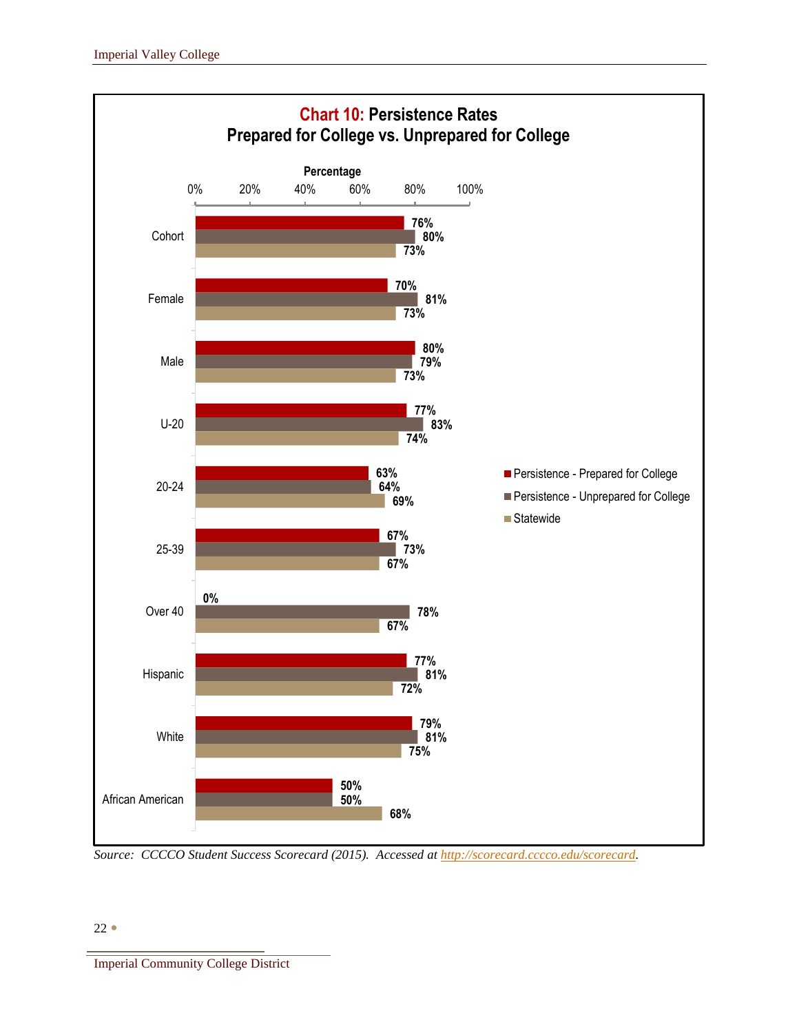**Chart 10: Persistence Rates**
**Prepared for College vs. Unprepared for College**

| Group | Persistence - Prepared for College | Persistence - Unprepared for College | Statewide |
|---|---|---|---|
| Cohort | 76% | 80% | 73% |
| Female | 70% | 81% | 73% |
| Male | 80% | 79% | 73% |
| U-20 | 77% | 83% | 74% |
| 20-24 | 63% | 64% | 69% |
| 25-39 | 67% | 73% | 67% |
| Over 40 | 0% | 78% | 67% |
| Hispanic | 77% | 81% | 72% |
| White | 79% | 81% | 75% |
| African American | 50% | 50% | 68% |

*Source: CCCCO Student Success Scorecard (2015). Accessed at [http://scorecard.cccco.edu/scorecard](http://scorecard.cccco.edu/scorecard).*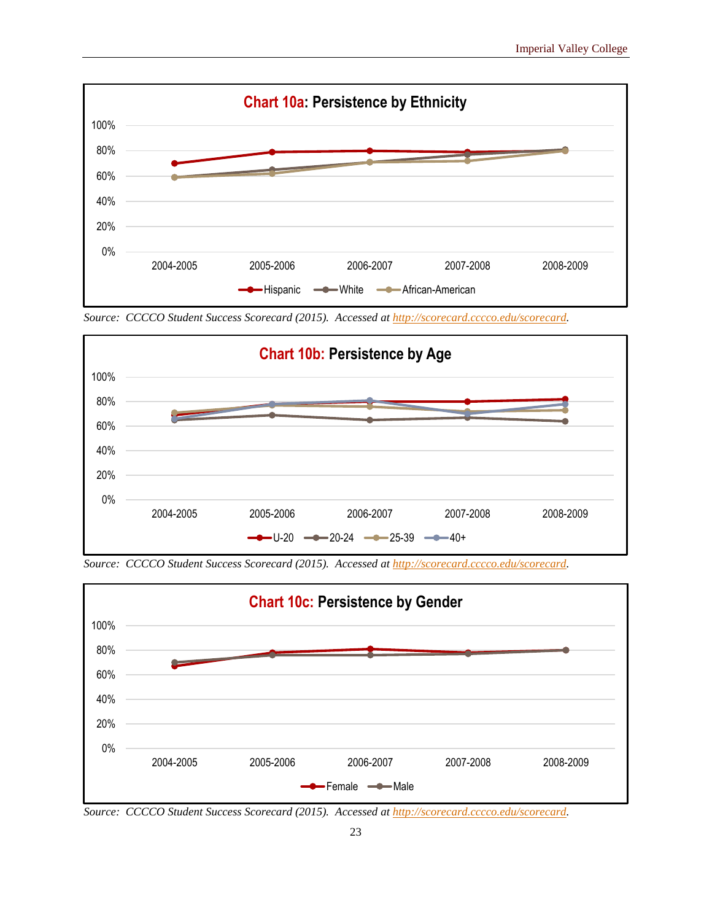**Chart 10a: Persistence by Ethnicity**

Source: CCCCO Student Success Scorecard (2015). Accessed at http://scorecard.cccco.edu/scorecard.

**Chart 10b: Persistence by Age**

Source: CCCCO Student Success Scorecard (2015). Accessed at http://scorecard.cccco.edu/scorecard.

**Chart 10c: Persistence by Gender**

Source: CCCCO Student Success Scorecard (2015). Accessed at http://scorecard.cccco.edu/scorecard.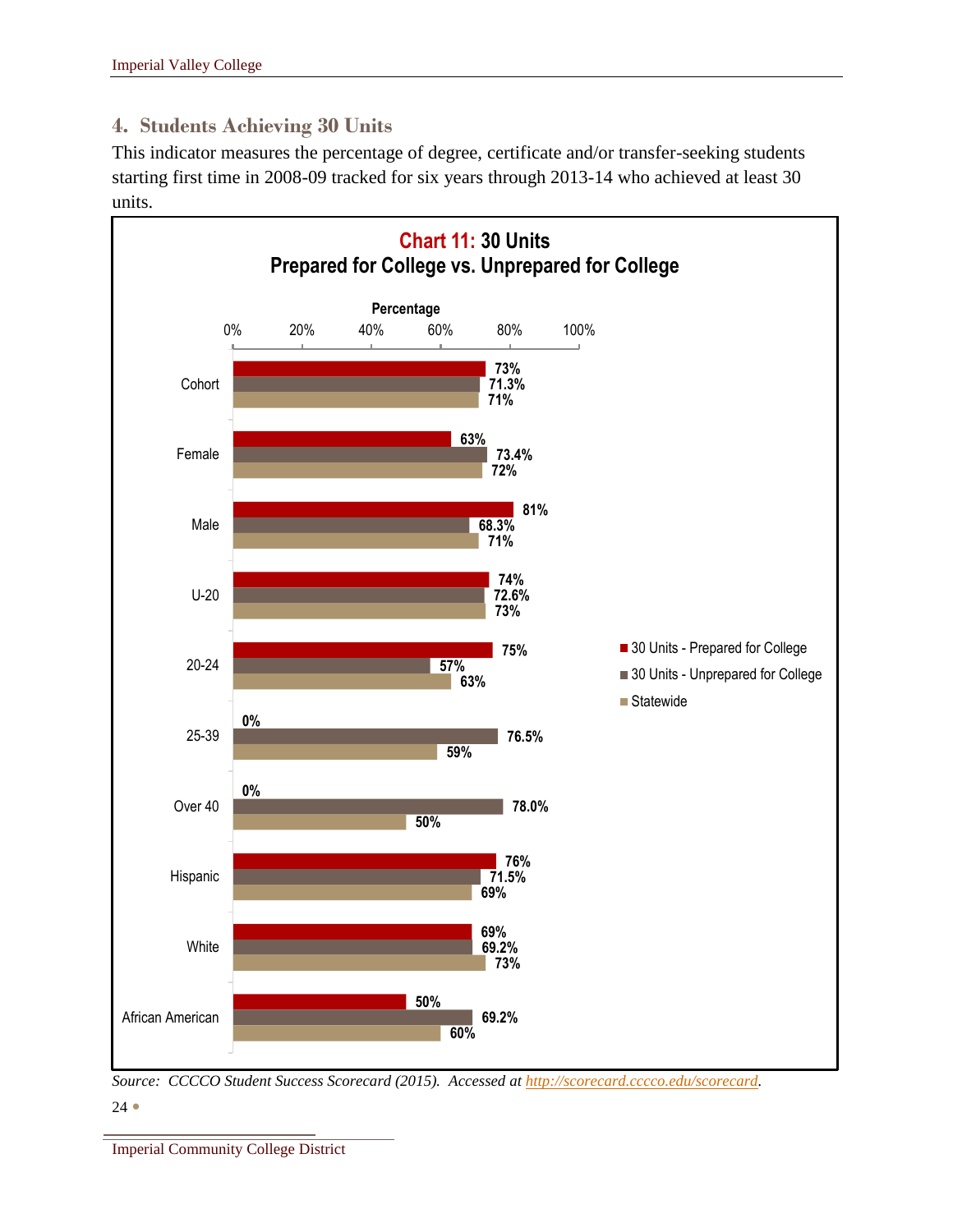## 4. Students Achieving 30 Units

This indicator measures the percentage of degree, certificate and/or transfer-seeking students starting first time in 2008-09 tracked for six years through 2013-14 who achieved at least 30 units.

**Chart 11: 30 Units**
**Prepared for College vs. Unprepared for College**

| | 30 Units - Prepared for College | 30 Units - Unprepared for College | Statewide |
|---|---|---|---|
| Cohort | 73% | 71.3% | 71% |
| Female | 63% | 73.4% | 72% |
| Male | 81% | 68.3% | 71% |
| U-20 | 74% | 72.6% | 73% |
| 20-24 | 75% | 57% | 63% |
| 25-39 | 0% | 76.5% | 59% |
| Over 40 | 0% | 78.0% | 50% |
| Hispanic | 76% | 71.5% | 69% |
| White | 69% | 69.2% | 73% |
| African American | 50% | 69.2% | 60% |

*Source: CCCCO Student Success Scorecard (2015). Accessed at http://scorecard.cccco.edu/scorecard.*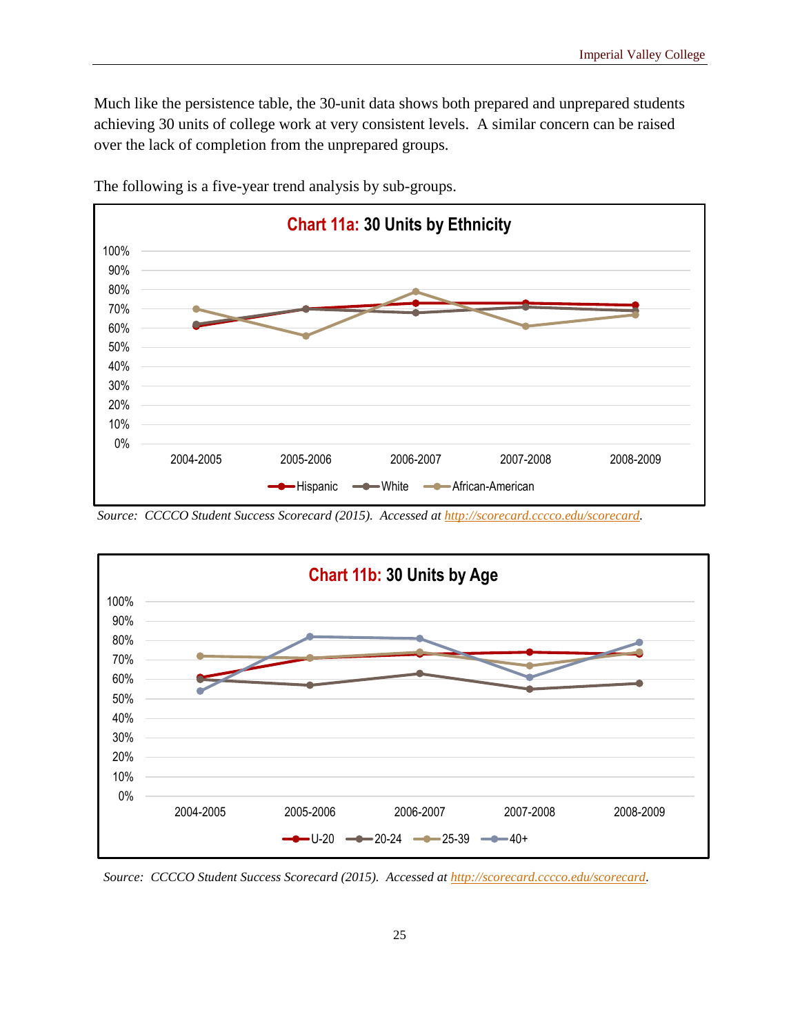Much like the persistence table, the 30-unit data shows both prepared and unprepared students achieving 30 units of college work at very consistent levels.  A similar concern can be raised over the lack of completion from the unprepared groups.

The following is a five-year trend analysis by sub-groups.

**Chart 11a: 30 Units by Ethnicity**

*Source:  CCCCO Student Success Scorecard (2015).  Accessed at http://scorecard.cccco.edu/scorecard.*

**Chart 11b: 30 Units by Age**

*Source:  CCCCO Student Success Scorecard (2015).  Accessed at http://scorecard.cccco.edu/scorecard.*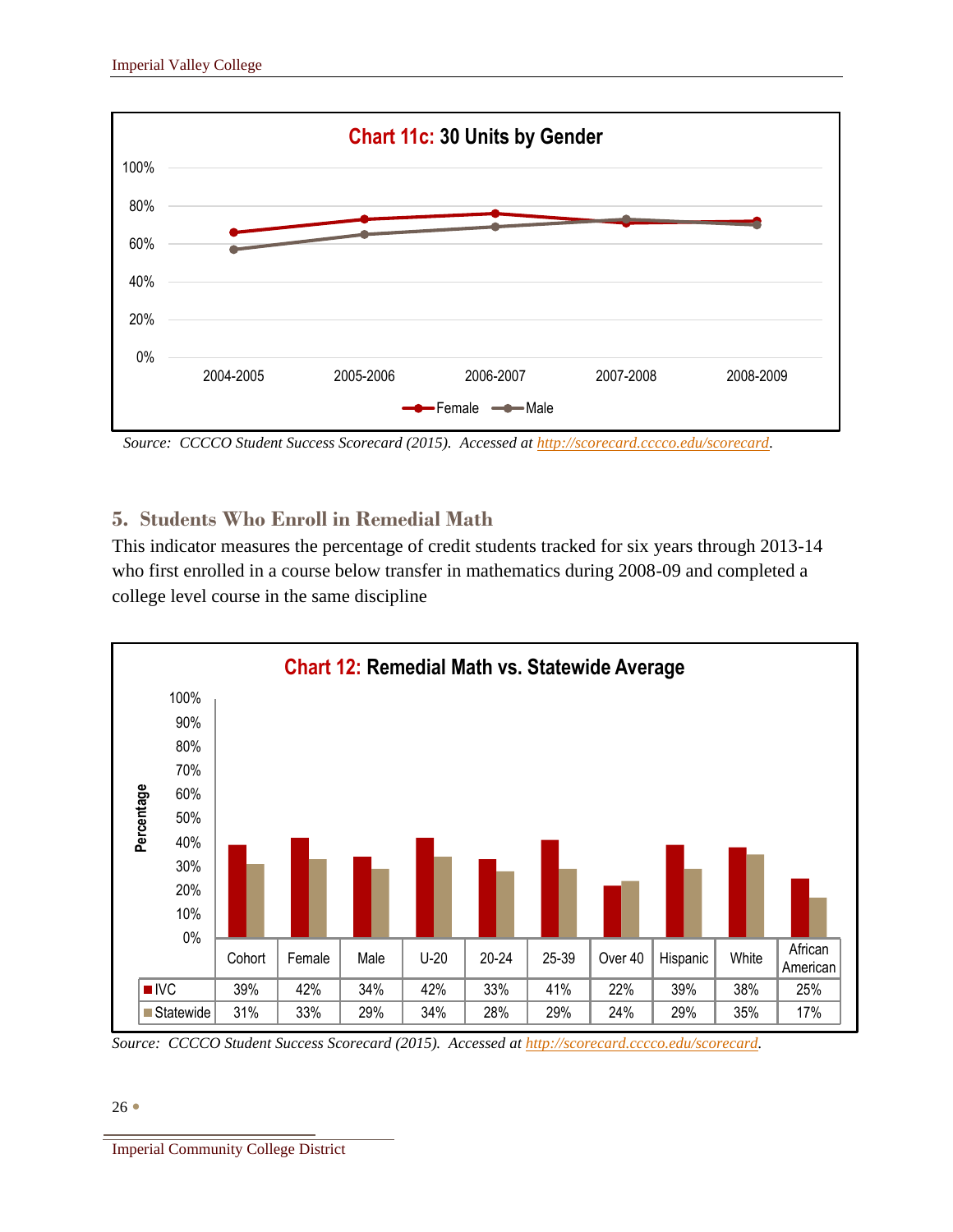**Chart 11c: 30 Units by Gender**

*Source: CCCCO Student Success Scorecard (2015). Accessed at http://scorecard.cccco.edu/scorecard.*

## 5. Students Who Enroll in Remedial Math

This indicator measures the percentage of credit students tracked for six years through 2013-14 who first enrolled in a course below transfer in mathematics during 2008-09 and completed a college level course in the same discipline

**Chart 12: Remedial Math vs. Statewide Average**

| | Cohort | Female | Male | U-20 | 20-24 | 25-39 | Over 40 | Hispanic | White | African American |
|---|---|---|---|---|---|---|---|---|---|---|
| IVC | 39% | 42% | 34% | 42% | 33% | 41% | 22% | 39% | 38% | 25% |
| Statewide | 31% | 33% | 29% | 34% | 28% | 29% | 24% | 29% | 35% | 17% |

*Source: CCCCO Student Success Scorecard (2015). Accessed at http://scorecard.cccco.edu/scorecard.*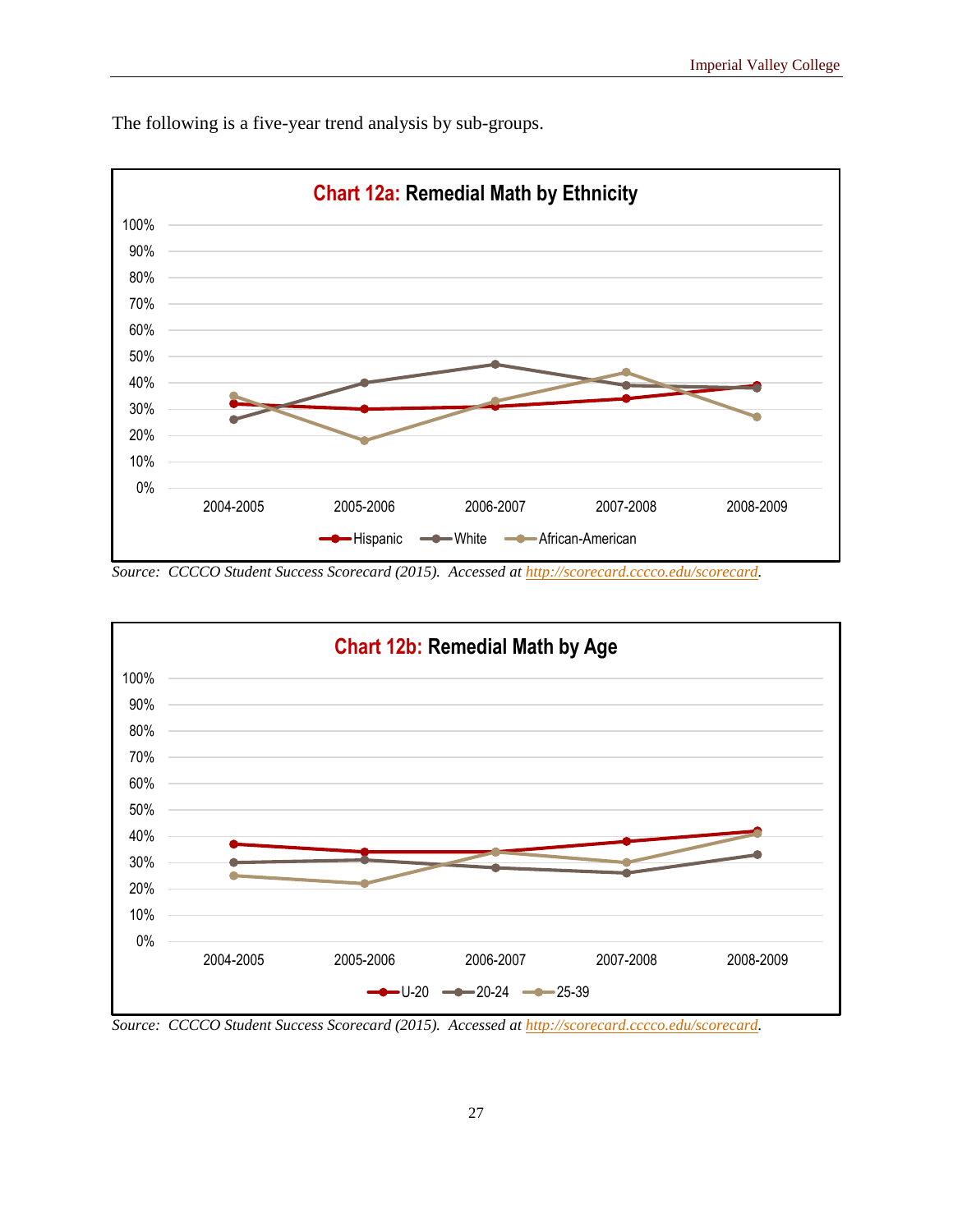The following is a five-year trend analysis by sub-groups.

**Chart 12a: Remedial Math by Ethnicity**

*Source: CCCCO Student Success Scorecard (2015). Accessed at http://scorecard.cccco.edu/scorecard.*

**Chart 12b: Remedial Math by Age**

*Source: CCCCO Student Success Scorecard (2015). Accessed at http://scorecard.cccco.edu/scorecard.*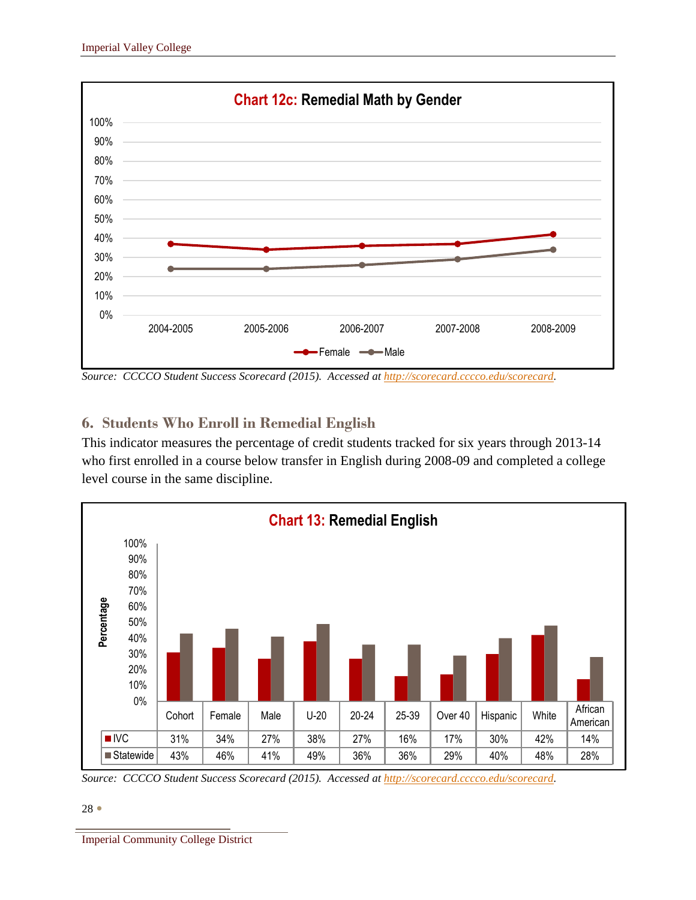**Chart 12c: Remedial Math by Gender**

Source: CCCCO Student Success Scorecard (2015). Accessed at http://scorecard.cccco.edu/scorecard.

## 6. Students Who Enroll in Remedial English

This indicator measures the percentage of credit students tracked for six years through 2013-14 who first enrolled in a course below transfer in English during 2008-09 and completed a college level course in the same discipline.

**Chart 13: Remedial English**

| | Cohort | Female | Male | U-20 | 20-24 | 25-39 | Over 40 | Hispanic | White | African American |
|---|---|---|---|---|---|---|---|---|---|---|
| IVC | 31% | 34% | 27% | 38% | 27% | 16% | 17% | 30% | 42% | 14% |
| Statewide | 43% | 46% | 41% | 49% | 36% | 36% | 29% | 40% | 48% | 28% |

Source: CCCCO Student Success Scorecard (2015). Accessed at http://scorecard.cccco.edu/scorecard.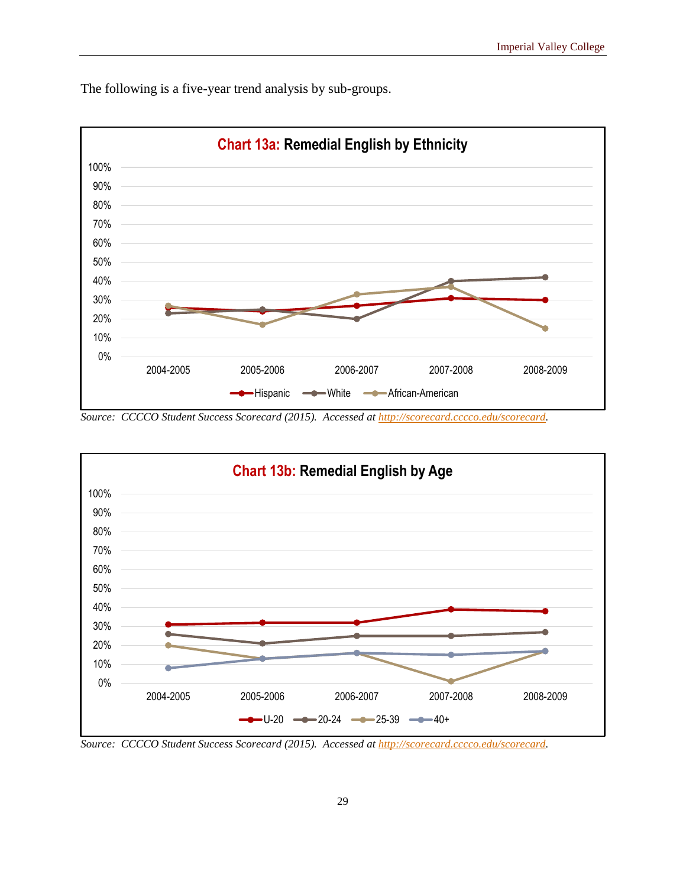The following is a five-year trend analysis by sub-groups.

**Chart 13a: Remedial English by Ethnicity**

*Source: CCCCO Student Success Scorecard (2015). Accessed at http://scorecard.cccco.edu/scorecard.*

**Chart 13b: Remedial English by Age**

*Source: CCCCO Student Success Scorecard (2015). Accessed at http://scorecard.cccco.edu/scorecard.*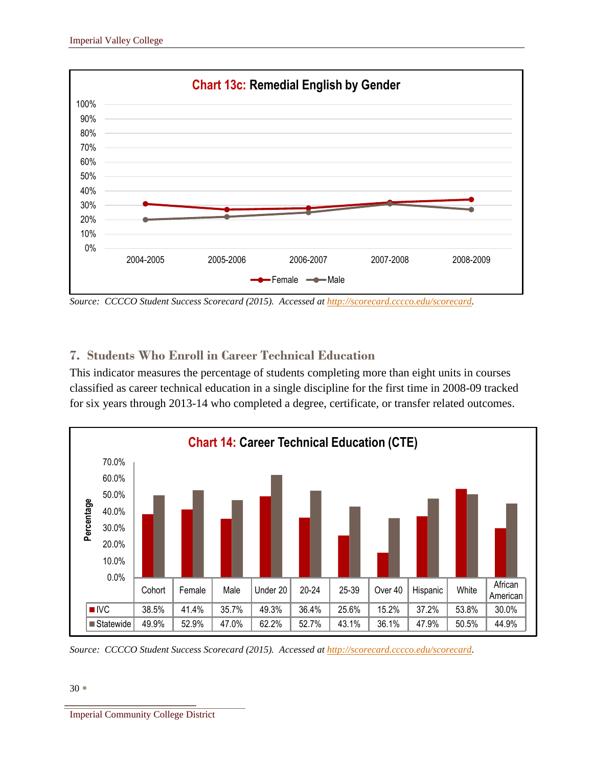**Chart 13c: Remedial English by Gender**

Source: CCCCO Student Success Scorecard (2015). Accessed at http://scorecard.cccco.edu/scorecard.

## 7. Students Who Enroll in Career Technical Education

This indicator measures the percentage of students completing more than eight units in courses classified as career technical education in a single discipline for the first time in 2008-09 tracked for six years through 2013-14 who completed a degree, certificate, or transfer related outcomes.

**Chart 14: Career Technical Education (CTE)**

| | Cohort | Female | Male | Under 20 | 20-24 | 25-39 | Over 40 | Hispanic | White | African American |
|---|---|---|---|---|---|---|---|---|---|---|
| IVC | 38.5% | 41.4% | 35.7% | 49.3% | 36.4% | 25.6% | 15.2% | 37.2% | 53.8% | 30.0% |
| Statewide | 49.9% | 52.9% | 47.0% | 62.2% | 52.7% | 43.1% | 36.1% | 47.9% | 50.5% | 44.9% |

Source: CCCCO Student Success Scorecard (2015). Accessed at http://scorecard.cccco.edu/scorecard.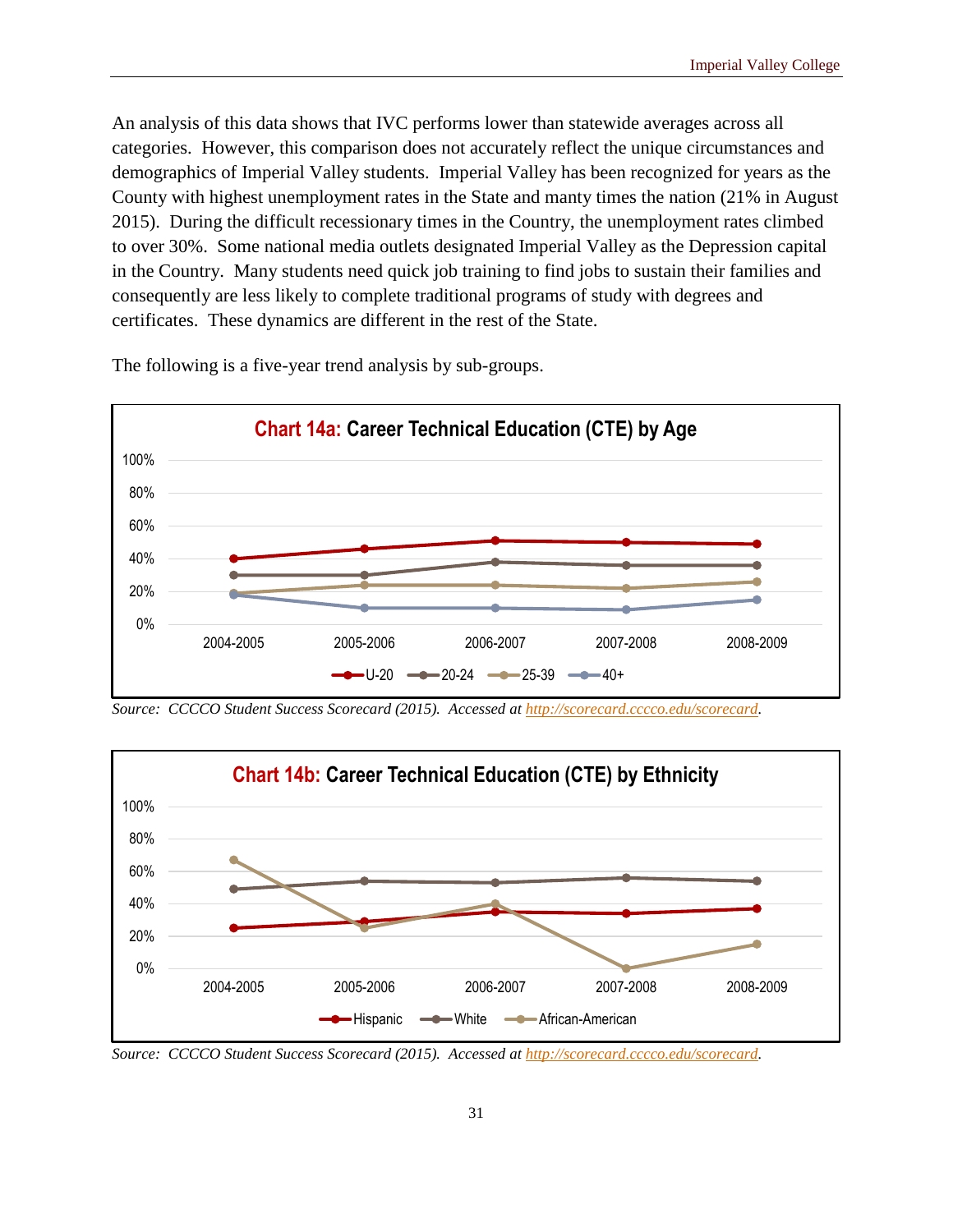An analysis of this data shows that IVC performs lower than statewide averages across all categories. However, this comparison does not accurately reflect the unique circumstances and demographics of Imperial Valley students. Imperial Valley has been recognized for years as the County with highest unemployment rates in the State and manty times the nation (21% in August 2015). During the difficult recessionary times in the Country, the unemployment rates climbed to over 30%. Some national media outlets designated Imperial Valley as the Depression capital in the Country. Many students need quick job training to find jobs to sustain their families and consequently are less likely to complete traditional programs of study with degrees and certificates. These dynamics are different in the rest of the State.

The following is a five-year trend analysis by sub-groups.

**Chart 14a: Career Technical Education (CTE) by Age**

*Source: CCCCO Student Success Scorecard (2015). Accessed at http://scorecard.cccco.edu/scorecard.*

**Chart 14b: Career Technical Education (CTE) by Ethnicity**

*Source: CCCCO Student Success Scorecard (2015). Accessed at http://scorecard.cccco.edu/scorecard.*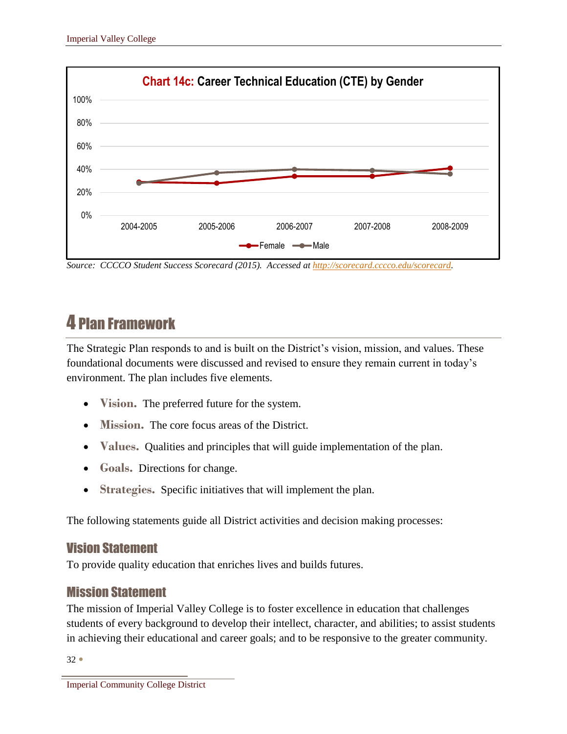Chart 14c: Career Technical Education (CTE) by Gender

*Source: CCCCO Student Success Scorecard (2015). Accessed at http://scorecard.cccco.edu/scorecard.*

# 4 Plan Framework

The Strategic Plan responds to and is built on the District's vision, mission, and values. These foundational documents were discussed and revised to ensure they remain current in today's environment. The plan includes five elements.

- **Vision.** The preferred future for the system.
- **Mission.** The core focus areas of the District.
- **Values.** Qualities and principles that will guide implementation of the plan.
- **Goals.** Directions for change.
- **Strategies.** Specific initiatives that will implement the plan.

The following statements guide all District activities and decision making processes:

## Vision Statement

To provide quality education that enriches lives and builds futures.

## Mission Statement

The mission of Imperial Valley College is to foster excellence in education that challenges students of every background to develop their intellect, character, and abilities; to assist students in achieving their educational and career goals; and to be responsive to the greater community.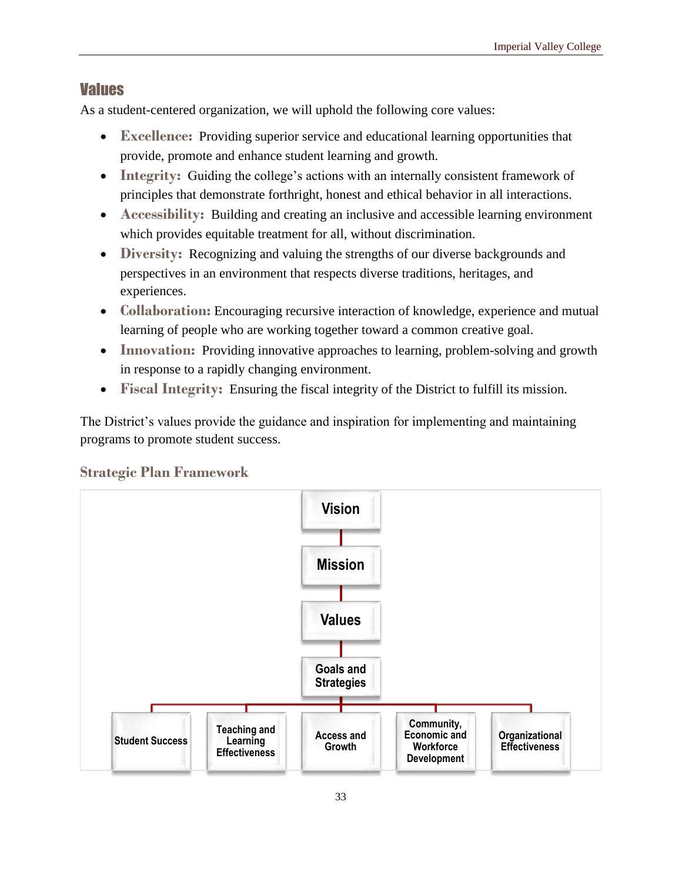## Values

As a student-centered organization, we will uphold the following core values:

- **Excellence:** Providing superior service and educational learning opportunities that provide, promote and enhance student learning and growth.
- **Integrity:** Guiding the college's actions with an internally consistent framework of principles that demonstrate forthright, honest and ethical behavior in all interactions.
- **Accessibility:** Building and creating an inclusive and accessible learning environment which provides equitable treatment for all, without discrimination.
- **Diversity:** Recognizing and valuing the strengths of our diverse backgrounds and perspectives in an environment that respects diverse traditions, heritages, and experiences.
- **Collaboration:** Encouraging recursive interaction of knowledge, experience and mutual learning of people who are working together toward a common creative goal.
- **Innovation:** Providing innovative approaches to learning, problem-solving and growth in response to a rapidly changing environment.
- **Fiscal Integrity:** Ensuring the fiscal integrity of the District to fulfill its mission.

The District's values provide the guidance and inspiration for implementing and maintaining programs to promote student success.

### Strategic Plan Framework

Vision

Mission

Values

Goals and Strategies

- Student Success
- Teaching and Learning Effectiveness
- Access and Growth
- Community, Economic and Workforce Development
- Organizational Effectiveness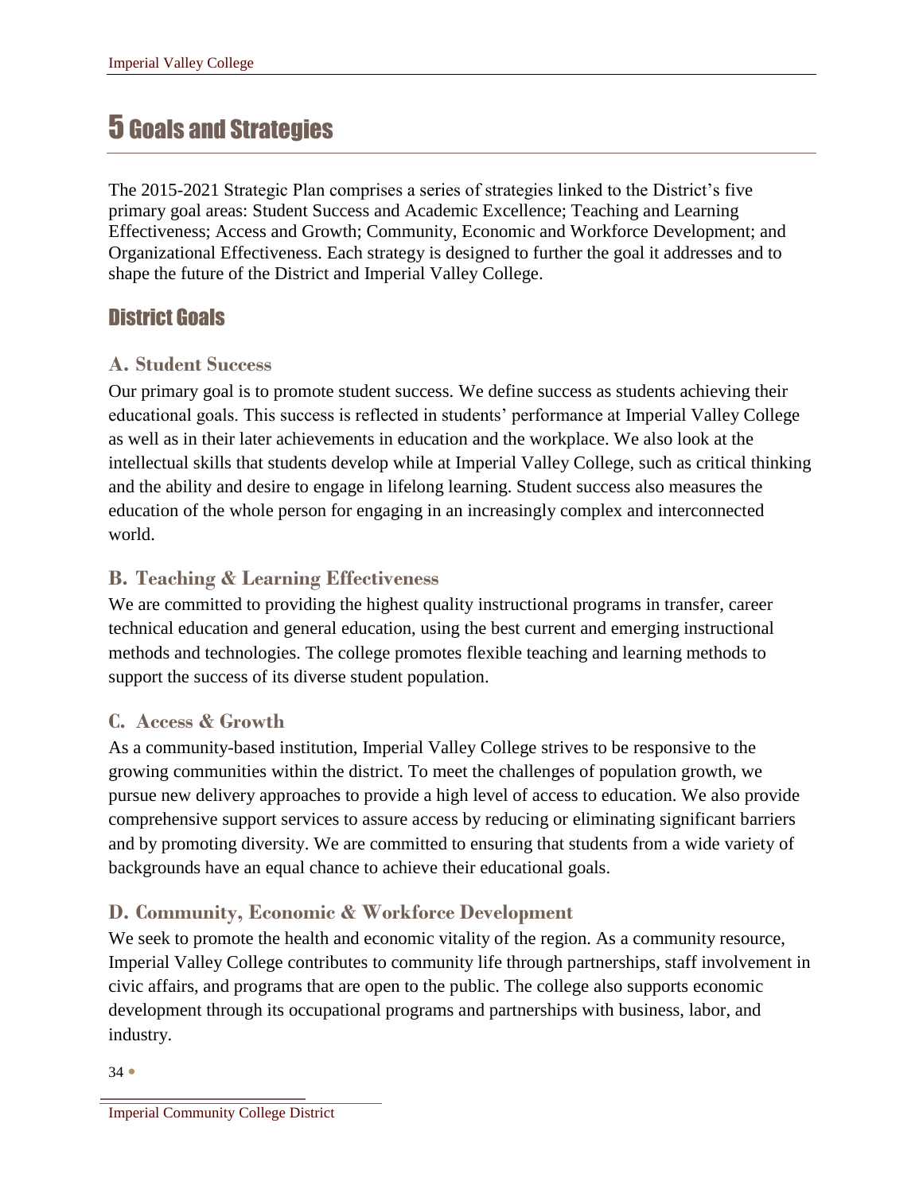# 5 Goals and Strategies

The 2015-2021 Strategic Plan comprises a series of strategies linked to the District's five primary goal areas: Student Success and Academic Excellence; Teaching and Learning Effectiveness; Access and Growth; Community, Economic and Workforce Development; and Organizational Effectiveness. Each strategy is designed to further the goal it addresses and to shape the future of the District and Imperial Valley College.

## District Goals

### A. Student Success

Our primary goal is to promote student success. We define success as students achieving their educational goals. This success is reflected in students' performance at Imperial Valley College as well as in their later achievements in education and the workplace. We also look at the intellectual skills that students develop while at Imperial Valley College, such as critical thinking and the ability and desire to engage in lifelong learning. Student success also measures the education of the whole person for engaging in an increasingly complex and interconnected world.

### B. Teaching & Learning Effectiveness

We are committed to providing the highest quality instructional programs in transfer, career technical education and general education, using the best current and emerging instructional methods and technologies. The college promotes flexible teaching and learning methods to support the success of its diverse student population.

### C. Access & Growth

As a community-based institution, Imperial Valley College strives to be responsive to the growing communities within the district. To meet the challenges of population growth, we pursue new delivery approaches to provide a high level of access to education. We also provide comprehensive support services to assure access by reducing or eliminating significant barriers and by promoting diversity. We are committed to ensuring that students from a wide variety of backgrounds have an equal chance to achieve their educational goals.

### D. Community, Economic & Workforce Development

We seek to promote the health and economic vitality of the region. As a community resource, Imperial Valley College contributes to community life through partnerships, staff involvement in civic affairs, and programs that are open to the public. The college also supports economic development through its occupational programs and partnerships with business, labor, and industry.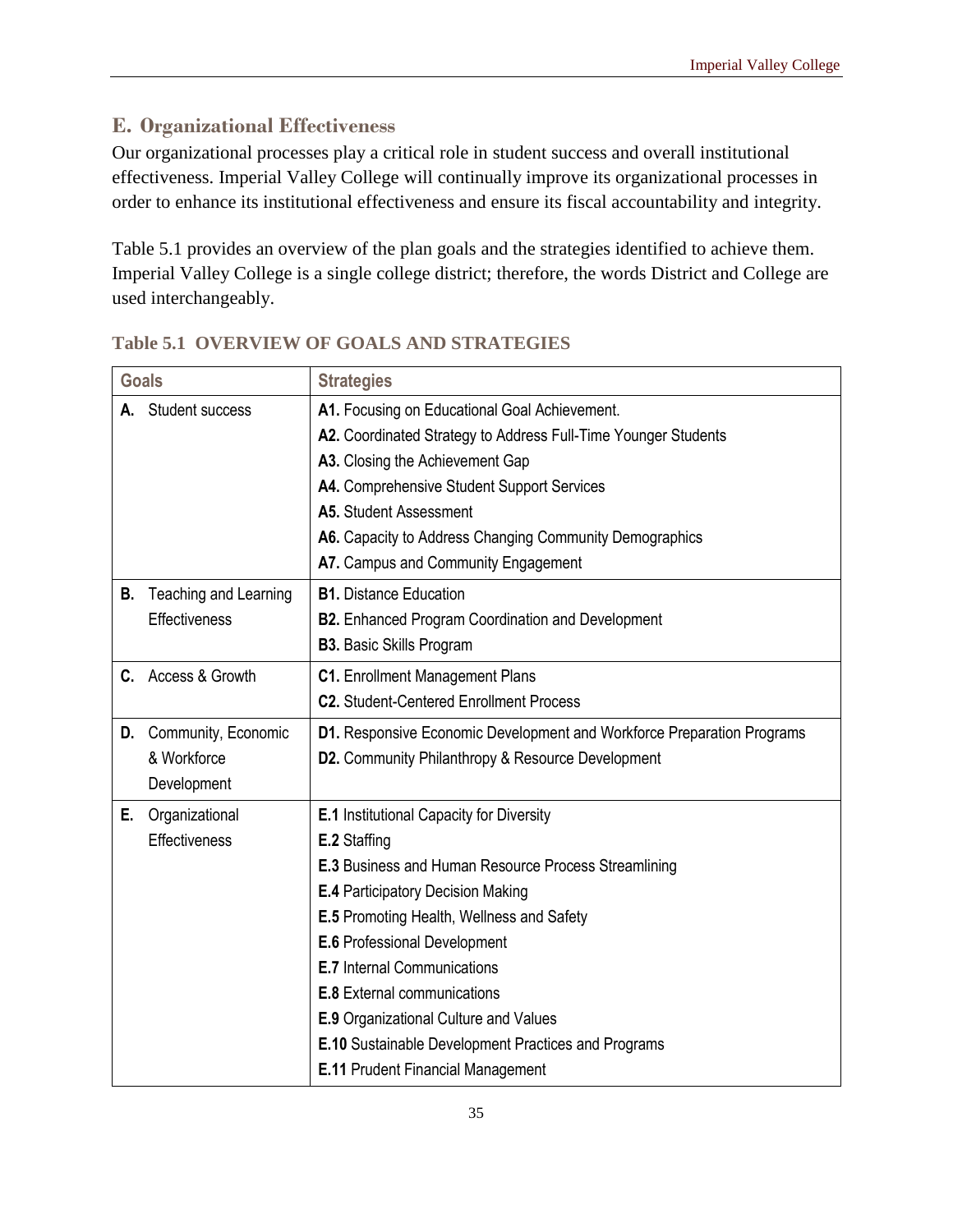## E. Organizational Effectiveness

Our organizational processes play a critical role in student success and overall institutional effectiveness. Imperial Valley College will continually improve its organizational processes in order to enhance its institutional effectiveness and ensure its fiscal accountability and integrity.

Table 5.1 provides an overview of the plan goals and the strategies identified to achieve them. Imperial Valley College is a single college district; therefore, the words District and College are used interchangeably.

### Table 5.1 OVERVIEW OF GOALS AND STRATEGIES

| Goals | Strategies |
|---|---|
| **A.** Student success | **A1.** Focusing on Educational Goal Achievement.<br>**A2.** Coordinated Strategy to Address Full-Time Younger Students<br>**A3.** Closing the Achievement Gap<br>**A4.** Comprehensive Student Support Services<br>**A5.** Student Assessment<br>**A6.** Capacity to Address Changing Community Demographics<br>**A7.** Campus and Community Engagement |
| **B.** Teaching and Learning Effectiveness | **B1.** Distance Education<br>**B2.** Enhanced Program Coordination and Development<br>**B3.** Basic Skills Program |
| **C.** Access & Growth | **C1.** Enrollment Management Plans<br>**C2.** Student-Centered Enrollment Process |
| **D.** Community, Economic & Workforce Development | **D1.** Responsive Economic Development and Workforce Preparation Programs<br>**D2.** Community Philanthropy & Resource Development |
| **E.** Organizational Effectiveness | **E.1** Institutional Capacity for Diversity<br>**E.2** Staffing<br>**E.3** Business and Human Resource Process Streamlining<br>**E.4** Participatory Decision Making<br>**E.5** Promoting Health, Wellness and Safety<br>**E.6** Professional Development<br>**E.7** Internal Communications<br>**E.8** External communications<br>**E.9** Organizational Culture and Values<br>**E.10** Sustainable Development Practices and Programs<br>**E.11** Prudent Financial Management |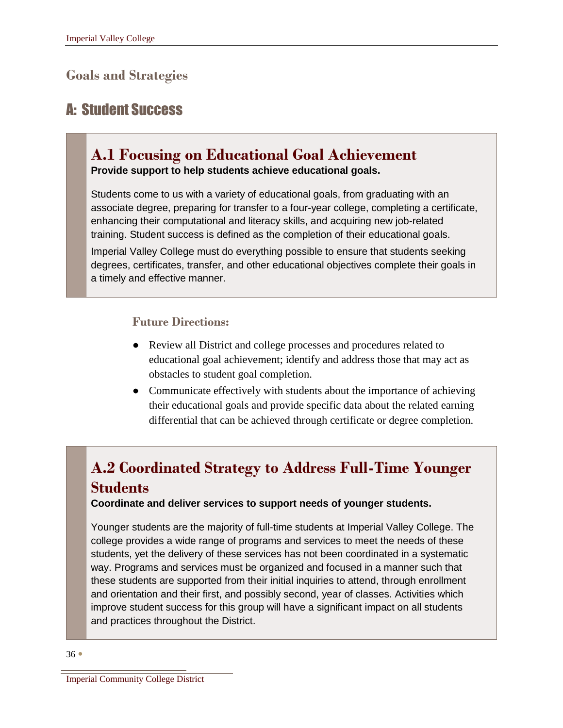## Goals and Strategies

# A: Student Success

### A.1 Focusing on Educational Goal Achievement

**Provide support to help students achieve educational goals.**

Students come to us with a variety of educational goals, from graduating with an associate degree, preparing for transfer to a four-year college, completing a certificate, enhancing their computational and literacy skills, and acquiring new job-related training. Student success is defined as the completion of their educational goals.

Imperial Valley College must do everything possible to ensure that students seeking degrees, certificates, transfer, and other educational objectives complete their goals in a timely and effective manner.

#### Future Directions:

- Review all District and college processes and procedures related to educational goal achievement; identify and address those that may act as obstacles to student goal completion.
- Communicate effectively with students about the importance of achieving their educational goals and provide specific data about the related earning differential that can be achieved through certificate or degree completion.

### A.2 Coordinated Strategy to Address Full-Time Younger Students

**Coordinate and deliver services to support needs of younger students.**

Younger students are the majority of full-time students at Imperial Valley College. The college provides a wide range of programs and services to meet the needs of these students, yet the delivery of these services has not been coordinated in a systematic way. Programs and services must be organized and focused in a manner such that these students are supported from their initial inquiries to attend, through enrollment and orientation and their first, and possibly second, year of classes. Activities which improve student success for this group will have a significant impact on all students and practices throughout the District.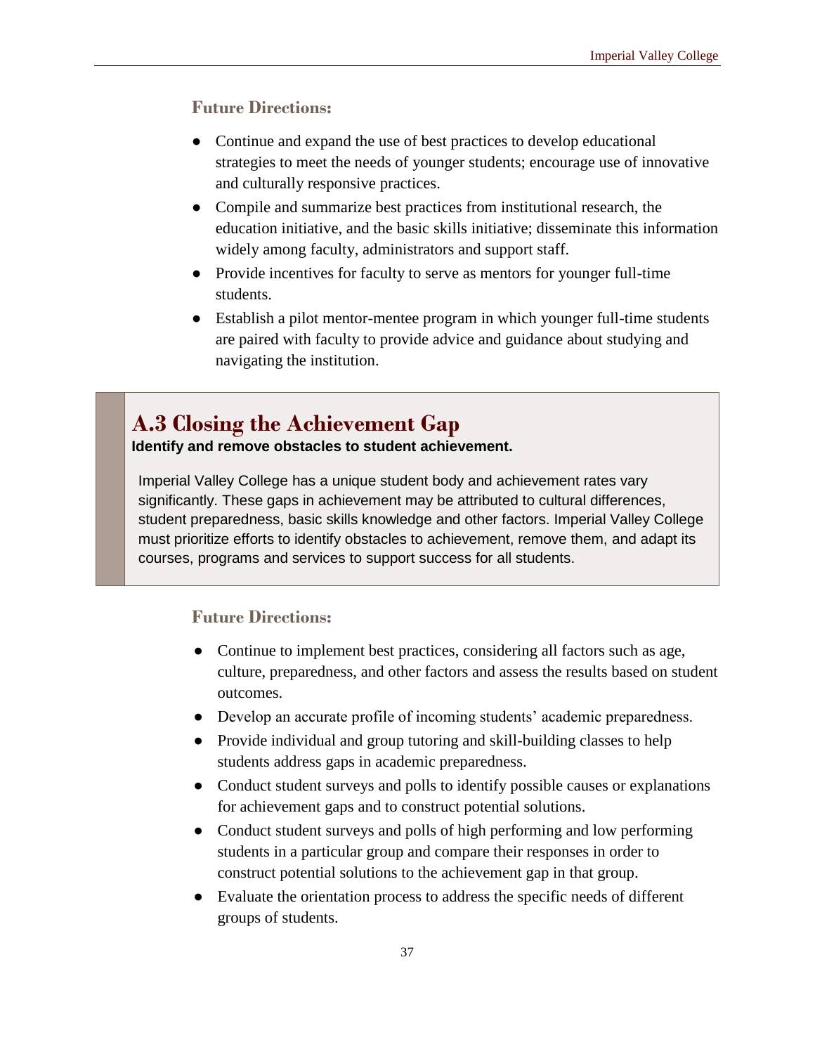### Future Directions:

- Continue and expand the use of best practices to develop educational strategies to meet the needs of younger students; encourage use of innovative and culturally responsive practices.
- Compile and summarize best practices from institutional research, the education initiative, and the basic skills initiative; disseminate this information widely among faculty, administrators and support staff.
- Provide incentives for faculty to serve as mentors for younger full-time students.
- Establish a pilot mentor-mentee program in which younger full-time students are paired with faculty to provide advice and guidance about studying and navigating the institution.

## A.3 Closing the Achievement Gap

**Identify and remove obstacles to student achievement.**

Imperial Valley College has a unique student body and achievement rates vary significantly. These gaps in achievement may be attributed to cultural differences, student preparedness, basic skills knowledge and other factors. Imperial Valley College must prioritize efforts to identify obstacles to achievement, remove them, and adapt its courses, programs and services to support success for all students.

### Future Directions:

- Continue to implement best practices, considering all factors such as age, culture, preparedness, and other factors and assess the results based on student outcomes.
- Develop an accurate profile of incoming students' academic preparedness.
- Provide individual and group tutoring and skill-building classes to help students address gaps in academic preparedness.
- Conduct student surveys and polls to identify possible causes or explanations for achievement gaps and to construct potential solutions.
- Conduct student surveys and polls of high performing and low performing students in a particular group and compare their responses in order to construct potential solutions to the achievement gap in that group.
- Evaluate the orientation process to address the specific needs of different groups of students.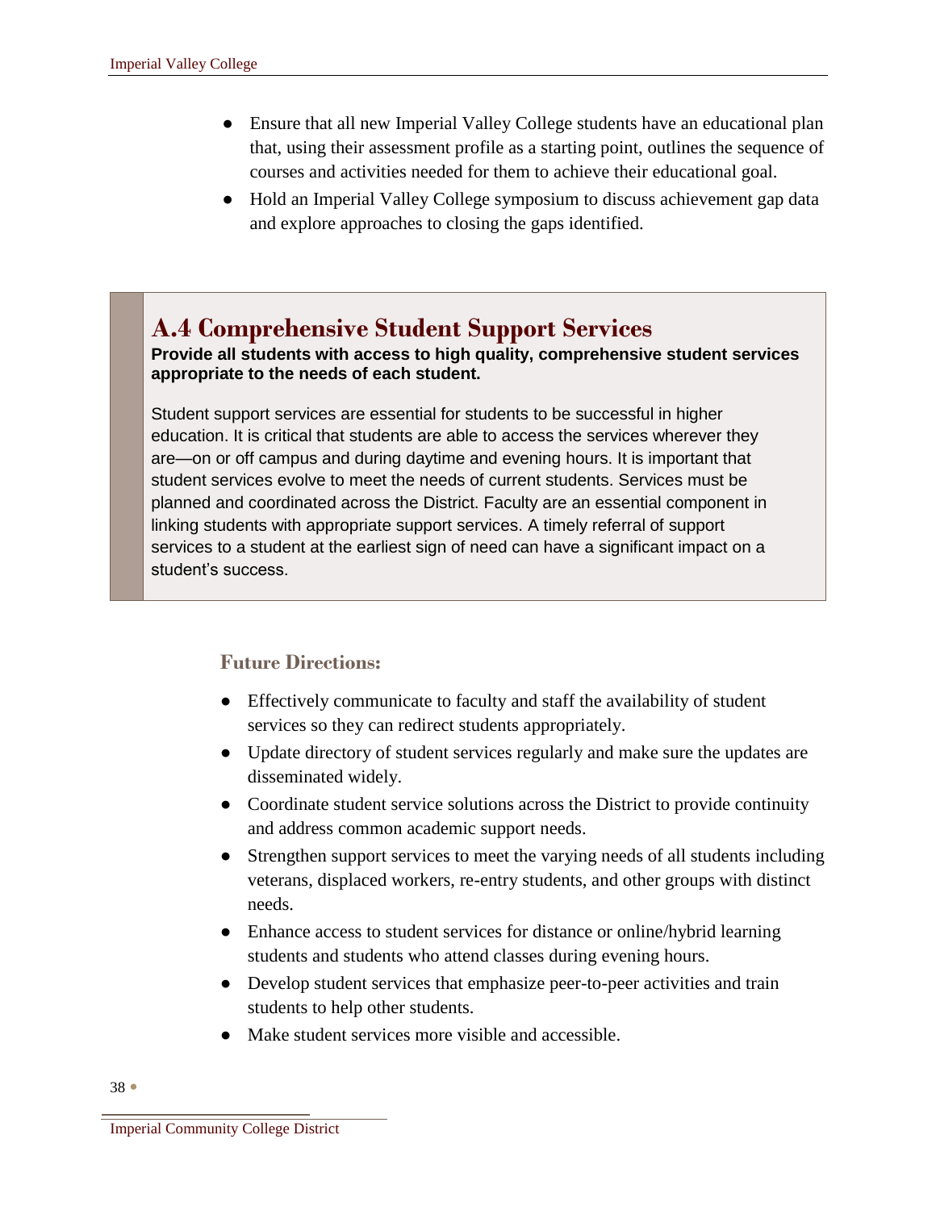- Ensure that all new Imperial Valley College students have an educational plan that, using their assessment profile as a starting point, outlines the sequence of courses and activities needed for them to achieve their educational goal.
- Hold an Imperial Valley College symposium to discuss achievement gap data and explore approaches to closing the gaps identified.

## A.4 Comprehensive Student Support Services

**Provide all students with access to high quality, comprehensive student services appropriate to the needs of each student.**

Student support services are essential for students to be successful in higher education. It is critical that students are able to access the services wherever they are—on or off campus and during daytime and evening hours. It is important that student services evolve to meet the needs of current students. Services must be planned and coordinated across the District. Faculty are an essential component in linking students with appropriate support services. A timely referral of support services to a student at the earliest sign of need can have a significant impact on a student's success.

### Future Directions:

- Effectively communicate to faculty and staff the availability of student services so they can redirect students appropriately.
- Update directory of student services regularly and make sure the updates are disseminated widely.
- Coordinate student service solutions across the District to provide continuity and address common academic support needs.
- Strengthen support services to meet the varying needs of all students including veterans, displaced workers, re-entry students, and other groups with distinct needs.
- Enhance access to student services for distance or online/hybrid learning students and students who attend classes during evening hours.
- Develop student services that emphasize peer-to-peer activities and train students to help other students.
- Make student services more visible and accessible.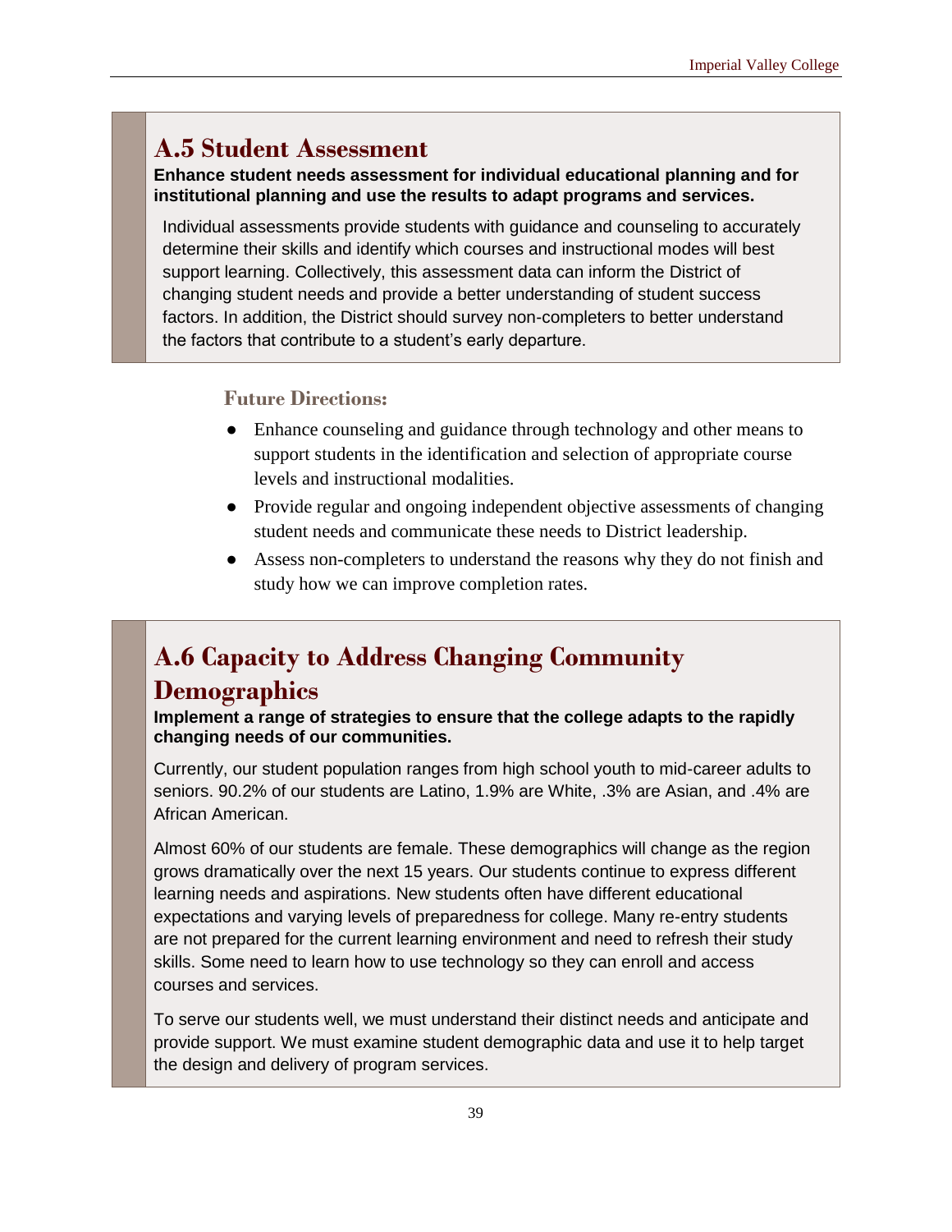## A.5 Student Assessment

**Enhance student needs assessment for individual educational planning and for institutional planning and use the results to adapt programs and services.**

Individual assessments provide students with guidance and counseling to accurately determine their skills and identify which courses and instructional modes will best support learning. Collectively, this assessment data can inform the District of changing student needs and provide a better understanding of student success factors. In addition, the District should survey non-completers to better understand the factors that contribute to a student's early departure.

### Future Directions:

- Enhance counseling and guidance through technology and other means to support students in the identification and selection of appropriate course levels and instructional modalities.
- Provide regular and ongoing independent objective assessments of changing student needs and communicate these needs to District leadership.
- Assess non-completers to understand the reasons why they do not finish and study how we can improve completion rates.

## A.6 Capacity to Address Changing Community Demographics

**Implement a range of strategies to ensure that the college adapts to the rapidly changing needs of our communities.**

Currently, our student population ranges from high school youth to mid-career adults to seniors. 90.2% of our students are Latino, 1.9% are White, .3% are Asian, and .4% are African American.

Almost 60% of our students are female. These demographics will change as the region grows dramatically over the next 15 years. Our students continue to express different learning needs and aspirations. New students often have different educational expectations and varying levels of preparedness for college. Many re-entry students are not prepared for the current learning environment and need to refresh their study skills. Some need to learn how to use technology so they can enroll and access courses and services.

To serve our students well, we must understand their distinct needs and anticipate and provide support. We must examine student demographic data and use it to help target the design and delivery of program services.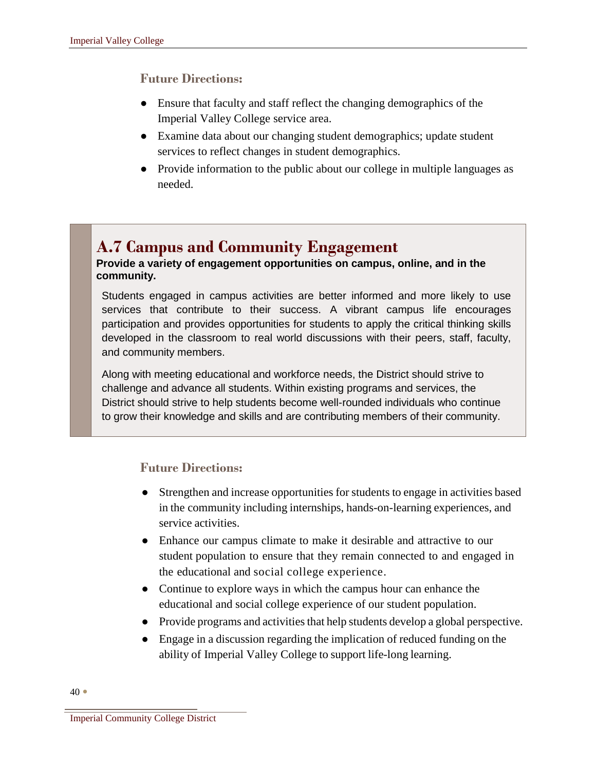### Future Directions:

- Ensure that faculty and staff reflect the changing demographics of the Imperial Valley College service area.
- Examine data about our changing student demographics; update student services to reflect changes in student demographics.
- Provide information to the public about our college in multiple languages as needed.

## A.7 Campus and Community Engagement

**Provide a variety of engagement opportunities on campus, online, and in the community.**

Students engaged in campus activities are better informed and more likely to use services that contribute to their success. A vibrant campus life encourages participation and provides opportunities for students to apply the critical thinking skills developed in the classroom to real world discussions with their peers, staff, faculty, and community members.

Along with meeting educational and workforce needs, the District should strive to challenge and advance all students. Within existing programs and services, the District should strive to help students become well-rounded individuals who continue to grow their knowledge and skills and are contributing members of their community.

### Future Directions:

- Strengthen and increase opportunities for students to engage in activities based in the community including internships, hands-on-learning experiences, and service activities.
- Enhance our campus climate to make it desirable and attractive to our student population to ensure that they remain connected to and engaged in the educational and social college experience.
- Continue to explore ways in which the campus hour can enhance the educational and social college experience of our student population.
- Provide programs and activities that help students develop a global perspective.
- Engage in a discussion regarding the implication of reduced funding on the ability of Imperial Valley College to support life-long learning.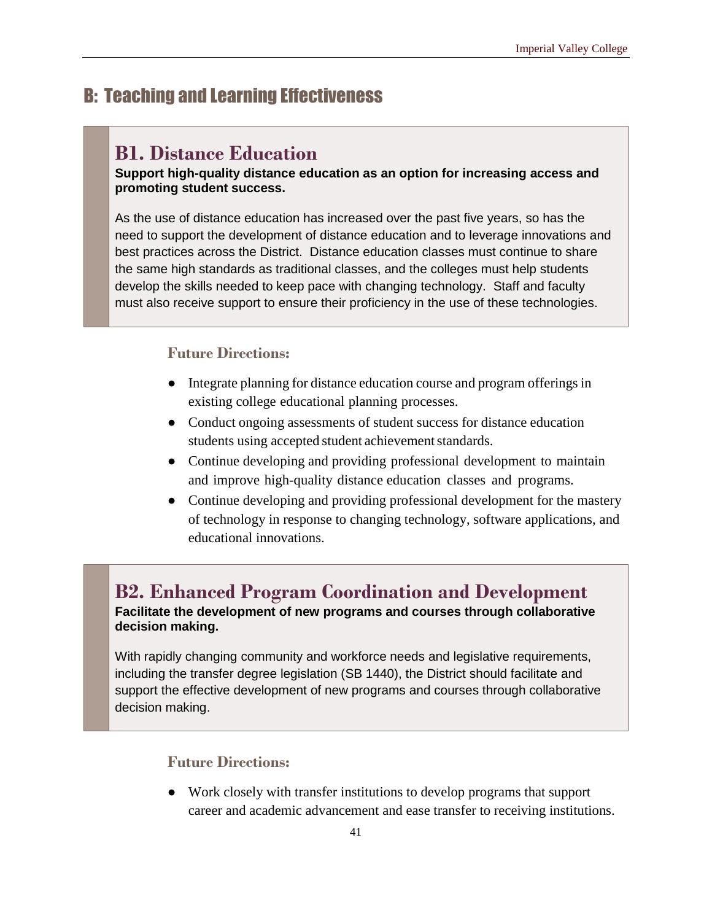# B: Teaching and Learning Effectiveness

## B1. Distance Education

**Support high-quality distance education as an option for increasing access and promoting student success.**

As the use of distance education has increased over the past five years, so has the need to support the development of distance education and to leverage innovations and best practices across the District. Distance education classes must continue to share the same high standards as traditional classes, and the colleges must help students develop the skills needed to keep pace with changing technology. Staff and faculty must also receive support to ensure their proficiency in the use of these technologies.

### Future Directions:

- Integrate planning for distance education course and program offerings in existing college educational planning processes.
- Conduct ongoing assessments of student success for distance education students using accepted student achievement standards.
- Continue developing and providing professional development to maintain and improve high-quality distance education classes and programs.
- Continue developing and providing professional development for the mastery of technology in response to changing technology, software applications, and educational innovations.

## B2. Enhanced Program Coordination and Development

**Facilitate the development of new programs and courses through collaborative decision making.**

With rapidly changing community and workforce needs and legislative requirements, including the transfer degree legislation (SB 1440), the District should facilitate and support the effective development of new programs and courses through collaborative decision making.

### Future Directions:

- Work closely with transfer institutions to develop programs that support career and academic advancement and ease transfer to receiving institutions.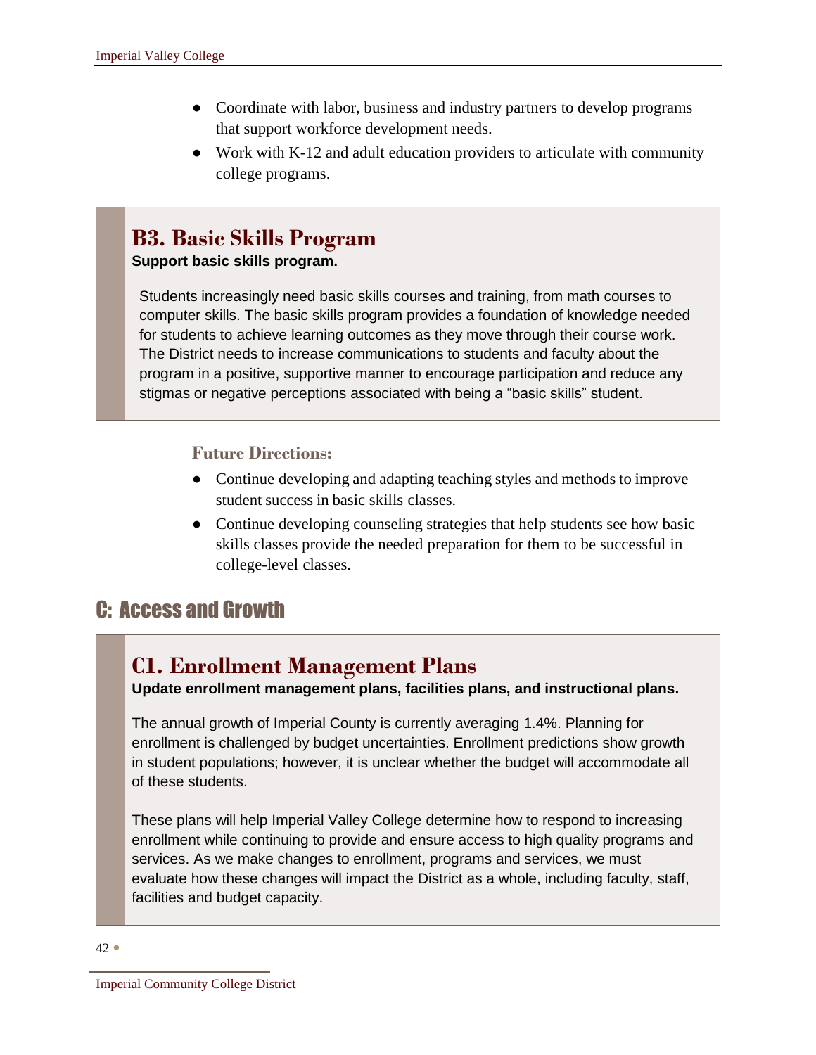- Coordinate with labor, business and industry partners to develop programs that support workforce development needs.
- Work with K-12 and adult education providers to articulate with community college programs.

### B3. Basic Skills Program

**Support basic skills program.**

Students increasingly need basic skills courses and training, from math courses to computer skills. The basic skills program provides a foundation of knowledge needed for students to achieve learning outcomes as they move through their course work. The District needs to increase communications to students and faculty about the program in a positive, supportive manner to encourage participation and reduce any stigmas or negative perceptions associated with being a "basic skills" student.

#### Future Directions:

- Continue developing and adapting teaching styles and methods to improve student success in basic skills classes.
- Continue developing counseling strategies that help students see how basic skills classes provide the needed preparation for them to be successful in college-level classes.

## C: Access and Growth

### C1. Enrollment Management Plans

**Update enrollment management plans, facilities plans, and instructional plans.**

The annual growth of Imperial County is currently averaging 1.4%. Planning for enrollment is challenged by budget uncertainties. Enrollment predictions show growth in student populations; however, it is unclear whether the budget will accommodate all of these students.

These plans will help Imperial Valley College determine how to respond to increasing enrollment while continuing to provide and ensure access to high quality programs and services. As we make changes to enrollment, programs and services, we must evaluate how these changes will impact the District as a whole, including faculty, staff, facilities and budget capacity.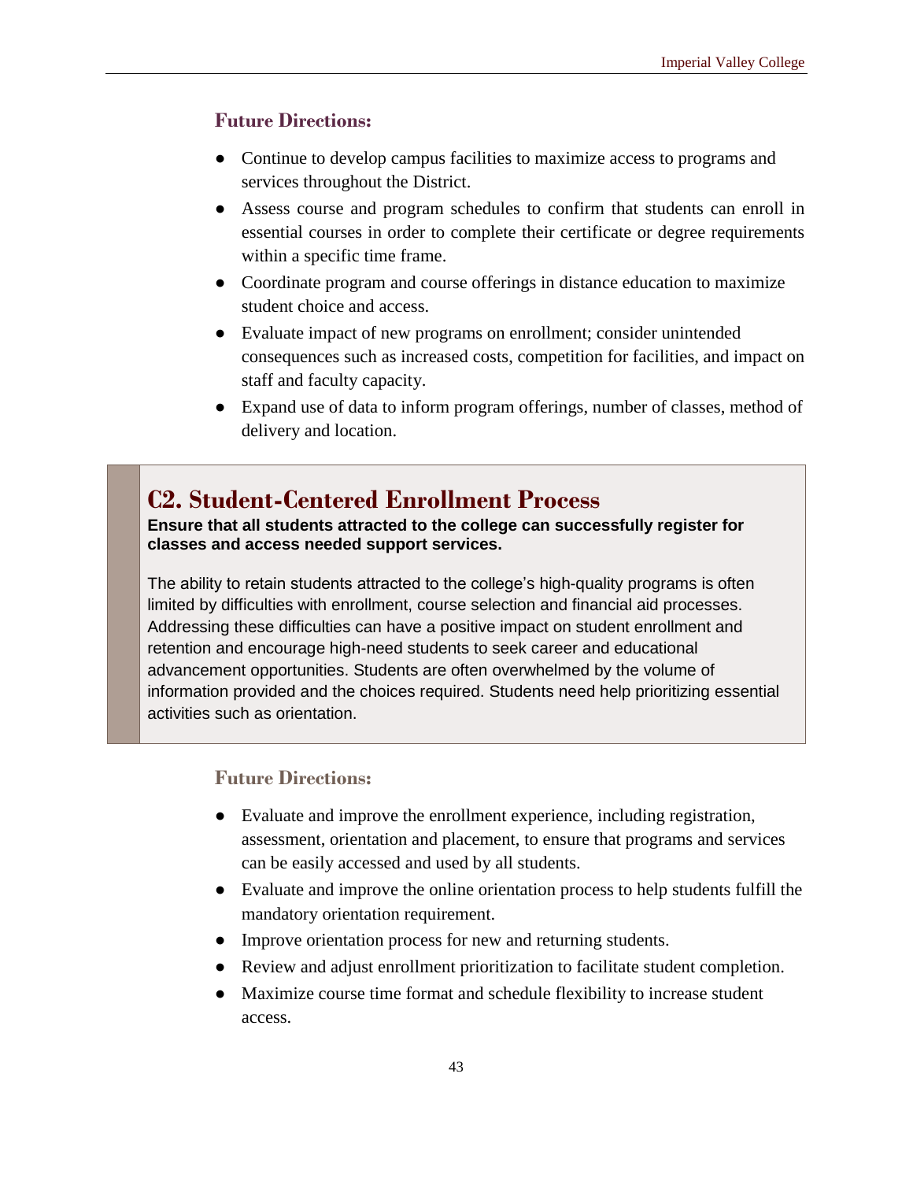### Future Directions:

- Continue to develop campus facilities to maximize access to programs and services throughout the District.
- Assess course and program schedules to confirm that students can enroll in essential courses in order to complete their certificate or degree requirements within a specific time frame.
- Coordinate program and course offerings in distance education to maximize student choice and access.
- Evaluate impact of new programs on enrollment; consider unintended consequences such as increased costs, competition for facilities, and impact on staff and faculty capacity.
- Expand use of data to inform program offerings, number of classes, method of delivery and location.

## C2. Student-Centered Enrollment Process

**Ensure that all students attracted to the college can successfully register for classes and access needed support services.**

The ability to retain students attracted to the college's high-quality programs is often limited by difficulties with enrollment, course selection and financial aid processes. Addressing these difficulties can have a positive impact on student enrollment and retention and encourage high-need students to seek career and educational advancement opportunities. Students are often overwhelmed by the volume of information provided and the choices required. Students need help prioritizing essential activities such as orientation.

### Future Directions:

- Evaluate and improve the enrollment experience, including registration, assessment, orientation and placement, to ensure that programs and services can be easily accessed and used by all students.
- Evaluate and improve the online orientation process to help students fulfill the mandatory orientation requirement.
- Improve orientation process for new and returning students.
- Review and adjust enrollment prioritization to facilitate student completion.
- Maximize course time format and schedule flexibility to increase student access.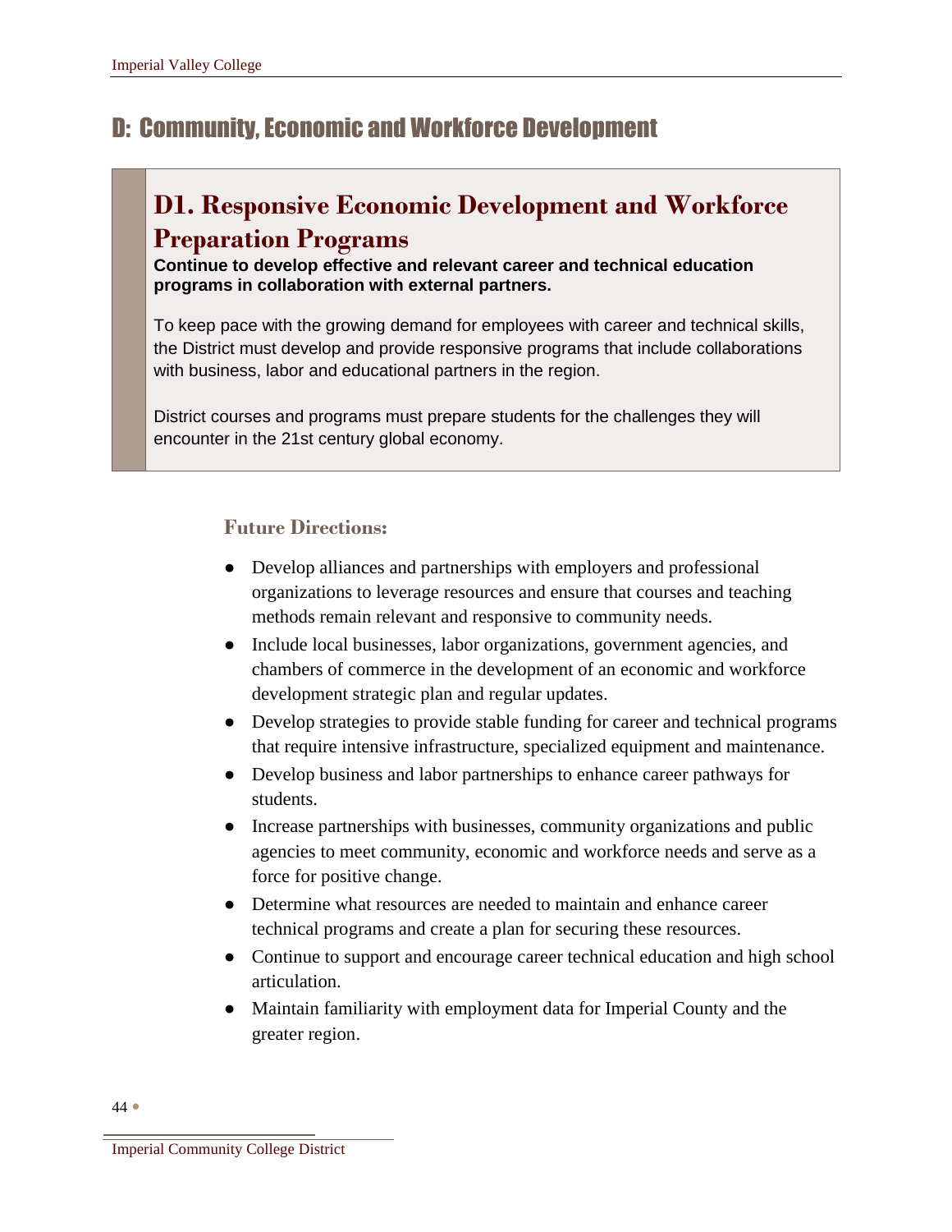# D: Community, Economic and Workforce Development

## D1. Responsive Economic Development and Workforce Preparation Programs

**Continue to develop effective and relevant career and technical education programs in collaboration with external partners.**

To keep pace with the growing demand for employees with career and technical skills, the District must develop and provide responsive programs that include collaborations with business, labor and educational partners in the region.

District courses and programs must prepare students for the challenges they will encounter in the 21st century global economy.

### Future Directions:

- Develop alliances and partnerships with employers and professional organizations to leverage resources and ensure that courses and teaching methods remain relevant and responsive to community needs.
- Include local businesses, labor organizations, government agencies, and chambers of commerce in the development of an economic and workforce development strategic plan and regular updates.
- Develop strategies to provide stable funding for career and technical programs that require intensive infrastructure, specialized equipment and maintenance.
- Develop business and labor partnerships to enhance career pathways for students.
- Increase partnerships with businesses, community organizations and public agencies to meet community, economic and workforce needs and serve as a force for positive change.
- Determine what resources are needed to maintain and enhance career technical programs and create a plan for securing these resources.
- Continue to support and encourage career technical education and high school articulation.
- Maintain familiarity with employment data for Imperial County and the greater region.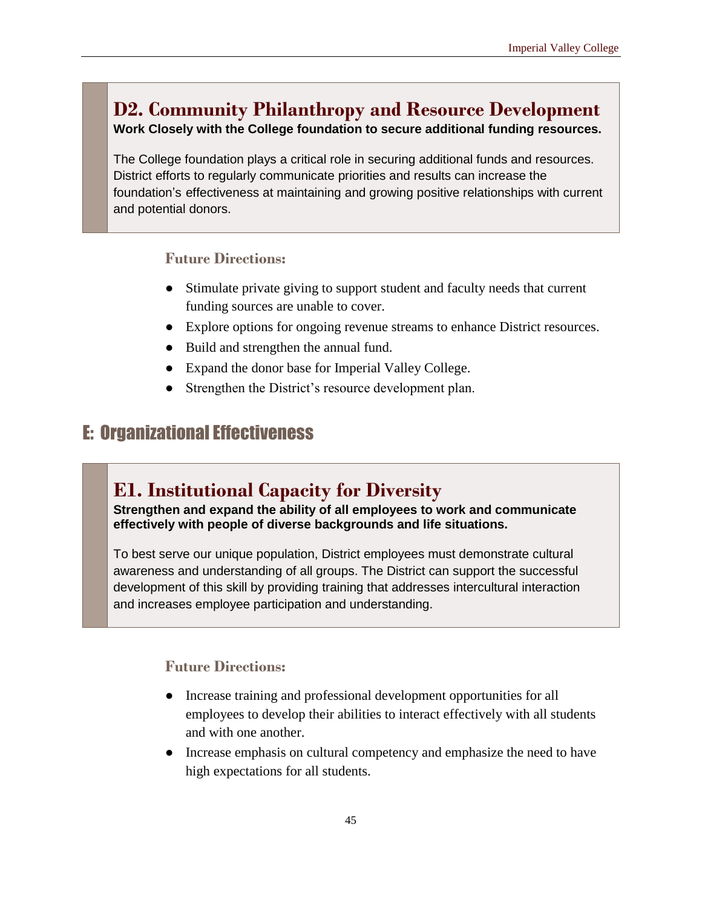### D2. Community Philanthropy and Resource Development

**Work Closely with the College foundation to secure additional funding resources.**

The College foundation plays a critical role in securing additional funds and resources. District efforts to regularly communicate priorities and results can increase the foundation's effectiveness at maintaining and growing positive relationships with current and potential donors.

**Future Directions:**

- Stimulate private giving to support student and faculty needs that current funding sources are unable to cover.
- Explore options for ongoing revenue streams to enhance District resources.
- Build and strengthen the annual fund.
- Expand the donor base for Imperial Valley College.
- Strengthen the District's resource development plan.

## E: Organizational Effectiveness

### E1. Institutional Capacity for Diversity

**Strengthen and expand the ability of all employees to work and communicate effectively with people of diverse backgrounds and life situations.**

To best serve our unique population, District employees must demonstrate cultural awareness and understanding of all groups. The District can support the successful development of this skill by providing training that addresses intercultural interaction and increases employee participation and understanding.

**Future Directions:**

- Increase training and professional development opportunities for all employees to develop their abilities to interact effectively with all students and with one another.
- Increase emphasis on cultural competency and emphasize the need to have high expectations for all students.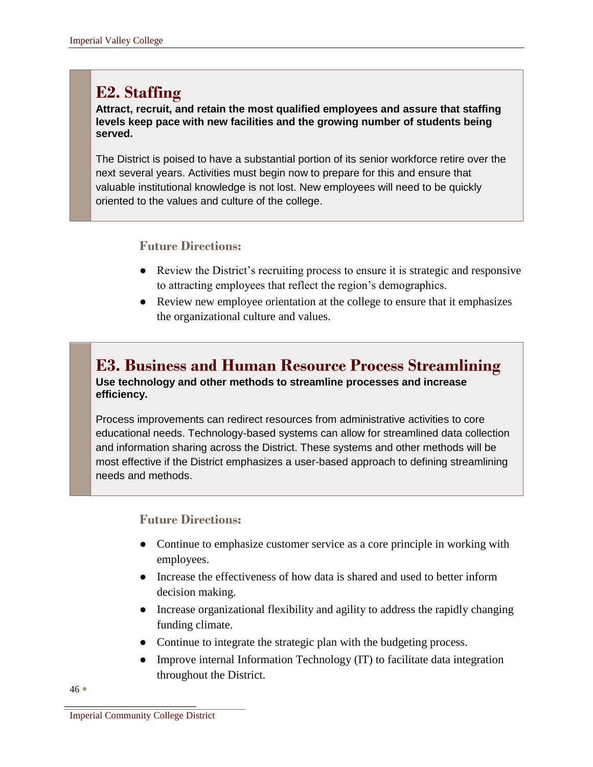## E2. Staffing

**Attract, recruit, and retain the most qualified employees and assure that staffing levels keep pace with new facilities and the growing number of students being served.**

The District is poised to have a substantial portion of its senior workforce retire over the next several years. Activities must begin now to prepare for this and ensure that valuable institutional knowledge is not lost. New employees will need to be quickly oriented to the values and culture of the college.

### Future Directions:

- Review the District's recruiting process to ensure it is strategic and responsive to attracting employees that reflect the region's demographics.
- Review new employee orientation at the college to ensure that it emphasizes the organizational culture and values.

## E3. Business and Human Resource Process Streamlining

**Use technology and other methods to streamline processes and increase efficiency.**

Process improvements can redirect resources from administrative activities to core educational needs. Technology-based systems can allow for streamlined data collection and information sharing across the District. These systems and other methods will be most effective if the District emphasizes a user-based approach to defining streamlining needs and methods.

### Future Directions:

- Continue to emphasize customer service as a core principle in working with employees.
- Increase the effectiveness of how data is shared and used to better inform decision making.
- Increase organizational flexibility and agility to address the rapidly changing funding climate.
- Continue to integrate the strategic plan with the budgeting process.
- Improve internal Information Technology (IT) to facilitate data integration throughout the District.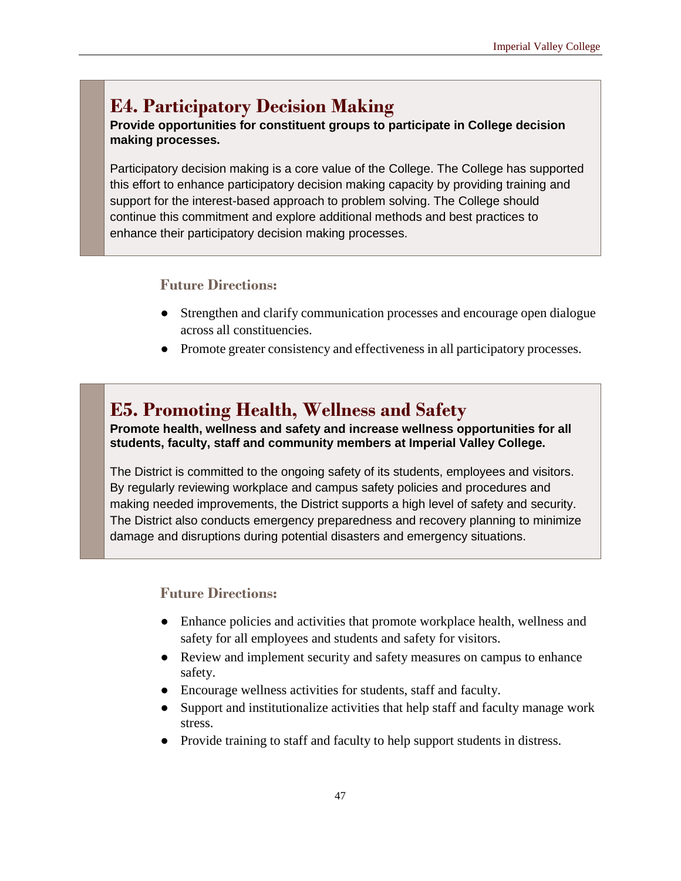## E4. Participatory Decision Making

**Provide opportunities for constituent groups to participate in College decision making processes.**

Participatory decision making is a core value of the College. The College has supported this effort to enhance participatory decision making capacity by providing training and support for the interest-based approach to problem solving. The College should continue this commitment and explore additional methods and best practices to enhance their participatory decision making processes.

### Future Directions:

- Strengthen and clarify communication processes and encourage open dialogue across all constituencies.
- Promote greater consistency and effectiveness in all participatory processes.

## E5. Promoting Health, Wellness and Safety

**Promote health, wellness and safety and increase wellness opportunities for all students, faculty, staff and community members at Imperial Valley College.**

The District is committed to the ongoing safety of its students, employees and visitors. By regularly reviewing workplace and campus safety policies and procedures and making needed improvements, the District supports a high level of safety and security. The District also conducts emergency preparedness and recovery planning to minimize damage and disruptions during potential disasters and emergency situations.

### Future Directions:

- Enhance policies and activities that promote workplace health, wellness and safety for all employees and students and safety for visitors.
- Review and implement security and safety measures on campus to enhance safety.
- Encourage wellness activities for students, staff and faculty.
- Support and institutionalize activities that help staff and faculty manage work stress.
- Provide training to staff and faculty to help support students in distress.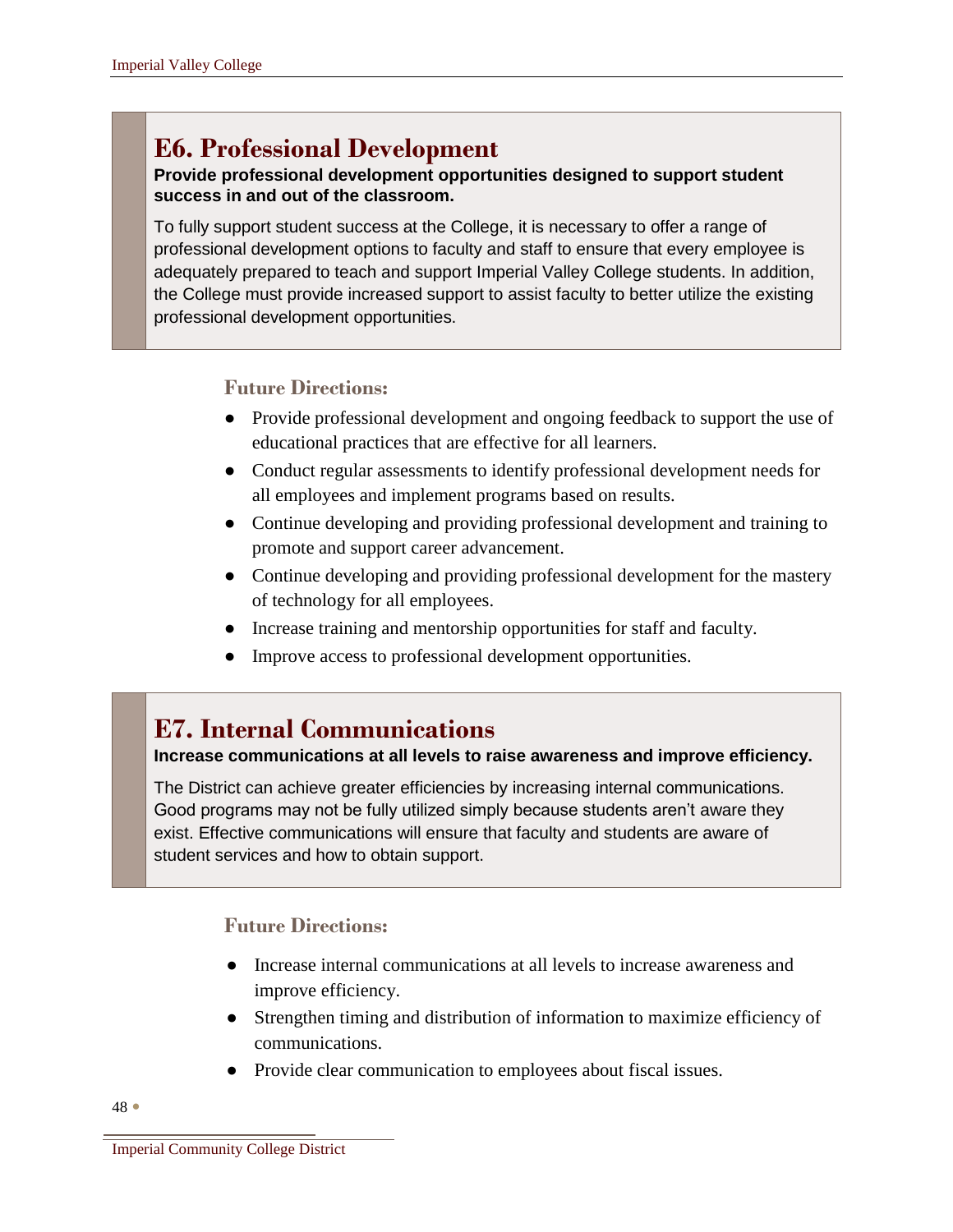## E6. Professional Development

**Provide professional development opportunities designed to support student success in and out of the classroom.**

To fully support student success at the College, it is necessary to offer a range of professional development options to faculty and staff to ensure that every employee is adequately prepared to teach and support Imperial Valley College students. In addition, the College must provide increased support to assist faculty to better utilize the existing professional development opportunities.

### Future Directions:

- Provide professional development and ongoing feedback to support the use of educational practices that are effective for all learners.
- Conduct regular assessments to identify professional development needs for all employees and implement programs based on results.
- Continue developing and providing professional development and training to promote and support career advancement.
- Continue developing and providing professional development for the mastery of technology for all employees.
- Increase training and mentorship opportunities for staff and faculty.
- Improve access to professional development opportunities.

## E7. Internal Communications

**Increase communications at all levels to raise awareness and improve efficiency.**

The District can achieve greater efficiencies by increasing internal communications. Good programs may not be fully utilized simply because students aren't aware they exist. Effective communications will ensure that faculty and students are aware of student services and how to obtain support.

### Future Directions:

- Increase internal communications at all levels to increase awareness and improve efficiency.
- Strengthen timing and distribution of information to maximize efficiency of communications.
- Provide clear communication to employees about fiscal issues.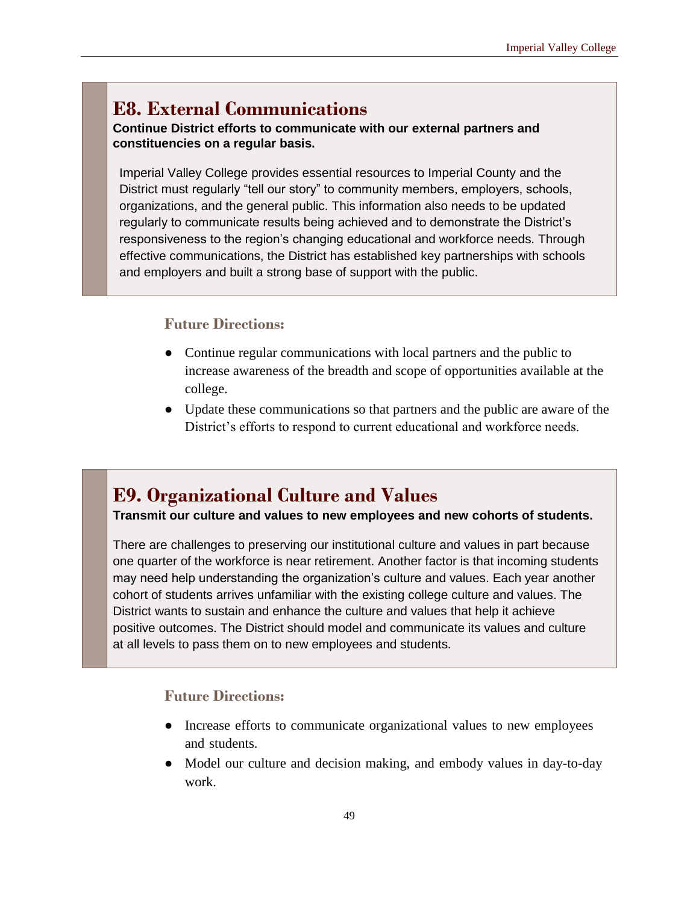## E8. External Communications

**Continue District efforts to communicate with our external partners and constituencies on a regular basis.**

Imperial Valley College provides essential resources to Imperial County and the District must regularly "tell our story" to community members, employers, schools, organizations, and the general public. This information also needs to be updated regularly to communicate results being achieved and to demonstrate the District's responsiveness to the region's changing educational and workforce needs. Through effective communications, the District has established key partnerships with schools and employers and built a strong base of support with the public.

### Future Directions:

- Continue regular communications with local partners and the public to increase awareness of the breadth and scope of opportunities available at the college.
- Update these communications so that partners and the public are aware of the District's efforts to respond to current educational and workforce needs.

## E9. Organizational Culture and Values

**Transmit our culture and values to new employees and new cohorts of students.**

There are challenges to preserving our institutional culture and values in part because one quarter of the workforce is near retirement. Another factor is that incoming students may need help understanding the organization's culture and values. Each year another cohort of students arrives unfamiliar with the existing college culture and values. The District wants to sustain and enhance the culture and values that help it achieve positive outcomes. The District should model and communicate its values and culture at all levels to pass them on to new employees and students.

### Future Directions:

- Increase efforts to communicate organizational values to new employees and students.
- Model our culture and decision making, and embody values in day-to-day work.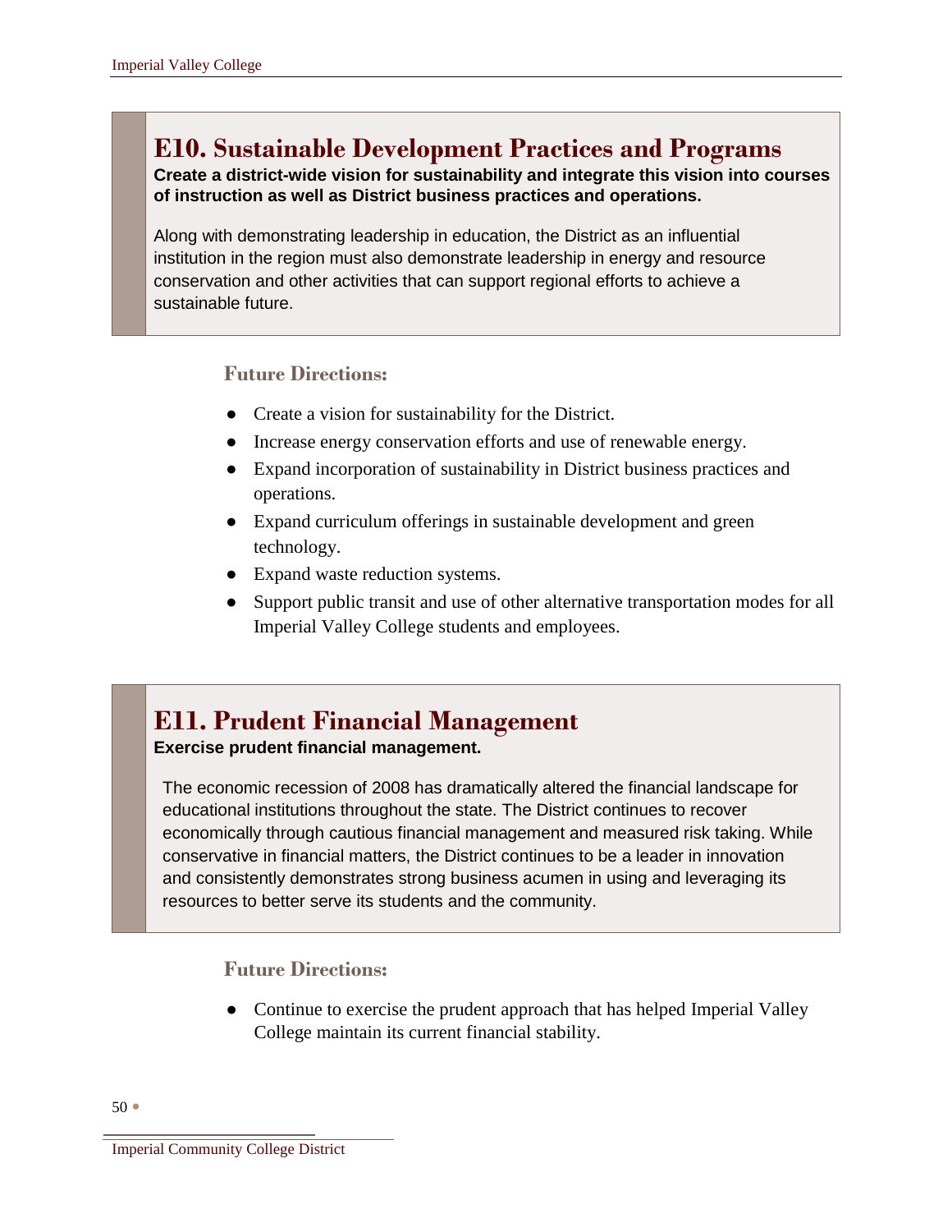## E10. Sustainable Development Practices and Programs

**Create a district-wide vision for sustainability and integrate this vision into courses of instruction as well as District business practices and operations.**

Along with demonstrating leadership in education, the District as an influential institution in the region must also demonstrate leadership in energy and resource conservation and other activities that can support regional efforts to achieve a sustainable future.

### Future Directions:

- Create a vision for sustainability for the District.
- Increase energy conservation efforts and use of renewable energy.
- Expand incorporation of sustainability in District business practices and operations.
- Expand curriculum offerings in sustainable development and green technology.
- Expand waste reduction systems.
- Support public transit and use of other alternative transportation modes for all Imperial Valley College students and employees.

## E11. Prudent Financial Management

**Exercise prudent financial management.**

The economic recession of 2008 has dramatically altered the financial landscape for educational institutions throughout the state. The District continues to recover economically through cautious financial management and measured risk taking. While conservative in financial matters, the District continues to be a leader in innovation and consistently demonstrates strong business acumen in using and leveraging its resources to better serve its students and the community.

### Future Directions:

- Continue to exercise the prudent approach that has helped Imperial Valley College maintain its current financial stability.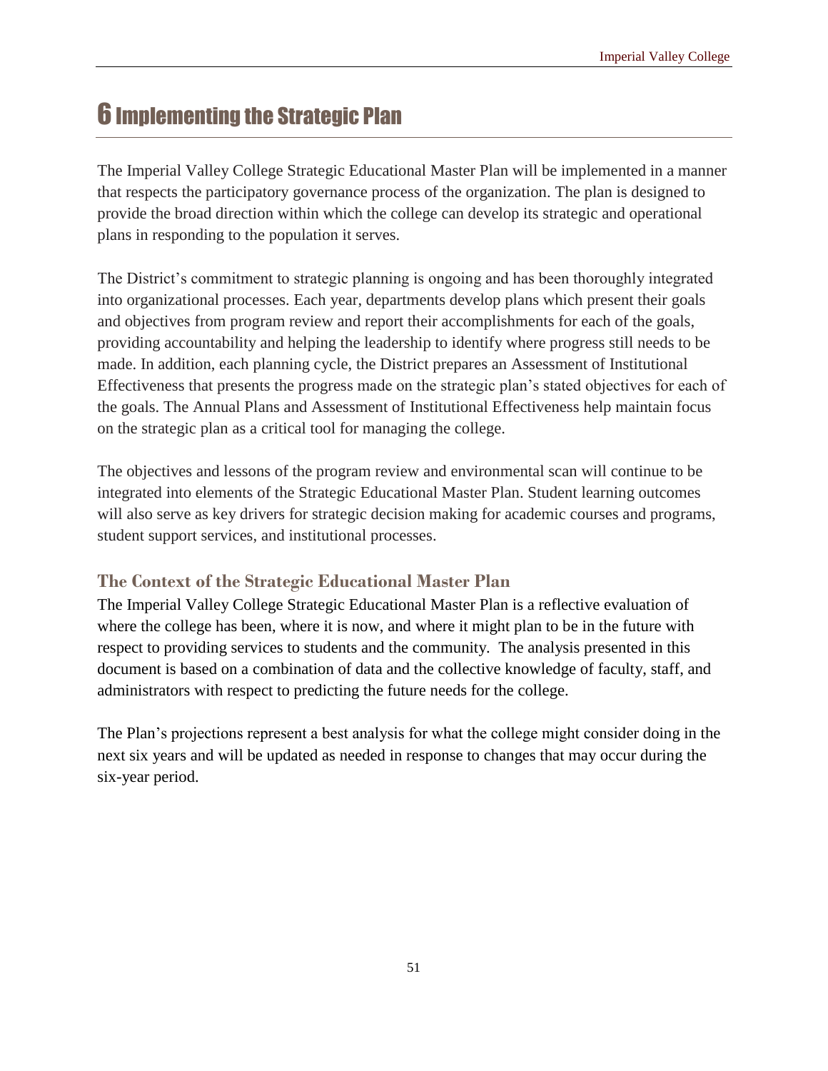# 6 Implementing the Strategic Plan

The Imperial Valley College Strategic Educational Master Plan will be implemented in a manner that respects the participatory governance process of the organization. The plan is designed to provide the broad direction within which the college can develop its strategic and operational plans in responding to the population it serves.

The District's commitment to strategic planning is ongoing and has been thoroughly integrated into organizational processes. Each year, departments develop plans which present their goals and objectives from program review and report their accomplishments for each of the goals, providing accountability and helping the leadership to identify where progress still needs to be made. In addition, each planning cycle, the District prepares an Assessment of Institutional Effectiveness that presents the progress made on the strategic plan's stated objectives for each of the goals. The Annual Plans and Assessment of Institutional Effectiveness help maintain focus on the strategic plan as a critical tool for managing the college.

The objectives and lessons of the program review and environmental scan will continue to be integrated into elements of the Strategic Educational Master Plan. Student learning outcomes will also serve as key drivers for strategic decision making for academic courses and programs, student support services, and institutional processes.

## The Context of the Strategic Educational Master Plan

The Imperial Valley College Strategic Educational Master Plan is a reflective evaluation of where the college has been, where it is now, and where it might plan to be in the future with respect to providing services to students and the community. The analysis presented in this document is based on a combination of data and the collective knowledge of faculty, staff, and administrators with respect to predicting the future needs for the college.

The Plan's projections represent a best analysis for what the college might consider doing in the next six years and will be updated as needed in response to changes that may occur during the six-year period.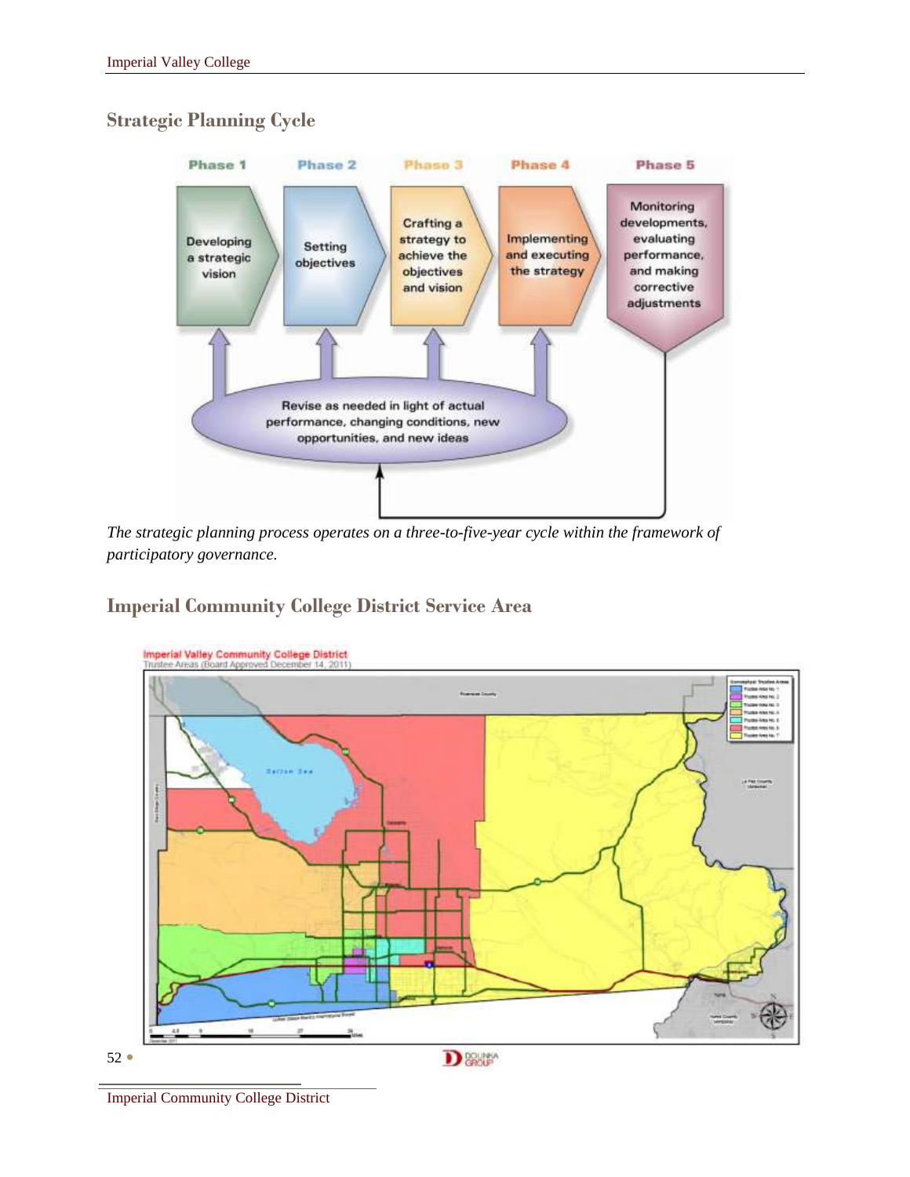## Strategic Planning Cycle

Phase 1 — Developing a strategic vision

Phase 2 — Setting objectives

Phase 3 — Crafting a strategy to achieve the objectives and vision

Phase 4 — Implementing and executing the strategy

Phase 5 — Monitoring developments, evaluating performance, and making corrective adjustments

Revise as needed in light of actual performance, changing conditions, new opportunities, and new ideas

*The strategic planning process operates on a three-to-five-year cycle within the framework of participatory governance.*

## Imperial Community College District Service Area

Imperial Valley Community College District
Trustee Areas (Board Approved December 14, 2011)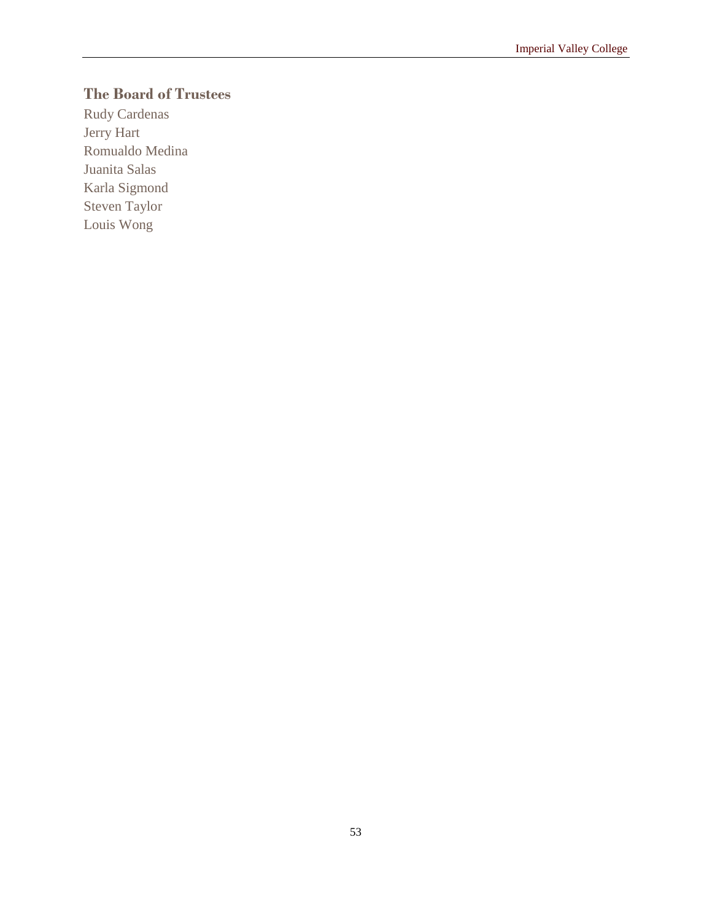## The Board of Trustees

Rudy Cardenas
Jerry Hart
Romualdo Medina
Juanita Salas
Karla Sigmond
Steven Taylor
Louis Wong